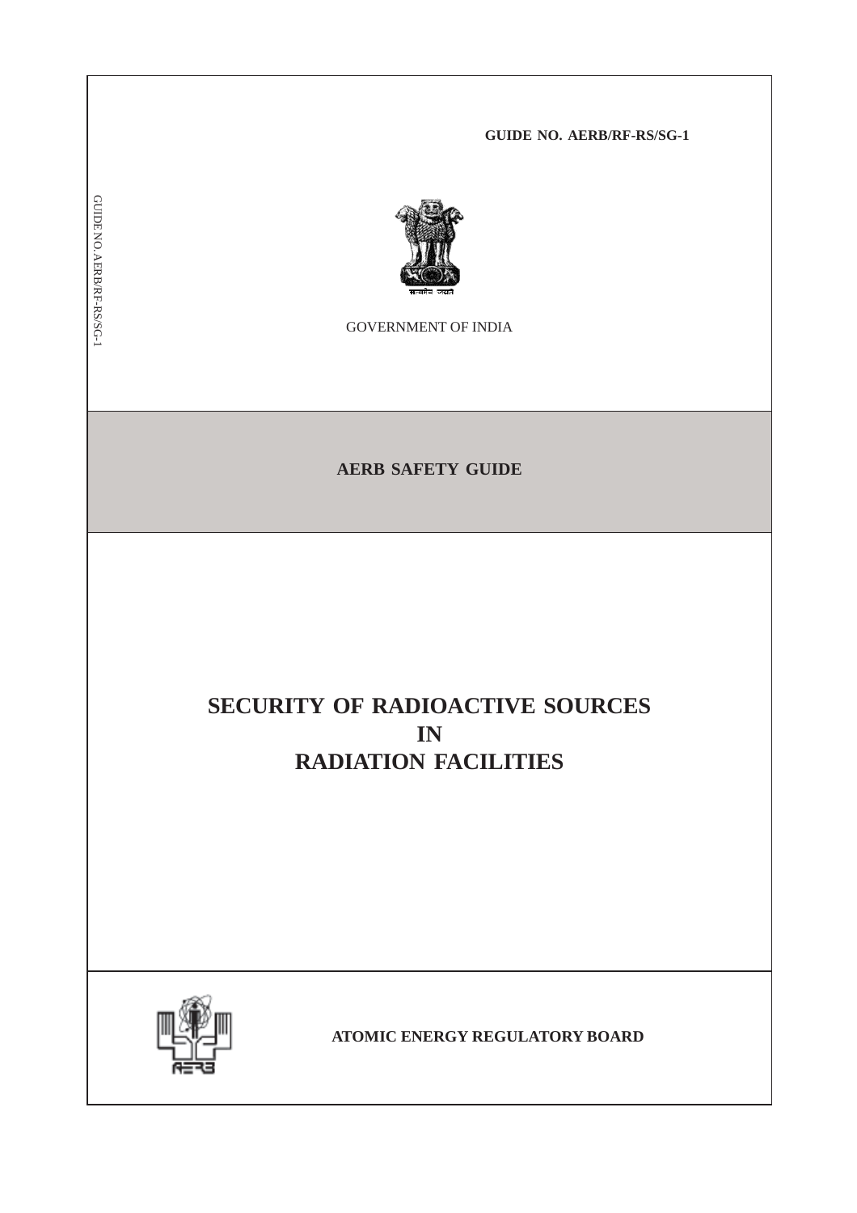**GUIDE NO. AERB/RF-RS/SG-1**

GOVERNMENT OF INDIA

**AERB SAFETY GUIDE**

# SECURITY OF RADIOACTIVE SOURCES IN RADIATION FACILITIES

**ATOMIC ENERGY REGULATORY BOARD**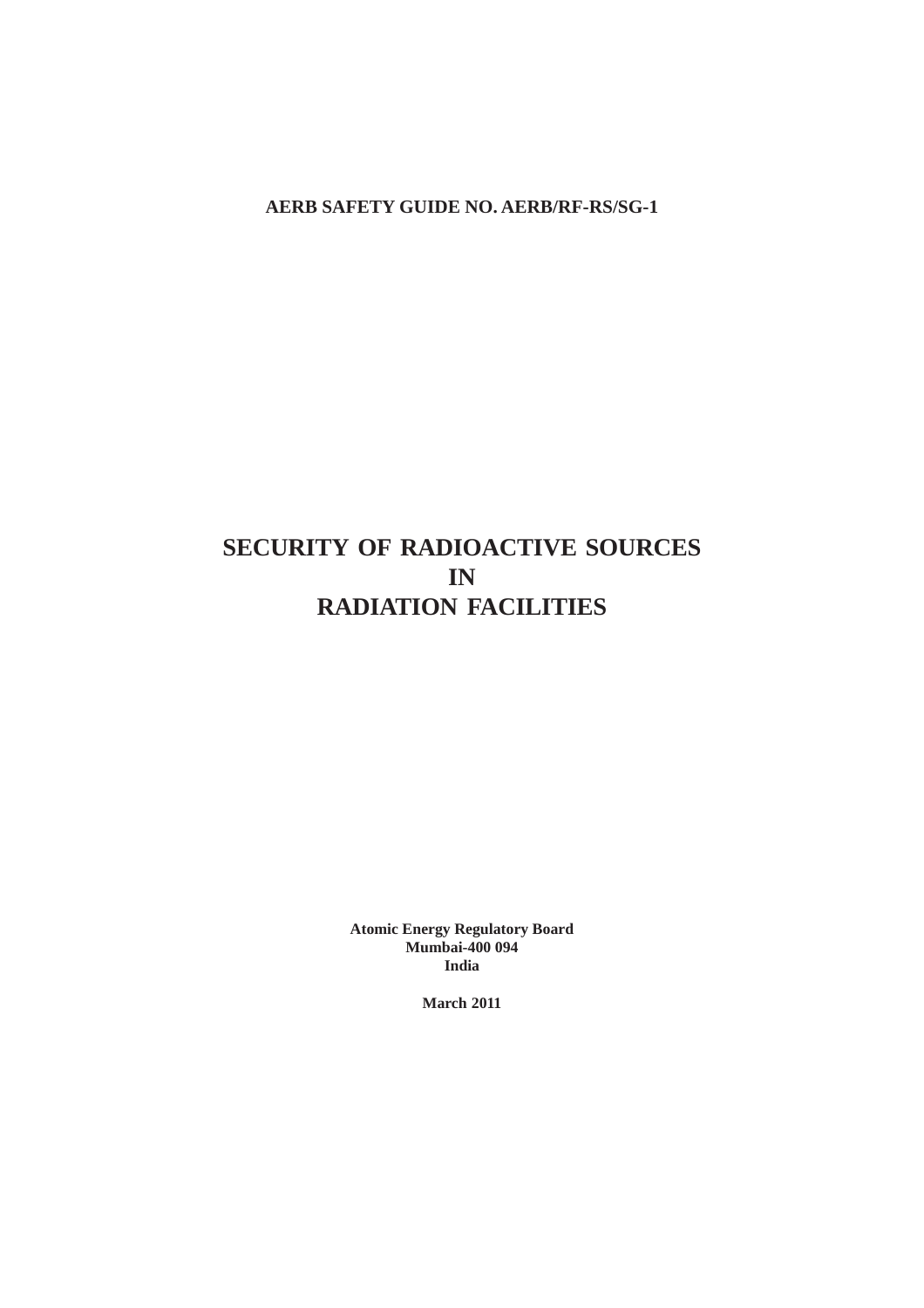**AERB SAFETY GUIDE NO. AERB/RF-RS/SG-1**

# SECURITY OF RADIOACTIVE SOURCES IN RADIATION FACILITIES

**Atomic Energy Regulatory Board**
**Mumbai-400 094**
**India**

**March 2011**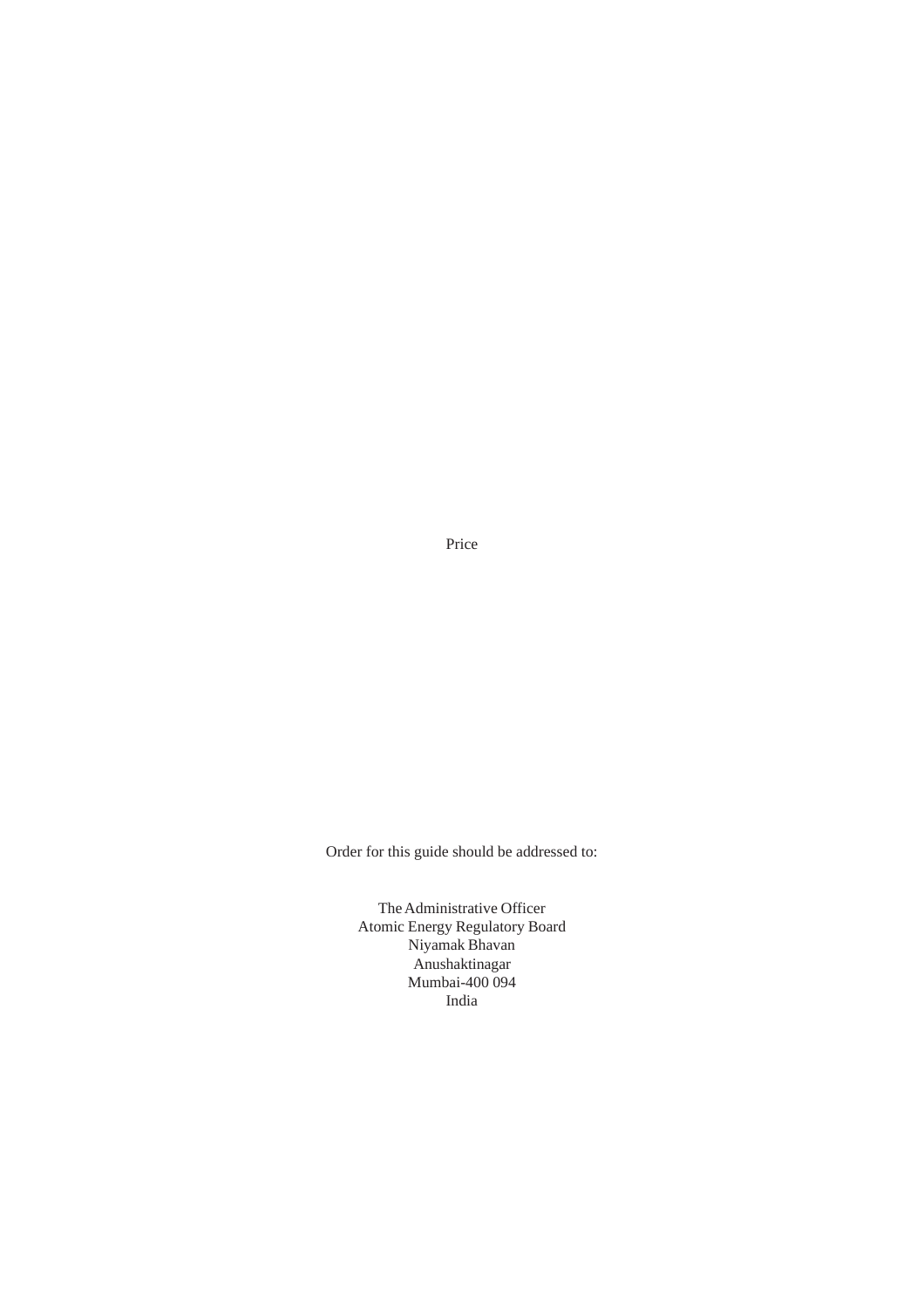Price

Order for this guide should be addressed to:

The Administrative Officer
Atomic Energy Regulatory Board
Niyamak Bhavan
Anushaktinagar
Mumbai-400 094
India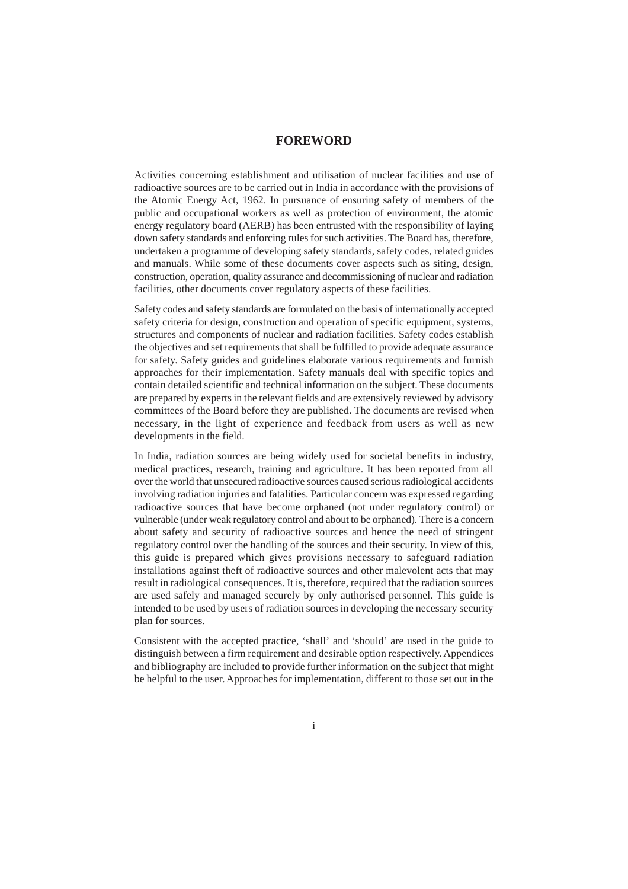# FOREWORD

Activities concerning establishment and utilisation of nuclear facilities and use of radioactive sources are to be carried out in India in accordance with the provisions of the Atomic Energy Act, 1962. In pursuance of ensuring safety of members of the public and occupational workers as well as protection of environment, the atomic energy regulatory board (AERB) has been entrusted with the responsibility of laying down safety standards and enforcing rules for such activities. The Board has, therefore, undertaken a programme of developing safety standards, safety codes, related guides and manuals. While some of these documents cover aspects such as siting, design, construction, operation, quality assurance and decommissioning of nuclear and radiation facilities, other documents cover regulatory aspects of these facilities.

Safety codes and safety standards are formulated on the basis of internationally accepted safety criteria for design, construction and operation of specific equipment, systems, structures and components of nuclear and radiation facilities. Safety codes establish the objectives and set requirements that shall be fulfilled to provide adequate assurance for safety. Safety guides and guidelines elaborate various requirements and furnish approaches for their implementation. Safety manuals deal with specific topics and contain detailed scientific and technical information on the subject. These documents are prepared by experts in the relevant fields and are extensively reviewed by advisory committees of the Board before they are published. The documents are revised when necessary, in the light of experience and feedback from users as well as new developments in the field.

In India, radiation sources are being widely used for societal benefits in industry, medical practices, research, training and agriculture. It has been reported from all over the world that unsecured radioactive sources caused serious radiological accidents involving radiation injuries and fatalities. Particular concern was expressed regarding radioactive sources that have become orphaned (not under regulatory control) or vulnerable (under weak regulatory control and about to be orphaned). There is a concern about safety and security of radioactive sources and hence the need of stringent regulatory control over the handling of the sources and their security. In view of this, this guide is prepared which gives provisions necessary to safeguard radiation installations against theft of radioactive sources and other malevolent acts that may result in radiological consequences. It is, therefore, required that the radiation sources are used safely and managed securely by only authorised personnel. This guide is intended to be used by users of radiation sources in developing the necessary security plan for sources.

Consistent with the accepted practice, 'shall' and 'should' are used in the guide to distinguish between a firm requirement and desirable option respectively. Appendices and bibliography are included to provide further information on the subject that might be helpful to the user. Approaches for implementation, different to those set out in the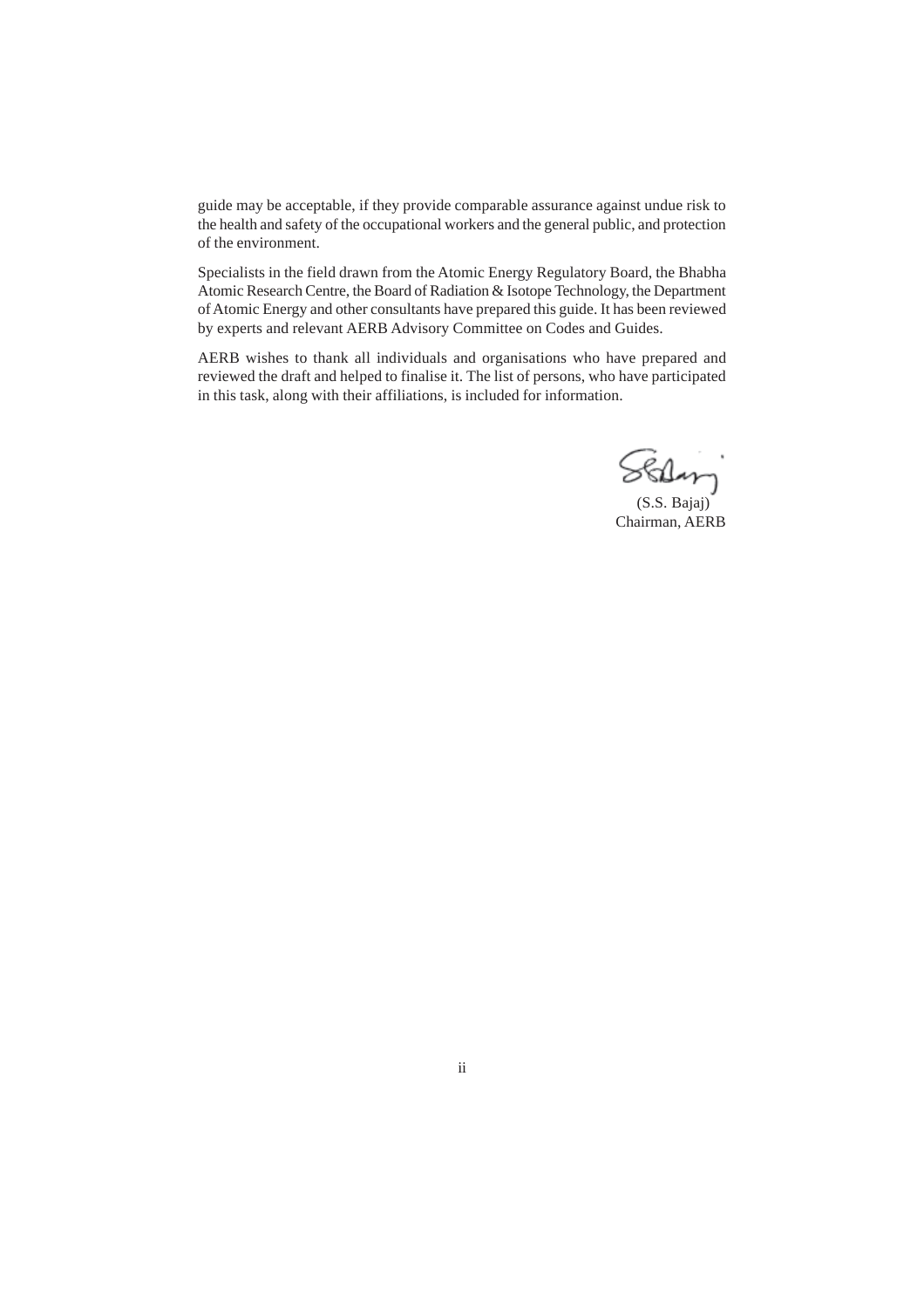guide may be acceptable, if they provide comparable assurance against undue risk to the health and safety of the occupational workers and the general public, and protection of the environment.

Specialists in the field drawn from the Atomic Energy Regulatory Board, the Bhabha Atomic Research Centre, the Board of Radiation & Isotope Technology, the Department of Atomic Energy and other consultants have prepared this guide. It has been reviewed by experts and relevant AERB Advisory Committee on Codes and Guides.

AERB wishes to thank all individuals and organisations who have prepared and reviewed the draft and helped to finalise it. The list of persons, who have participated in this task, along with their affiliations, is included for information.

(S.S. Bajaj)
Chairman, AERB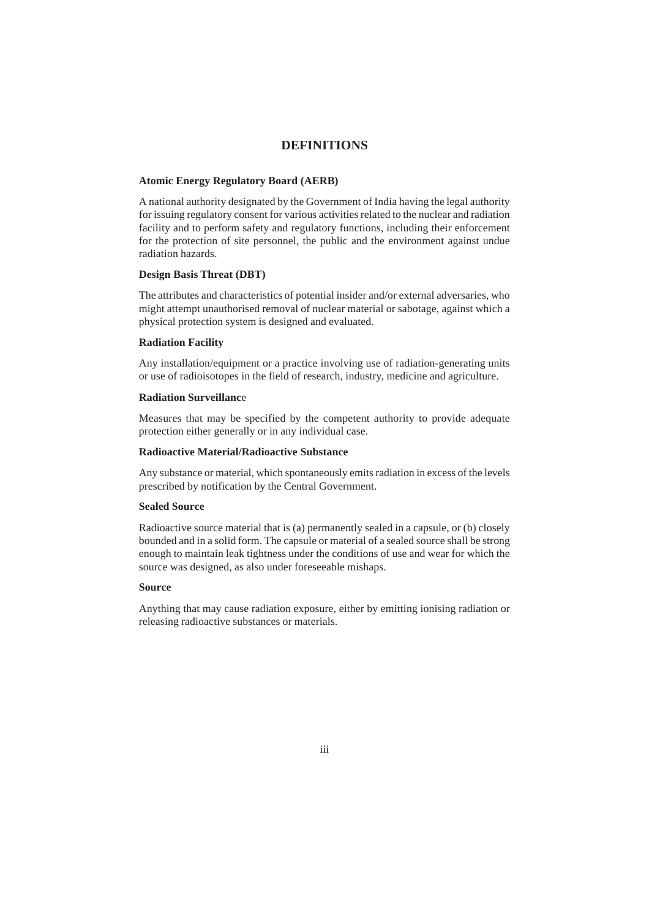# DEFINITIONS

**Atomic Energy Regulatory Board (AERB)**

A national authority designated by the Government of India having the legal authority for issuing regulatory consent for various activities related to the nuclear and radiation facility and to perform safety and regulatory functions, including their enforcement for the protection of site personnel, the public and the environment against undue radiation hazards.

**Design Basis Threat (DBT)**

The attributes and characteristics of potential insider and/or external adversaries, who might attempt unauthorised removal of nuclear material or sabotage, against which a physical protection system is designed and evaluated.

**Radiation Facility**

Any installation/equipment or a practice involving use of radiation-generating units or use of radioisotopes in the field of research, industry, medicine and agriculture.

**Radiation Surveillance**

Measures that may be specified by the competent authority to provide adequate protection either generally or in any individual case.

**Radioactive Material/Radioactive Substance**

Any substance or material, which spontaneously emits radiation in excess of the levels prescribed by notification by the Central Government.

**Sealed Source**

Radioactive source material that is (a) permanently sealed in a capsule, or (b) closely bounded and in a solid form. The capsule or material of a sealed source shall be strong enough to maintain leak tightness under the conditions of use and wear for which the source was designed, as also under foreseeable mishaps.

**Source**

Anything that may cause radiation exposure, either by emitting ionising radiation or releasing radioactive substances or materials.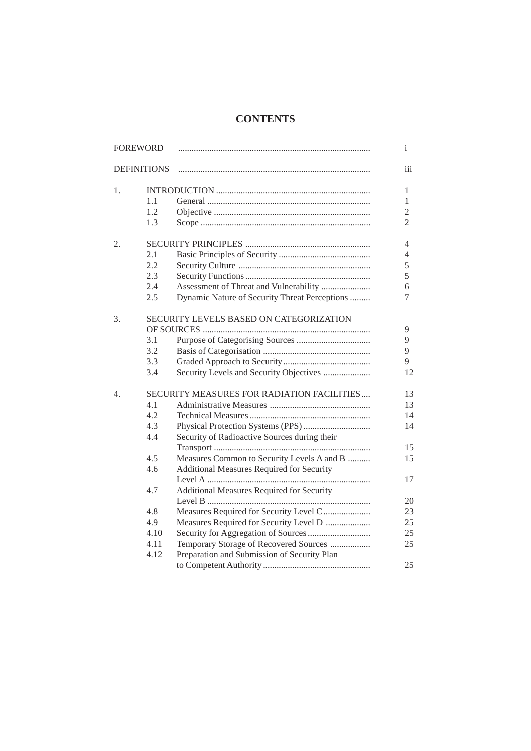# CONTENTS

| | | | |
|---|---|---|---|
| FOREWORD | | | i |
| DEFINITIONS | | | iii |
| 1. | | INTRODUCTION | 1 |
| | 1.1 | General | 1 |
| | 1.2 | Objective | 2 |
| | 1.3 | Scope | 2 |
| 2. | | SECURITY PRINCIPLES | 4 |
| | 2.1 | Basic Principles of Security | 4 |
| | 2.2 | Security Culture | 5 |
| | 2.3 | Security Functions | 5 |
| | 2.4 | Assessment of Threat and Vulnerability | 6 |
| | 2.5 | Dynamic Nature of Security Threat Perceptions | 7 |
| 3. | | SECURITY LEVELS BASED ON CATEGORIZATION OF SOURCES | 9 |
| | 3.1 | Purpose of Categorising Sources | 9 |
| | 3.2 | Basis of Categorisation | 9 |
| | 3.3 | Graded Approach to Security | 9 |
| | 3.4 | Security Levels and Security Objectives | 12 |
| 4. | | SECURITY MEASURES FOR RADIATION FACILITIES | 13 |
| | 4.1 | Administrative Measures | 13 |
| | 4.2 | Technical Measures | 14 |
| | 4.3 | Physical Protection Systems (PPS) | 14 |
| | 4.4 | Security of Radioactive Sources during their Transport | 15 |
| | 4.5 | Measures Common to Security Levels A and B | 15 |
| | 4.6 | Additional Measures Required for Security Level A | 17 |
| | 4.7 | Additional Measures Required for Security Level B | 20 |
| | 4.8 | Measures Required for Security Level C | 23 |
| | 4.9 | Measures Required for Security Level D | 25 |
| | 4.10 | Security for Aggregation of Sources | 25 |
| | 4.11 | Temporary Storage of Recovered Sources | 25 |
| | 4.12 | Preparation and Submission of Security Plan to Competent Authority | 25 |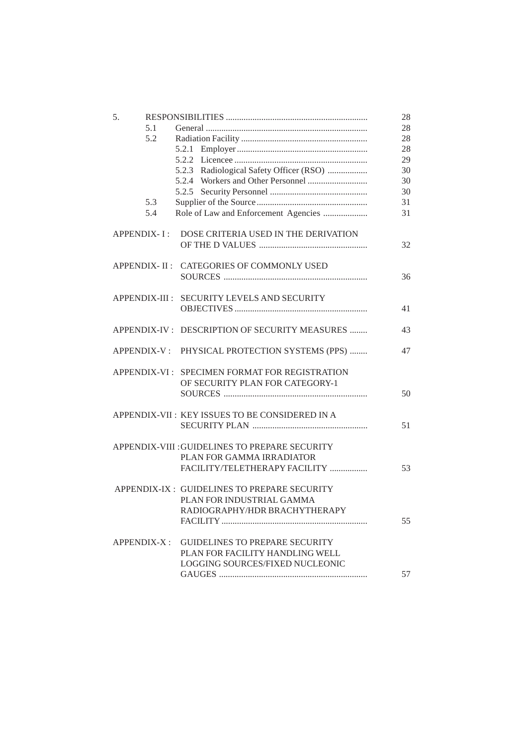| | | | |
|---|---|---|---|
| 5. | | RESPONSIBILITIES | 28 |
| | 5.1 | General | 28 |
| | 5.2 | Radiation Facility | 28 |
| | | 5.2.1 Employer | 28 |
| | | 5.2.2 Licencee | 29 |
| | | 5.2.3 Radiological Safety Officer (RSO) | 30 |
| | | 5.2.4 Workers and Other Personnel | 30 |
| | | 5.2.5 Security Personnel | 30 |
| | 5.3 | Supplier of the Source | 31 |
| | 5.4 | Role of Law and Enforcement Agencies | 31 |
| APPENDIX- I : | | DOSE CRITERIA USED IN THE DERIVATION OF THE D VALUES | 32 |
| APPENDIX- II : | | CATEGORIES OF COMMONLY USED SOURCES | 36 |
| APPENDIX-III : | | SECURITY LEVELS AND SECURITY OBJECTIVES | 41 |
| APPENDIX-IV : | | DESCRIPTION OF SECURITY MEASURES | 43 |
| APPENDIX-V : | | PHYSICAL PROTECTION SYSTEMS (PPS) | 47 |
| APPENDIX-VI : | | SPECIMEN FORMAT FOR REGISTRATION OF SECURITY PLAN FOR CATEGORY-1 SOURCES | 50 |
| APPENDIX-VII : | | KEY ISSUES TO BE CONSIDERED IN A SECURITY PLAN | 51 |
| APPENDIX-VIII : | | GUIDELINES TO PREPARE SECURITY PLAN FOR GAMMA IRRADIATOR FACILITY/TELETHERAPY FACILITY | 53 |
| APPENDIX-IX : | | GUIDELINES TO PREPARE SECURITY PLAN FOR INDUSTRIAL GAMMA RADIOGRAPHY/HDR BRACHYTHERAPY FACILITY | 55 |
| APPENDIX-X : | | GUIDELINES TO PREPARE SECURITY PLAN FOR FACILITY HANDLING WELL LOGGING SOURCES/FIXED NUCLEONIC GAUGES | 57 |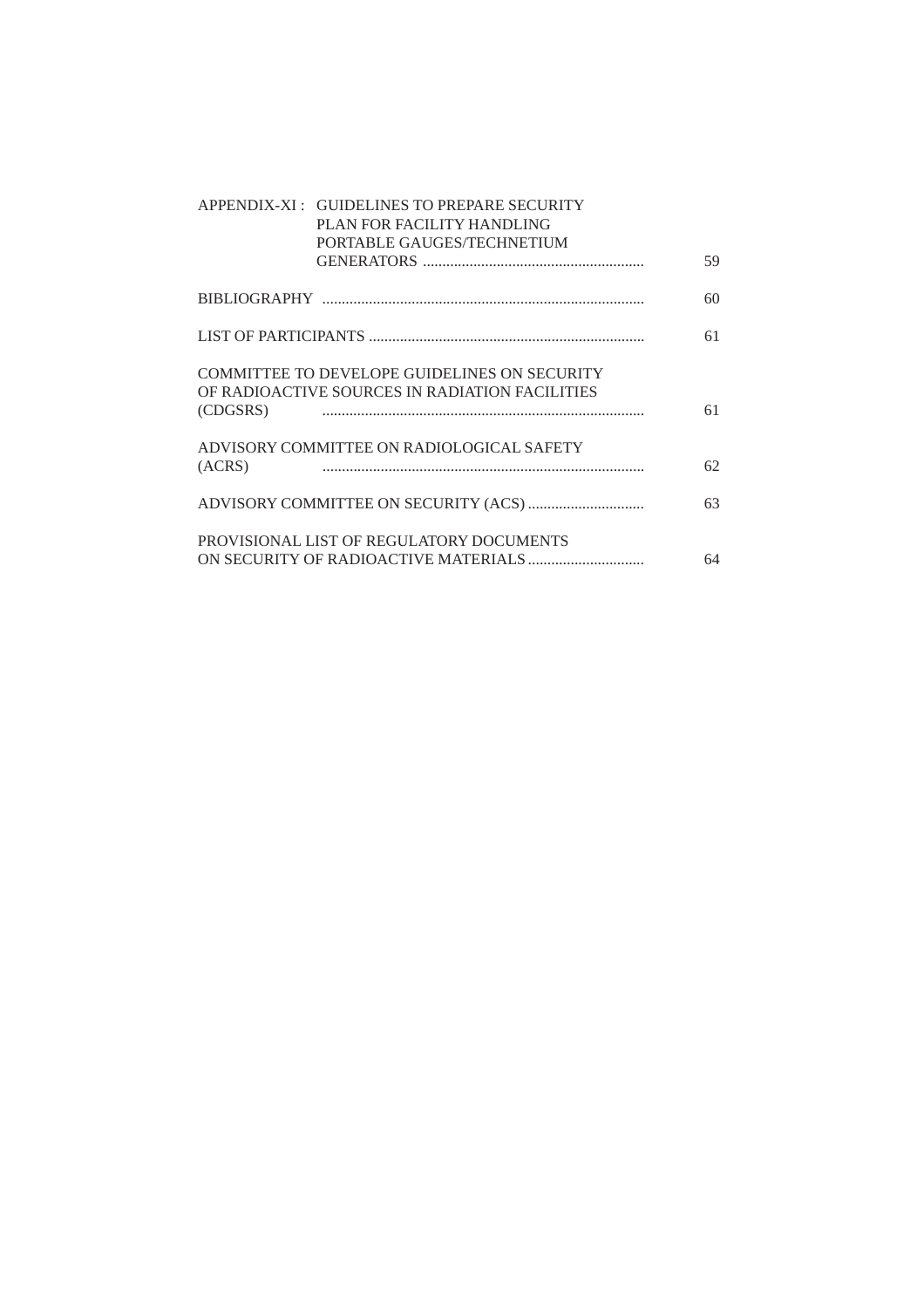| | |
|---|---|
| APPENDIX-XI : GUIDELINES TO PREPARE SECURITY PLAN FOR FACILITY HANDLING PORTABLE GAUGES/TECHNETIUM GENERATORS | 59 |
| BIBLIOGRAPHY | 60 |
| LIST OF PARTICIPANTS | 61 |
| COMMITTEE TO DEVELOPE GUIDELINES ON SECURITY OF RADIOACTIVE SOURCES IN RADIATION FACILITIES (CDGSRS) | 61 |
| ADVISORY COMMITTEE ON RADIOLOGICAL SAFETY (ACRS) | 62 |
| ADVISORY COMMITTEE ON SECURITY (ACS) | 63 |
| PROVISIONAL LIST OF REGULATORY DOCUMENTS ON SECURITY OF RADIOACTIVE MATERIALS | 64 |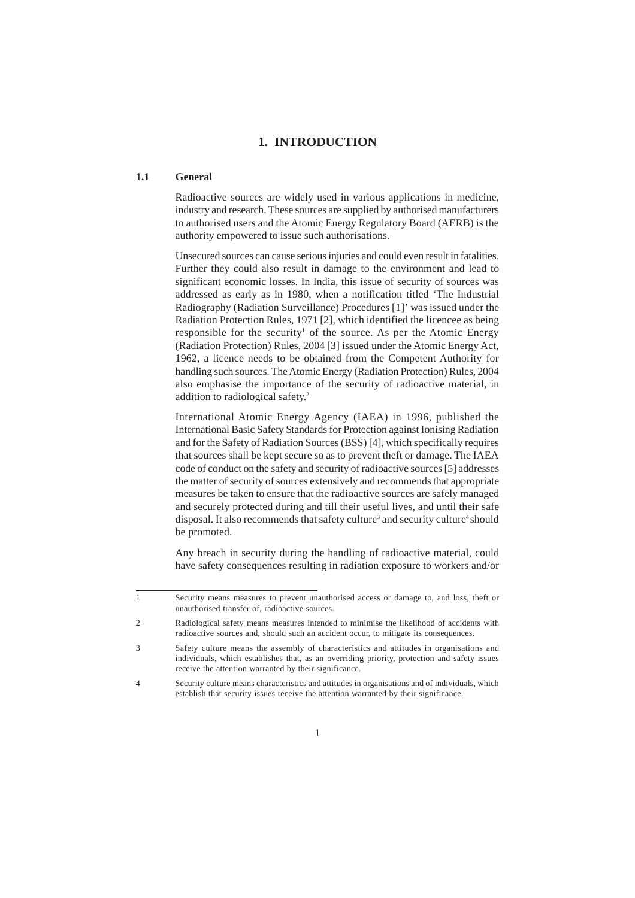# 1. INTRODUCTION

## 1.1 General

Radioactive sources are widely used in various applications in medicine, industry and research. These sources are supplied by authorised manufacturers to authorised users and the Atomic Energy Regulatory Board (AERB) is the authority empowered to issue such authorisations.

Unsecured sources can cause serious injuries and could even result in fatalities. Further they could also result in damage to the environment and lead to significant economic losses. In India, this issue of security of sources was addressed as early as in 1980, when a notification titled 'The Industrial Radiography (Radiation Surveillance) Procedures [1]' was issued under the Radiation Protection Rules, 1971 [2], which identified the licencee as being responsible for the security[1] of the source. As per the Atomic Energy (Radiation Protection) Rules, 2004 [3] issued under the Atomic Energy Act, 1962, a licence needs to be obtained from the Competent Authority for handling such sources. The Atomic Energy (Radiation Protection) Rules, 2004 also emphasise the importance of the security of radioactive material, in addition to radiological safety.[2]

International Atomic Energy Agency (IAEA) in 1996, published the International Basic Safety Standards for Protection against Ionising Radiation and for the Safety of Radiation Sources (BSS) [4], which specifically requires that sources shall be kept secure so as to prevent theft or damage. The IAEA code of conduct on the safety and security of radioactive sources [5] addresses the matter of security of sources extensively and recommends that appropriate measures be taken to ensure that the radioactive sources are safely managed and securely protected during and till their useful lives, and until their safe disposal. It also recommends that safety culture[3] and security culture[4] should be promoted.

Any breach in security during the handling of radioactive material, could have safety consequences resulting in radiation exposure to workers and/or

---

1 Security means measures to prevent unauthorised access or damage to, and loss, theft or unauthorised transfer of, radioactive sources.

2 Radiological safety means measures intended to minimise the likelihood of accidents with radioactive sources and, should such an accident occur, to mitigate its consequences.

3 Safety culture means the assembly of characteristics and attitudes in organisations and individuals, which establishes that, as an overriding priority, protection and safety issues receive the attention warranted by their significance.

4 Security culture means characteristics and attitudes in organisations and of individuals, which establish that security issues receive the attention warranted by their significance.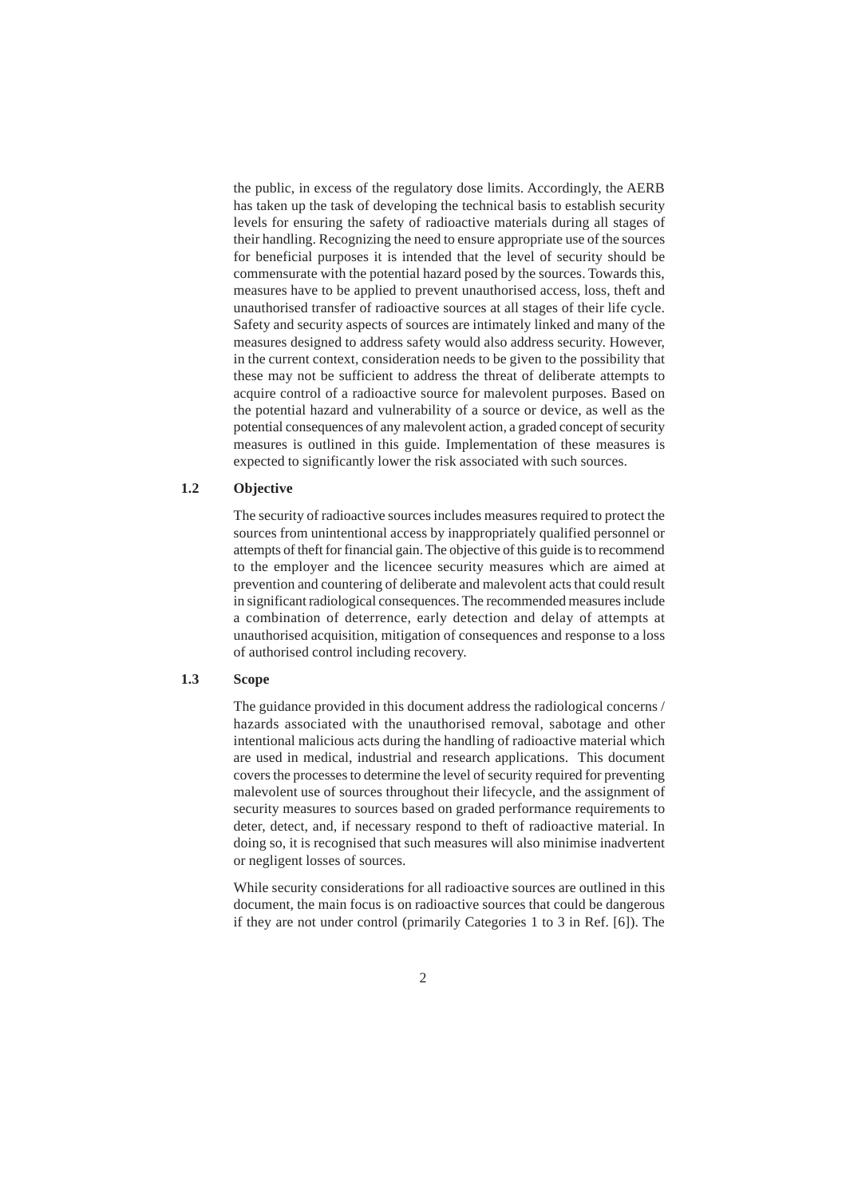the public, in excess of the regulatory dose limits. Accordingly, the AERB has taken up the task of developing the technical basis to establish security levels for ensuring the safety of radioactive materials during all stages of their handling. Recognizing the need to ensure appropriate use of the sources for beneficial purposes it is intended that the level of security should be commensurate with the potential hazard posed by the sources. Towards this, measures have to be applied to prevent unauthorised access, loss, theft and unauthorised transfer of radioactive sources at all stages of their life cycle. Safety and security aspects of sources are intimately linked and many of the measures designed to address safety would also address security. However, in the current context, consideration needs to be given to the possibility that these may not be sufficient to address the threat of deliberate attempts to acquire control of a radioactive source for malevolent purposes. Based on the potential hazard and vulnerability of a source or device, as well as the potential consequences of any malevolent action, a graded concept of security measures is outlined in this guide. Implementation of these measures is expected to significantly lower the risk associated with such sources.

### 1.2 Objective

The security of radioactive sources includes measures required to protect the sources from unintentional access by inappropriately qualified personnel or attempts of theft for financial gain. The objective of this guide is to recommend to the employer and the licencee security measures which are aimed at prevention and countering of deliberate and malevolent acts that could result in significant radiological consequences. The recommended measures include a combination of deterrence, early detection and delay of attempts at unauthorised acquisition, mitigation of consequences and response to a loss of authorised control including recovery.

### 1.3 Scope

The guidance provided in this document address the radiological concerns / hazards associated with the unauthorised removal, sabotage and other intentional malicious acts during the handling of radioactive material which are used in medical, industrial and research applications. This document covers the processes to determine the level of security required for preventing malevolent use of sources throughout their lifecycle, and the assignment of security measures to sources based on graded performance requirements to deter, detect, and, if necessary respond to theft of radioactive material. In doing so, it is recognised that such measures will also minimise inadvertent or negligent losses of sources.

While security considerations for all radioactive sources are outlined in this document, the main focus is on radioactive sources that could be dangerous if they are not under control (primarily Categories 1 to 3 in Ref. [6]). The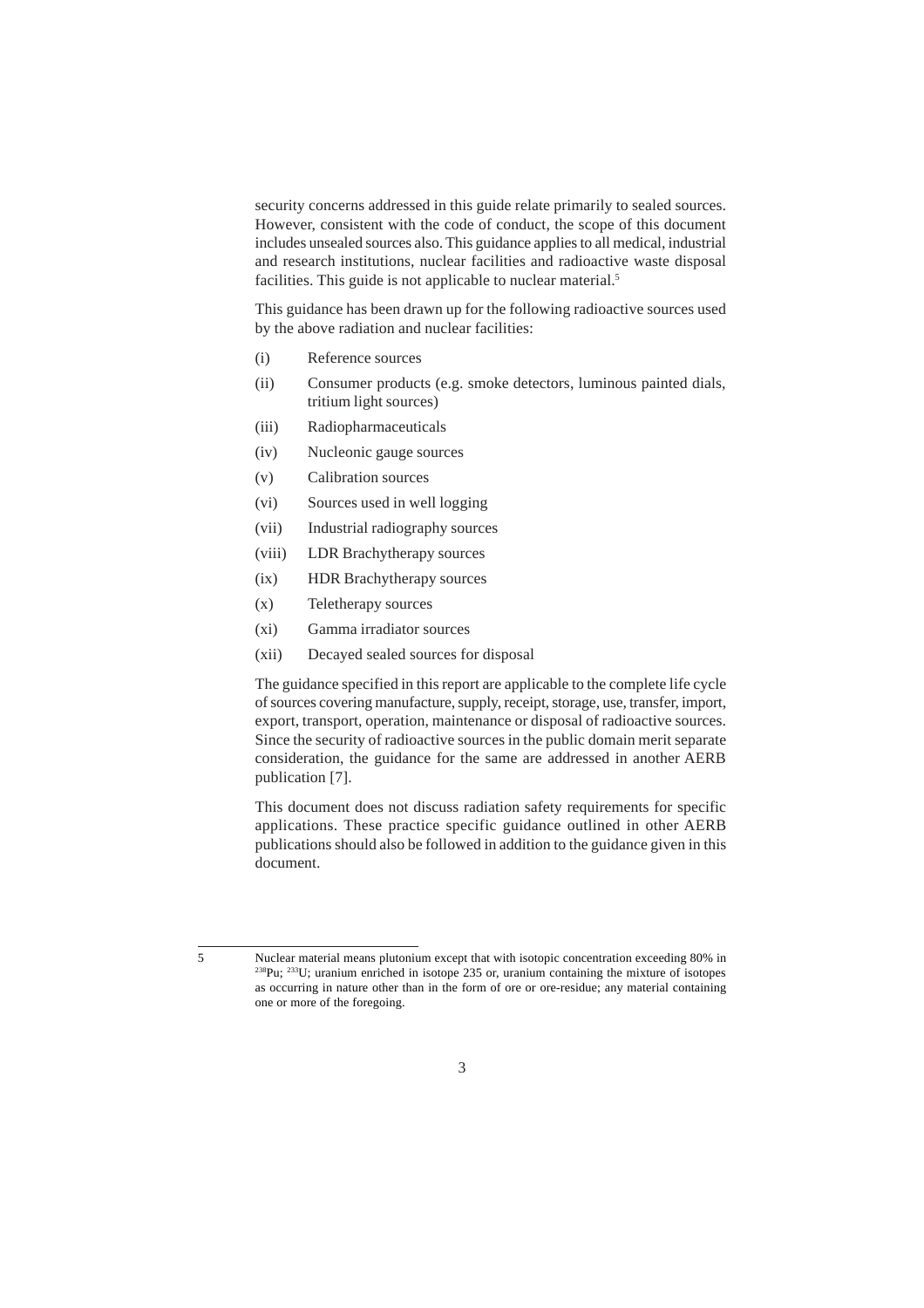security concerns addressed in this guide relate primarily to sealed sources. However, consistent with the code of conduct, the scope of this document includes unsealed sources also. This guidance applies to all medical, industrial and research institutions, nuclear facilities and radioactive waste disposal facilities. This guide is not applicable to nuclear material.[5]

This guidance has been drawn up for the following radioactive sources used by the above radiation and nuclear facilities:

(i) Reference sources

(ii) Consumer products (e.g. smoke detectors, luminous painted dials, tritium light sources)

(iii) Radiopharmaceuticals

(iv) Nucleonic gauge sources

(v) Calibration sources

(vi) Sources used in well logging

(vii) Industrial radiography sources

(viii) LDR Brachytherapy sources

(ix) HDR Brachytherapy sources

(x) Teletherapy sources

(xi) Gamma irradiator sources

(xii) Decayed sealed sources for disposal

The guidance specified in this report are applicable to the complete life cycle of sources covering manufacture, supply, receipt, storage, use, transfer, import, export, transport, operation, maintenance or disposal of radioactive sources. Since the security of radioactive sources in the public domain merit separate consideration, the guidance for the same are addressed in another AERB publication [7].

This document does not discuss radiation safety requirements for specific applications. These practice specific guidance outlined in other AERB publications should also be followed in addition to the guidance given in this document.

---

5 Nuclear material means plutonium except that with isotopic concentration exceeding 80% in $^{238}Pu$; $^{233}U$; uranium enriched in isotope 235 or, uranium containing the mixture of isotopes as occurring in nature other than in the form of ore or ore-residue; any material containing one or more of the foregoing.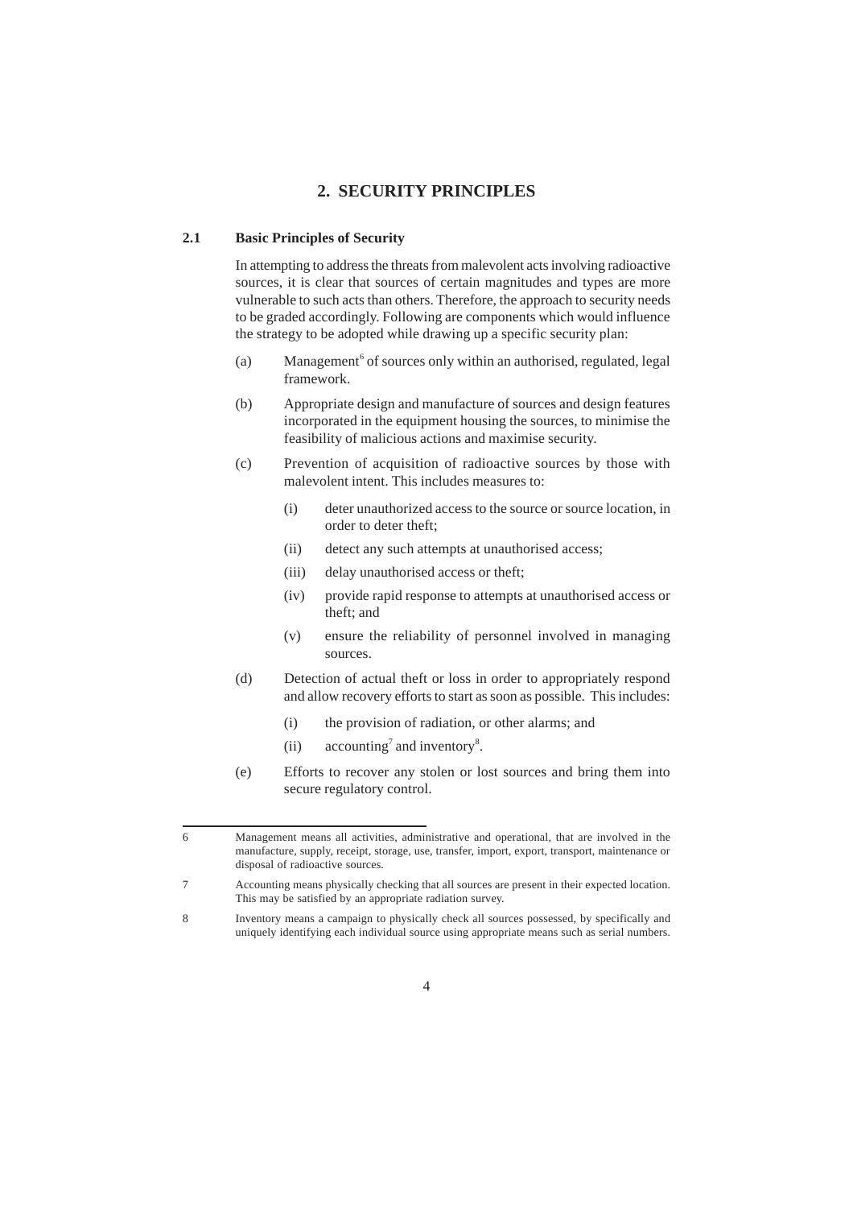# 2. SECURITY PRINCIPLES

## 2.1 Basic Principles of Security

In attempting to address the threats from malevolent acts involving radioactive sources, it is clear that sources of certain magnitudes and types are more vulnerable to such acts than others. Therefore, the approach to security needs to be graded accordingly. Following are components which would influence the strategy to be adopted while drawing up a specific security plan:

(a) Management[6] of sources only within an authorised, regulated, legal framework.

(b) Appropriate design and manufacture of sources and design features incorporated in the equipment housing the sources, to minimise the feasibility of malicious actions and maximise security.

(c) Prevention of acquisition of radioactive sources by those with malevolent intent. This includes measures to:

  (i) deter unauthorized access to the source or source location, in order to deter theft;

  (ii) detect any such attempts at unauthorised access;

  (iii) delay unauthorised access or theft;

  (iv) provide rapid response to attempts at unauthorised access or theft; and

  (v) ensure the reliability of personnel involved in managing sources.

(d) Detection of actual theft or loss in order to appropriately respond and allow recovery efforts to start as soon as possible. This includes:

  (i) the provision of radiation, or other alarms; and

  (ii) accounting[7] and inventory[8].

(e) Efforts to recover any stolen or lost sources and bring them into secure regulatory control.

---

6 Management means all activities, administrative and operational, that are involved in the manufacture, supply, receipt, storage, use, transfer, import, export, transport, maintenance or disposal of radioactive sources.

7 Accounting means physically checking that all sources are present in their expected location. This may be satisfied by an appropriate radiation survey.

8 Inventory means a campaign to physically check all sources possessed, by specifically and uniquely identifying each individual source using appropriate means such as serial numbers.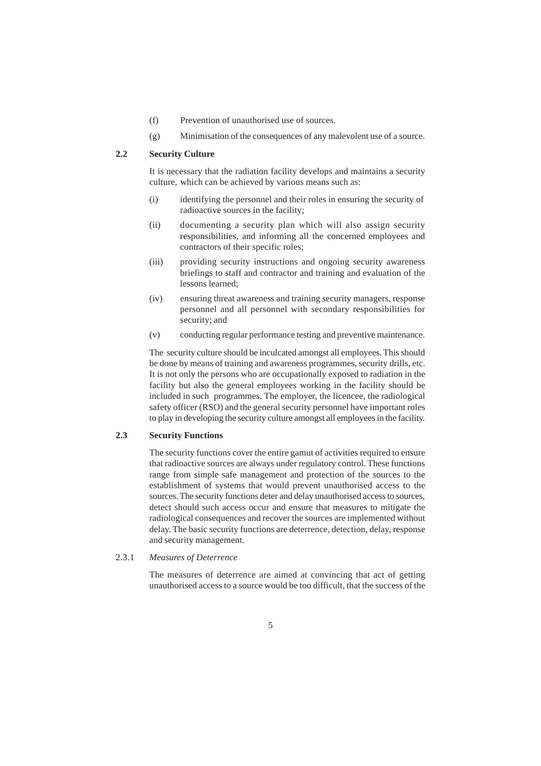(f) Prevention of unauthorised use of sources.

(g) Minimisation of the consequences of any malevolent use of a source.

## 2.2 Security Culture

It is necessary that the radiation facility develops and maintains a security culture, which can be achieved by various means such as:

(i) identifying the personnel and their roles in ensuring the security of radioactive sources in the facility;

(ii) documenting a security plan which will also assign security responsibilities, and informing all the concerned employees and contractors of their specific roles;

(iii) providing security instructions and ongoing security awareness briefings to staff and contractor and training and evaluation of the lessons learned;

(iv) ensuring threat awareness and training security managers, response personnel and all personnel with secondary responsibilities for security; and

(v) conducting regular performance testing and preventive maintenance.

The security culture should be inculcated amongst all employees. This should be done by means of training and awareness programmes, security drills, etc. It is not only the persons who are occupationally exposed to radiation in the facility but also the general employees working in the facility should be included in such programmes. The employer, the licencee, the radiological safety officer (RSO) and the general security personnel have important roles to play in developing the security culture amongst all employees in the facility.

## 2.3 Security Functions

The security functions cover the entire gamut of activities required to ensure that radioactive sources are always under regulatory control. These functions range from simple safe management and protection of the sources to the establishment of systems that would prevent unauthorised access to the sources. The security functions deter and delay unauthorised access to sources, detect should such access occur and ensure that measures to mitigate the radiological consequences and recover the sources are implemented without delay. The basic security functions are deterrence, detection, delay, response and security management.

### 2.3.1 *Measures of Deterrence*

The measures of deterrence are aimed at convincing that act of getting unauthorised access to a source would be too difficult, that the success of the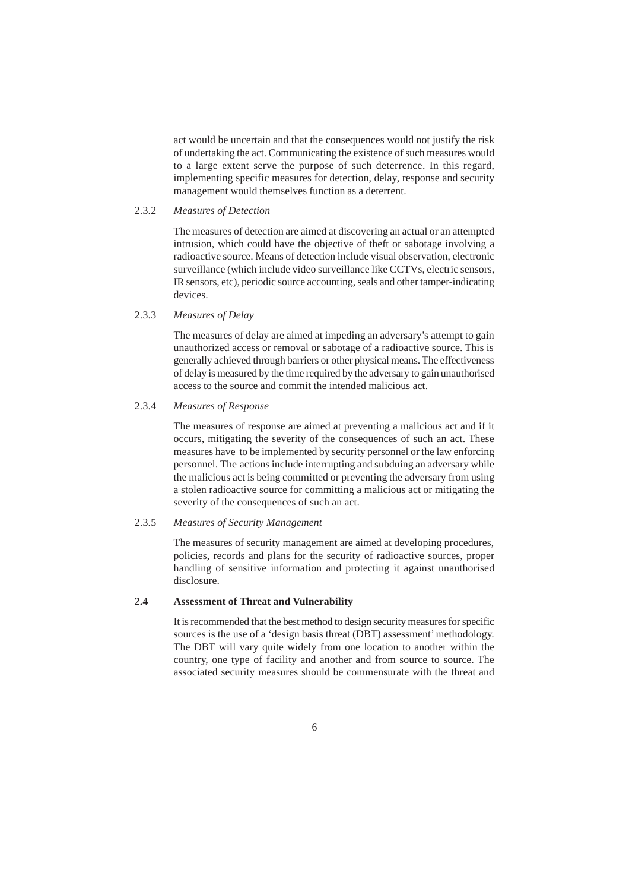act would be uncertain and that the consequences would not justify the risk of undertaking the act. Communicating the existence of such measures would to a large extent serve the purpose of such deterrence. In this regard, implementing specific measures for detection, delay, response and security management would themselves function as a deterrent.

#### 2.3.2 *Measures of Detection*

The measures of detection are aimed at discovering an actual or an attempted intrusion, which could have the objective of theft or sabotage involving a radioactive source. Means of detection include visual observation, electronic surveillance (which include video surveillance like CCTVs, electric sensors, IR sensors, etc), periodic source accounting, seals and other tamper-indicating devices.

#### 2.3.3 *Measures of Delay*

The measures of delay are aimed at impeding an adversary's attempt to gain unauthorized access or removal or sabotage of a radioactive source. This is generally achieved through barriers or other physical means. The effectiveness of delay is measured by the time required by the adversary to gain unauthorised access to the source and commit the intended malicious act.

#### 2.3.4 *Measures of Response*

The measures of response are aimed at preventing a malicious act and if it occurs, mitigating the severity of the consequences of such an act. These measures have to be implemented by security personnel or the law enforcing personnel. The actions include interrupting and subduing an adversary while the malicious act is being committed or preventing the adversary from using a stolen radioactive source for committing a malicious act or mitigating the severity of the consequences of such an act.

#### 2.3.5 *Measures of Security Management*

The measures of security management are aimed at developing procedures, policies, records and plans for the security of radioactive sources, proper handling of sensitive information and protecting it against unauthorised disclosure.

### 2.4 Assessment of Threat and Vulnerability

It is recommended that the best method to design security measures for specific sources is the use of a 'design basis threat (DBT) assessment' methodology. The DBT will vary quite widely from one location to another within the country, one type of facility and another and from source to source. The associated security measures should be commensurate with the threat and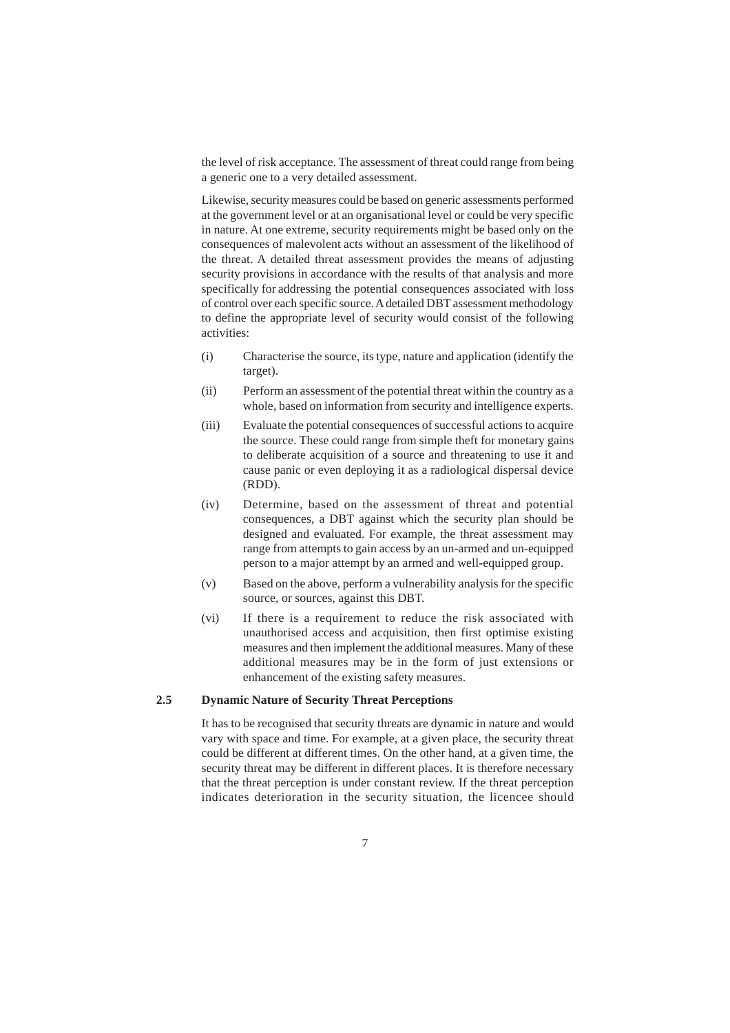the level of risk acceptance. The assessment of threat could range from being a generic one to a very detailed assessment.

Likewise, security measures could be based on generic assessments performed at the government level or at an organisational level or could be very specific in nature. At one extreme, security requirements might be based only on the consequences of malevolent acts without an assessment of the likelihood of the threat. A detailed threat assessment provides the means of adjusting security provisions in accordance with the results of that analysis and more specifically for addressing the potential consequences associated with loss of control over each specific source. A detailed DBT assessment methodology to define the appropriate level of security would consist of the following activities:

(i) Characterise the source, its type, nature and application (identify the target).

(ii) Perform an assessment of the potential threat within the country as a whole, based on information from security and intelligence experts.

(iii) Evaluate the potential consequences of successful actions to acquire the source. These could range from simple theft for monetary gains to deliberate acquisition of a source and threatening to use it and cause panic or even deploying it as a radiological dispersal device (RDD).

(iv) Determine, based on the assessment of threat and potential consequences, a DBT against which the security plan should be designed and evaluated. For example, the threat assessment may range from attempts to gain access by an un-armed and un-equipped person to a major attempt by an armed and well-equipped group.

(v) Based on the above, perform a vulnerability analysis for the specific source, or sources, against this DBT.

(vi) If there is a requirement to reduce the risk associated with unauthorised access and acquisition, then first optimise existing measures and then implement the additional measures. Many of these additional measures may be in the form of just extensions or enhancement of the existing safety measures.

## 2.5 Dynamic Nature of Security Threat Perceptions

It has to be recognised that security threats are dynamic in nature and would vary with space and time. For example, at a given place, the security threat could be different at different times. On the other hand, at a given time, the security threat may be different in different places. It is therefore necessary that the threat perception is under constant review. If the threat perception indicates deterioration in the security situation, the licencee should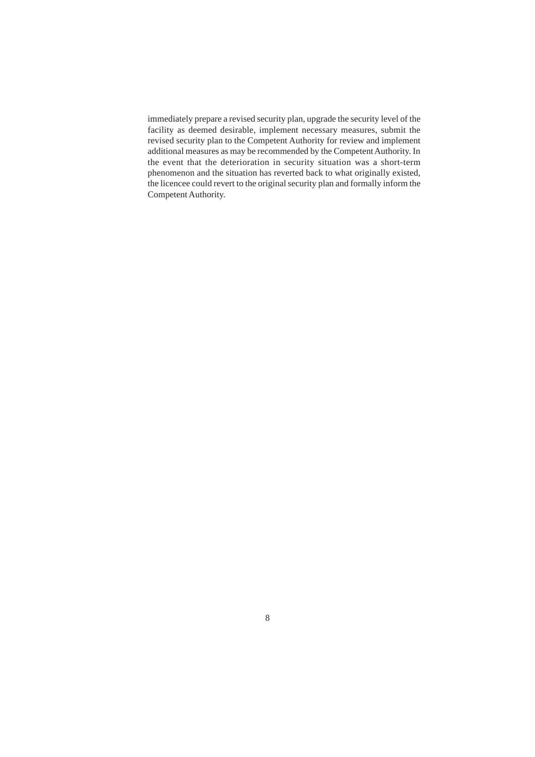immediately prepare a revised security plan, upgrade the security level of the facility as deemed desirable, implement necessary measures, submit the revised security plan to the Competent Authority for review and implement additional measures as may be recommended by the Competent Authority. In the event that the deterioration in security situation was a short-term phenomenon and the situation has reverted back to what originally existed, the licencee could revert to the original security plan and formally inform the Competent Authority.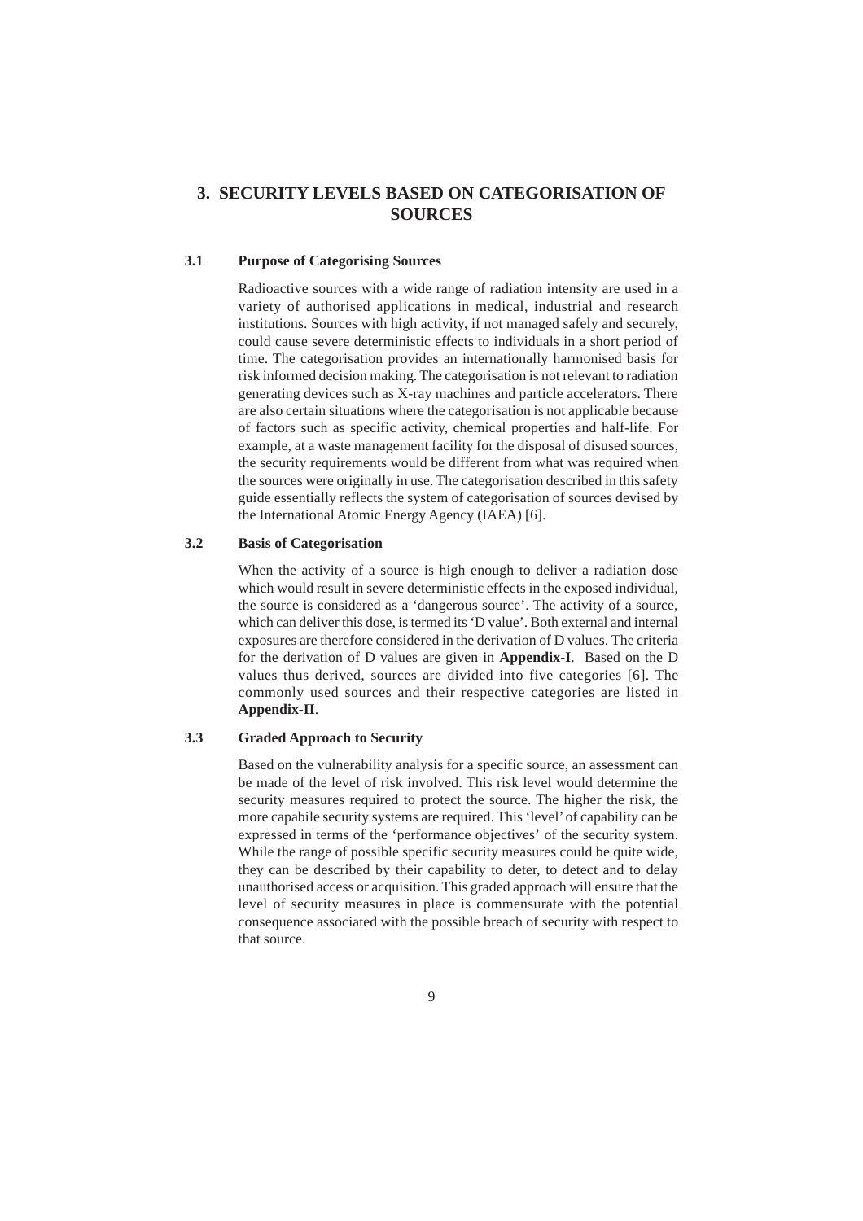# 3. SECURITY LEVELS BASED ON CATEGORISATION OF SOURCES

## 3.1 Purpose of Categorising Sources

Radioactive sources with a wide range of radiation intensity are used in a variety of authorised applications in medical, industrial and research institutions. Sources with high activity, if not managed safely and securely, could cause severe deterministic effects to individuals in a short period of time. The categorisation provides an internationally harmonised basis for risk informed decision making. The categorisation is not relevant to radiation generating devices such as X-ray machines and particle accelerators. There are also certain situations where the categorisation is not applicable because of factors such as specific activity, chemical properties and half-life. For example, at a waste management facility for the disposal of disused sources, the security requirements would be different from what was required when the sources were originally in use. The categorisation described in this safety guide essentially reflects the system of categorisation of sources devised by the International Atomic Energy Agency (IAEA) [6].

## 3.2 Basis of Categorisation

When the activity of a source is high enough to deliver a radiation dose which would result in severe deterministic effects in the exposed individual, the source is considered as a 'dangerous source'. The activity of a source, which can deliver this dose, is termed its 'D value'. Both external and internal exposures are therefore considered in the derivation of D values. The criteria for the derivation of D values are given in **Appendix-I**. Based on the D values thus derived, sources are divided into five categories [6]. The commonly used sources and their respective categories are listed in **Appendix-II**.

## 3.3 Graded Approach to Security

Based on the vulnerability analysis for a specific source, an assessment can be made of the level of risk involved. This risk level would determine the security measures required to protect the source. The higher the risk, the more capabile security systems are required. This 'level' of capability can be expressed in terms of the 'performance objectives' of the security system. While the range of possible specific security measures could be quite wide, they can be described by their capability to deter, to detect and to delay unauthorised access or acquisition. This graded approach will ensure that the level of security measures in place is commensurate with the potential consequence associated with the possible breach of security with respect to that source.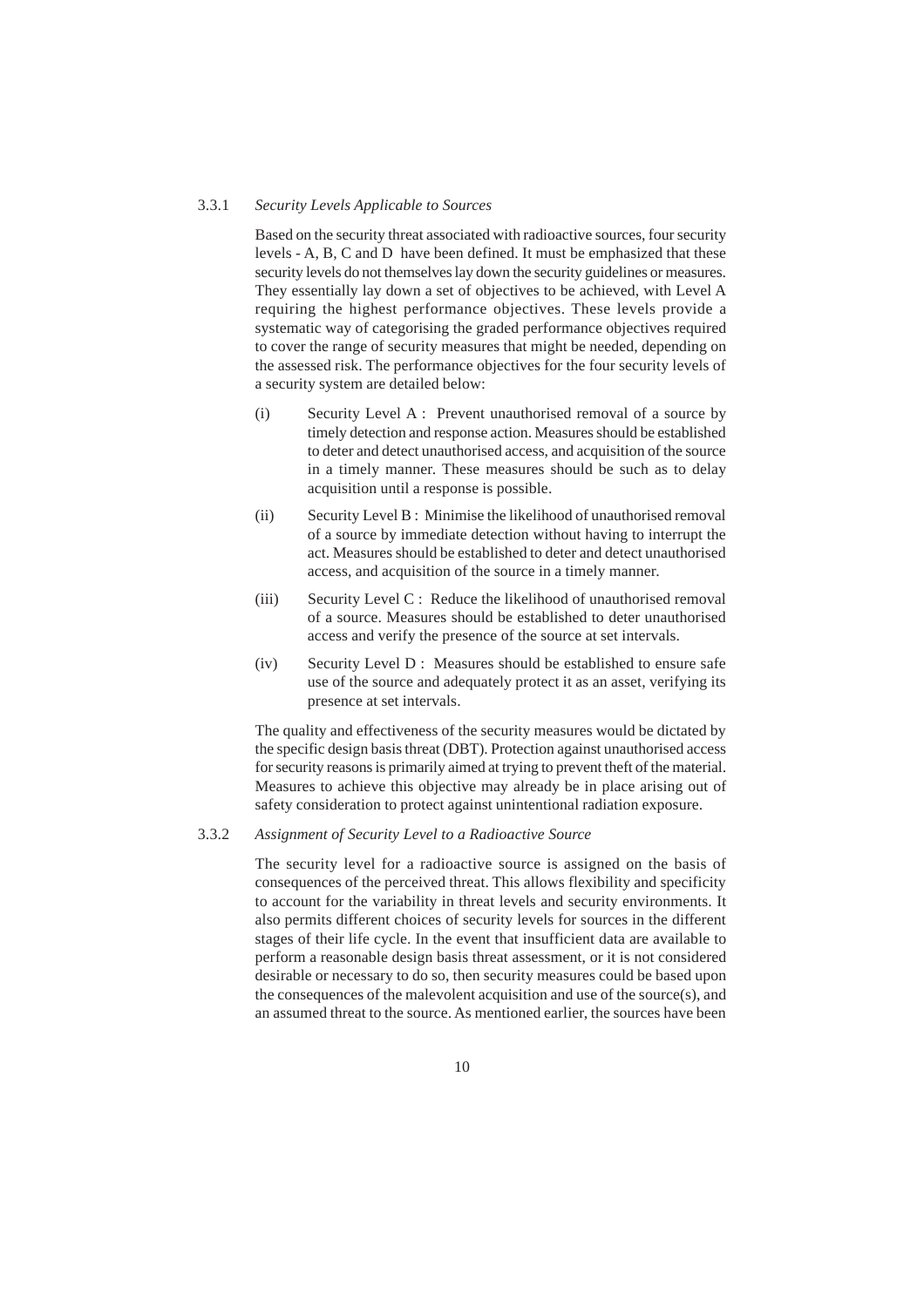### 3.3.1 *Security Levels Applicable to Sources*

Based on the security threat associated with radioactive sources, four security levels - A, B, C and D have been defined. It must be emphasized that these security levels do not themselves lay down the security guidelines or measures. They essentially lay down a set of objectives to be achieved, with Level A requiring the highest performance objectives. These levels provide a systematic way of categorising the graded performance objectives required to cover the range of security measures that might be needed, depending on the assessed risk. The performance objectives for the four security levels of a security system are detailed below:

(i) Security Level A : Prevent unauthorised removal of a source by timely detection and response action. Measures should be established to deter and detect unauthorised access, and acquisition of the source in a timely manner. These measures should be such as to delay acquisition until a response is possible.

(ii) Security Level B : Minimise the likelihood of unauthorised removal of a source by immediate detection without having to interrupt the act. Measures should be established to deter and detect unauthorised access, and acquisition of the source in a timely manner.

(iii) Security Level C : Reduce the likelihood of unauthorised removal of a source. Measures should be established to deter unauthorised access and verify the presence of the source at set intervals.

(iv) Security Level D : Measures should be established to ensure safe use of the source and adequately protect it as an asset, verifying its presence at set intervals.

The quality and effectiveness of the security measures would be dictated by the specific design basis threat (DBT). Protection against unauthorised access for security reasons is primarily aimed at trying to prevent theft of the material. Measures to achieve this objective may already be in place arising out of safety consideration to protect against unintentional radiation exposure.

### 3.3.2 *Assignment of Security Level to a Radioactive Source*

The security level for a radioactive source is assigned on the basis of consequences of the perceived threat. This allows flexibility and specificity to account for the variability in threat levels and security environments. It also permits different choices of security levels for sources in the different stages of their life cycle. In the event that insufficient data are available to perform a reasonable design basis threat assessment, or it is not considered desirable or necessary to do so, then security measures could be based upon the consequences of the malevolent acquisition and use of the source(s), and an assumed threat to the source. As mentioned earlier, the sources have been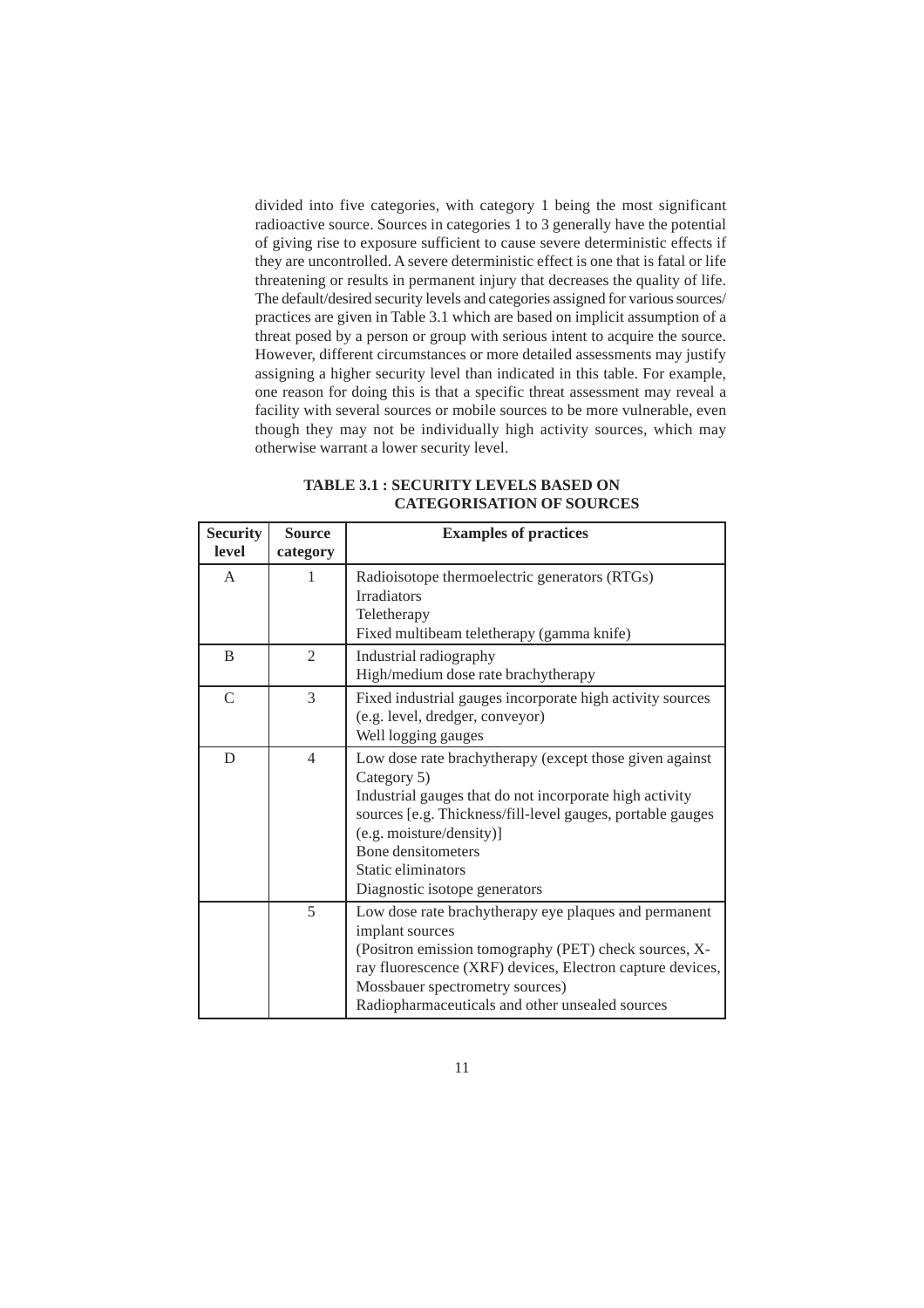divided into five categories, with category 1 being the most significant radioactive source. Sources in categories 1 to 3 generally have the potential of giving rise to exposure sufficient to cause severe deterministic effects if they are uncontrolled. A severe deterministic effect is one that is fatal or life threatening or results in permanent injury that decreases the quality of life. The default/desired security levels and categories assigned for various sources/ practices are given in Table 3.1 which are based on implicit assumption of a threat posed by a person or group with serious intent to acquire the source. However, different circumstances or more detailed assessments may justify assigning a higher security level than indicated in this table. For example, one reason for doing this is that a specific threat assessment may reveal a facility with several sources or mobile sources to be more vulnerable, even though they may not be individually high activity sources, which may otherwise warrant a lower security level.

**TABLE 3.1 : SECURITY LEVELS BASED ON CATEGORISATION OF SOURCES**

| Security level | Source category | Examples of practices |
|---|---|---|
| A | 1 | Radioisotope thermoelectric generators (RTGs)<br>Irradiators<br>Teletherapy<br>Fixed multibeam teletherapy (gamma knife) |
| B | 2 | Industrial radiography<br>High/medium dose rate brachytherapy |
| C | 3 | Fixed industrial gauges incorporate high activity sources (e.g. level, dredger, conveyor)<br>Well logging gauges |
| D | 4 | Low dose rate brachytherapy (except those given against Category 5)<br>Industrial gauges that do not incorporate high activity sources [e.g. Thickness/fill-level gauges, portable gauges (e.g. moisture/density)]<br>Bone densitometers<br>Static eliminators<br>Diagnostic isotope generators |
| | 5 | Low dose rate brachytherapy eye plaques and permanent implant sources<br>(Positron emission tomography (PET) check sources, X-ray fluorescence (XRF) devices, Electron capture devices, Mossbauer spectrometry sources)<br>Radiopharmaceuticals and other unsealed sources |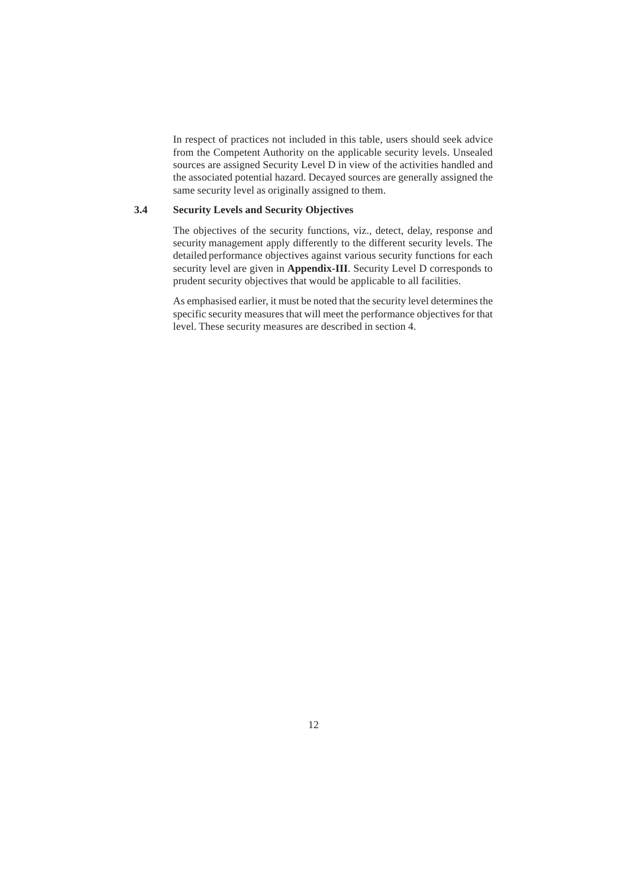In respect of practices not included in this table, users should seek advice from the Competent Authority on the applicable security levels. Unsealed sources are assigned Security Level D in view of the activities handled and the associated potential hazard. Decayed sources are generally assigned the same security level as originally assigned to them.

### 3.4 Security Levels and Security Objectives

The objectives of the security functions, viz., detect, delay, response and security management apply differently to the different security levels. The detailed performance objectives against various security functions for each security level are given in **Appendix-III**. Security Level D corresponds to prudent security objectives that would be applicable to all facilities.

As emphasised earlier, it must be noted that the security level determines the specific security measures that will meet the performance objectives for that level. These security measures are described in section 4.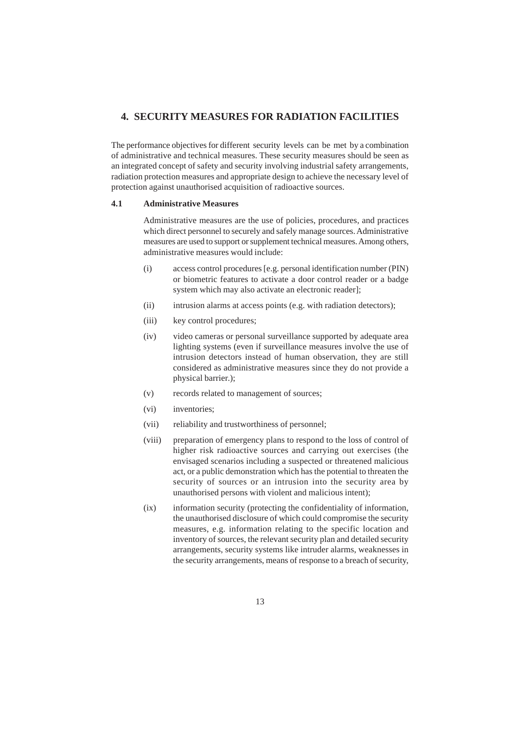## 4. SECURITY MEASURES FOR RADIATION FACILITIES

The performance objectives for different security levels can be met by a combination of administrative and technical measures. These security measures should be seen as an integrated concept of safety and security involving industrial safety arrangements, radiation protection measures and appropriate design to achieve the necessary level of protection against unauthorised acquisition of radioactive sources.

### 4.1 Administrative Measures

Administrative measures are the use of policies, procedures, and practices which direct personnel to securely and safely manage sources. Administrative measures are used to support or supplement technical measures. Among others, administrative measures would include:

(i) access control procedures [e.g. personal identification number (PIN) or biometric features to activate a door control reader or a badge system which may also activate an electronic reader];

(ii) intrusion alarms at access points (e.g. with radiation detectors);

(iii) key control procedures;

(iv) video cameras or personal surveillance supported by adequate area lighting systems (even if surveillance measures involve the use of intrusion detectors instead of human observation, they are still considered as administrative measures since they do not provide a physical barrier.);

(v) records related to management of sources;

(vi) inventories;

(vii) reliability and trustworthiness of personnel;

(viii) preparation of emergency plans to respond to the loss of control of higher risk radioactive sources and carrying out exercises (the envisaged scenarios including a suspected or threatened malicious act, or a public demonstration which has the potential to threaten the security of sources or an intrusion into the security area by unauthorised persons with violent and malicious intent);

(ix) information security (protecting the confidentiality of information, the unauthorised disclosure of which could compromise the security measures, e.g. information relating to the specific location and inventory of sources, the relevant security plan and detailed security arrangements, security systems like intruder alarms, weaknesses in the security arrangements, means of response to a breach of security,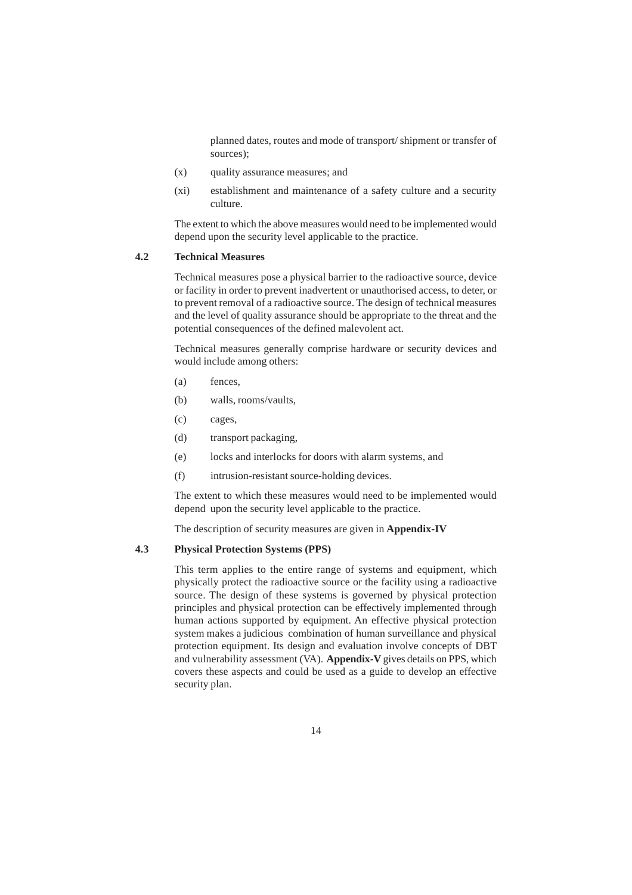planned dates, routes and mode of transport/ shipment or transfer of sources);

(x) quality assurance measures; and

(xi) establishment and maintenance of a safety culture and a security culture.

The extent to which the above measures would need to be implemented would depend upon the security level applicable to the practice.

## 4.2 Technical Measures

Technical measures pose a physical barrier to the radioactive source, device or facility in order to prevent inadvertent or unauthorised access, to deter, or to prevent removal of a radioactive source. The design of technical measures and the level of quality assurance should be appropriate to the threat and the potential consequences of the defined malevolent act.

Technical measures generally comprise hardware or security devices and would include among others:

(a) fences,

(b) walls, rooms/vaults,

(c) cages,

(d) transport packaging,

(e) locks and interlocks for doors with alarm systems, and

(f) intrusion-resistant source-holding devices.

The extent to which these measures would need to be implemented would depend upon the security level applicable to the practice.

The description of security measures are given in **Appendix-IV**

## 4.3 Physical Protection Systems (PPS)

This term applies to the entire range of systems and equipment, which physically protect the radioactive source or the facility using a radioactive source. The design of these systems is governed by physical protection principles and physical protection can be effectively implemented through human actions supported by equipment. An effective physical protection system makes a judicious combination of human surveillance and physical protection equipment. Its design and evaluation involve concepts of DBT and vulnerability assessment (VA). **Appendix-V** gives details on PPS, which covers these aspects and could be used as a guide to develop an effective security plan.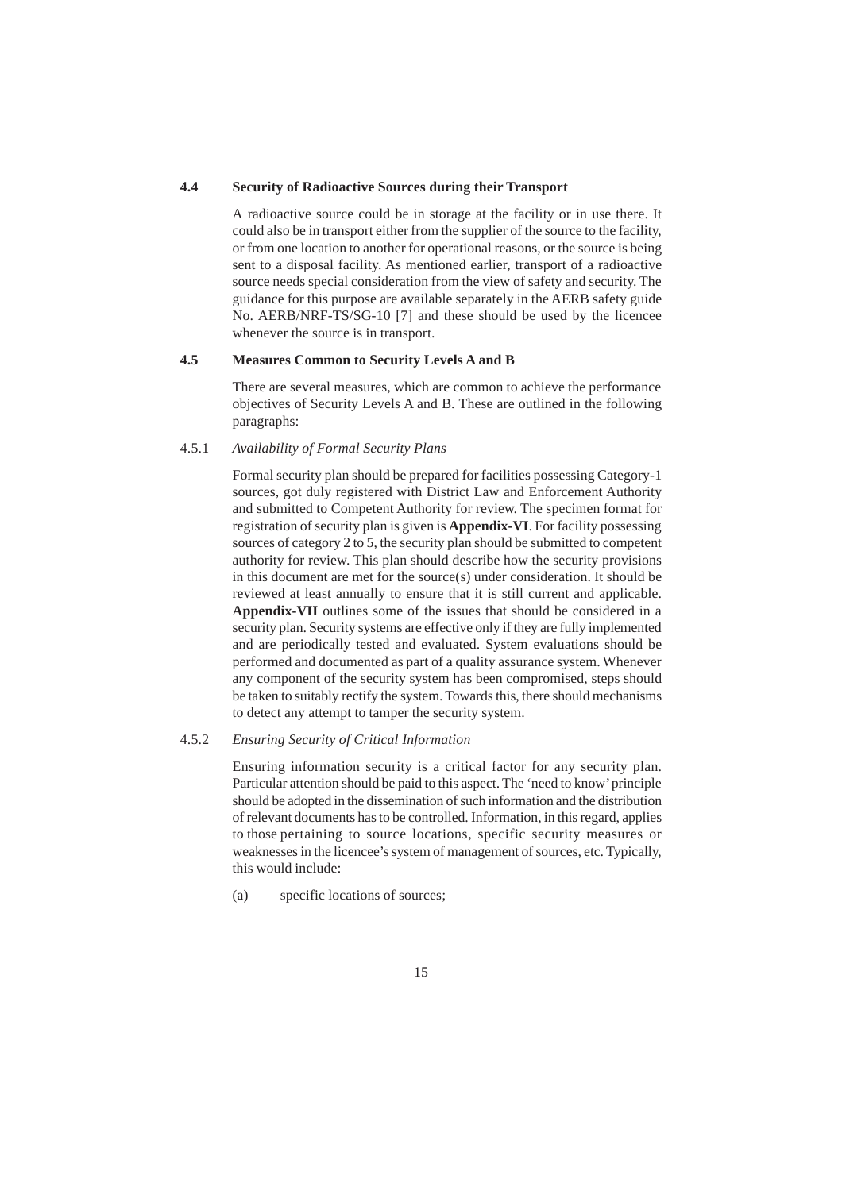### 4.4 Security of Radioactive Sources during their Transport

A radioactive source could be in storage at the facility or in use there. It could also be in transport either from the supplier of the source to the facility, or from one location to another for operational reasons, or the source is being sent to a disposal facility. As mentioned earlier, transport of a radioactive source needs special consideration from the view of safety and security. The guidance for this purpose are available separately in the AERB safety guide No. AERB/NRF-TS/SG-10 [7] and these should be used by the licencee whenever the source is in transport.

### 4.5 Measures Common to Security Levels A and B

There are several measures, which are common to achieve the performance objectives of Security Levels A and B. These are outlined in the following paragraphs:

#### 4.5.1 *Availability of Formal Security Plans*

Formal security plan should be prepared for facilities possessing Category-1 sources, got duly registered with District Law and Enforcement Authority and submitted to Competent Authority for review. The specimen format for registration of security plan is given is **Appendix-VI**. For facility possessing sources of category 2 to 5, the security plan should be submitted to competent authority for review. This plan should describe how the security provisions in this document are met for the source(s) under consideration. It should be reviewed at least annually to ensure that it is still current and applicable. **Appendix-VII** outlines some of the issues that should be considered in a security plan. Security systems are effective only if they are fully implemented and are periodically tested and evaluated. System evaluations should be performed and documented as part of a quality assurance system. Whenever any component of the security system has been compromised, steps should be taken to suitably rectify the system. Towards this, there should mechanisms to detect any attempt to tamper the security system.

#### 4.5.2 *Ensuring Security of Critical Information*

Ensuring information security is a critical factor for any security plan. Particular attention should be paid to this aspect. The 'need to know' principle should be adopted in the dissemination of such information and the distribution of relevant documents has to be controlled. Information, in this regard, applies to those pertaining to source locations, specific security measures or weaknesses in the licencee's system of management of sources, etc. Typically, this would include:

(a) specific locations of sources;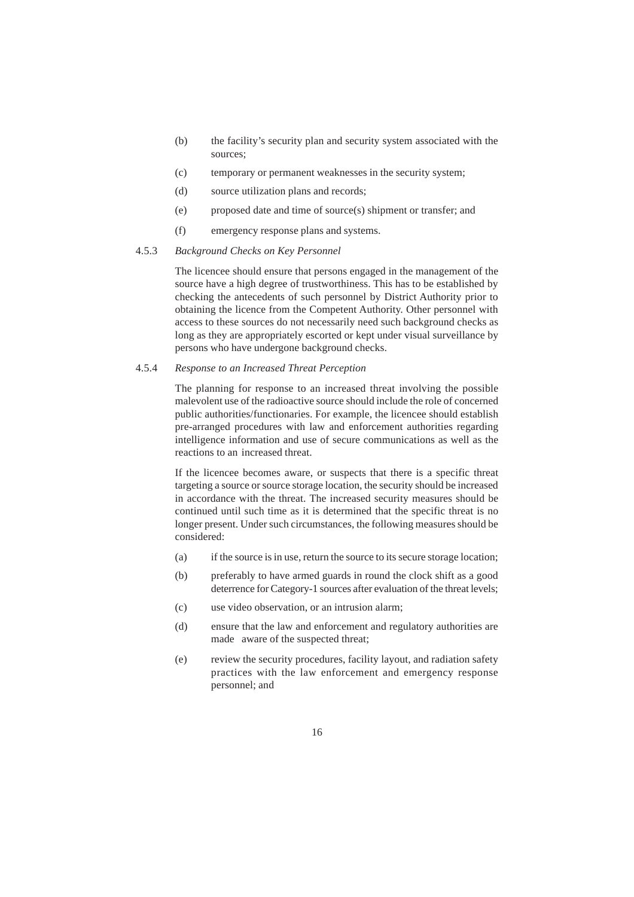(b) the facility's security plan and security system associated with the sources;

(c) temporary or permanent weaknesses in the security system;

(d) source utilization plans and records;

(e) proposed date and time of source(s) shipment or transfer; and

(f) emergency response plans and systems.

4.5.3 *Background Checks on Key Personnel*

The licencee should ensure that persons engaged in the management of the source have a high degree of trustworthiness. This has to be established by checking the antecedents of such personnel by District Authority prior to obtaining the licence from the Competent Authority. Other personnel with access to these sources do not necessarily need such background checks as long as they are appropriately escorted or kept under visual surveillance by persons who have undergone background checks.

4.5.4 *Response to an Increased Threat Perception*

The planning for response to an increased threat involving the possible malevolent use of the radioactive source should include the role of concerned public authorities/functionaries. For example, the licencee should establish pre-arranged procedures with law and enforcement authorities regarding intelligence information and use of secure communications as well as the reactions to an increased threat.

If the licencee becomes aware, or suspects that there is a specific threat targeting a source or source storage location, the security should be increased in accordance with the threat. The increased security measures should be continued until such time as it is determined that the specific threat is no longer present. Under such circumstances, the following measures should be considered:

(a) if the source is in use, return the source to its secure storage location;

(b) preferably to have armed guards in round the clock shift as a good deterrence for Category-1 sources after evaluation of the threat levels;

(c) use video observation, or an intrusion alarm;

(d) ensure that the law and enforcement and regulatory authorities are made aware of the suspected threat;

(e) review the security procedures, facility layout, and radiation safety practices with the law enforcement and emergency response personnel; and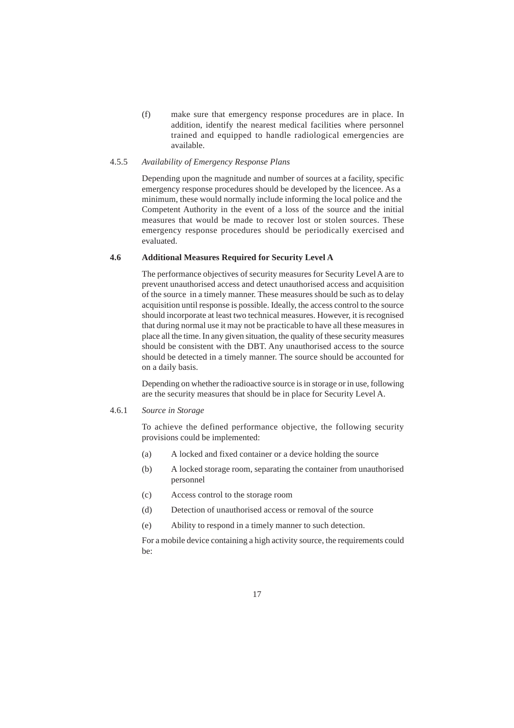(f) make sure that emergency response procedures are in place. In addition, identify the nearest medical facilities where personnel trained and equipped to handle radiological emergencies are available.

4.5.5 *Availability of Emergency Response Plans*

Depending upon the magnitude and number of sources at a facility, specific emergency response procedures should be developed by the licencee. As a minimum, these would normally include informing the local police and the Competent Authority in the event of a loss of the source and the initial measures that would be made to recover lost or stolen sources. These emergency response procedures should be periodically exercised and evaluated.

**4.6 Additional Measures Required for Security Level A**

The performance objectives of security measures for Security Level A are to prevent unauthorised access and detect unauthorised access and acquisition of the source in a timely manner. These measures should be such as to delay acquisition until response is possible. Ideally, the access control to the source should incorporate at least two technical measures. However, it is recognised that during normal use it may not be practicable to have all these measures in place all the time. In any given situation, the quality of these security measures should be consistent with the DBT. Any unauthorised access to the source should be detected in a timely manner. The source should be accounted for on a daily basis.

Depending on whether the radioactive source is in storage or in use, following are the security measures that should be in place for Security Level A.

4.6.1 *Source in Storage*

To achieve the defined performance objective, the following security provisions could be implemented:

(a) A locked and fixed container or a device holding the source

(b) A locked storage room, separating the container from unauthorised personnel

(c) Access control to the storage room

(d) Detection of unauthorised access or removal of the source

(e) Ability to respond in a timely manner to such detection.

For a mobile device containing a high activity source, the requirements could be: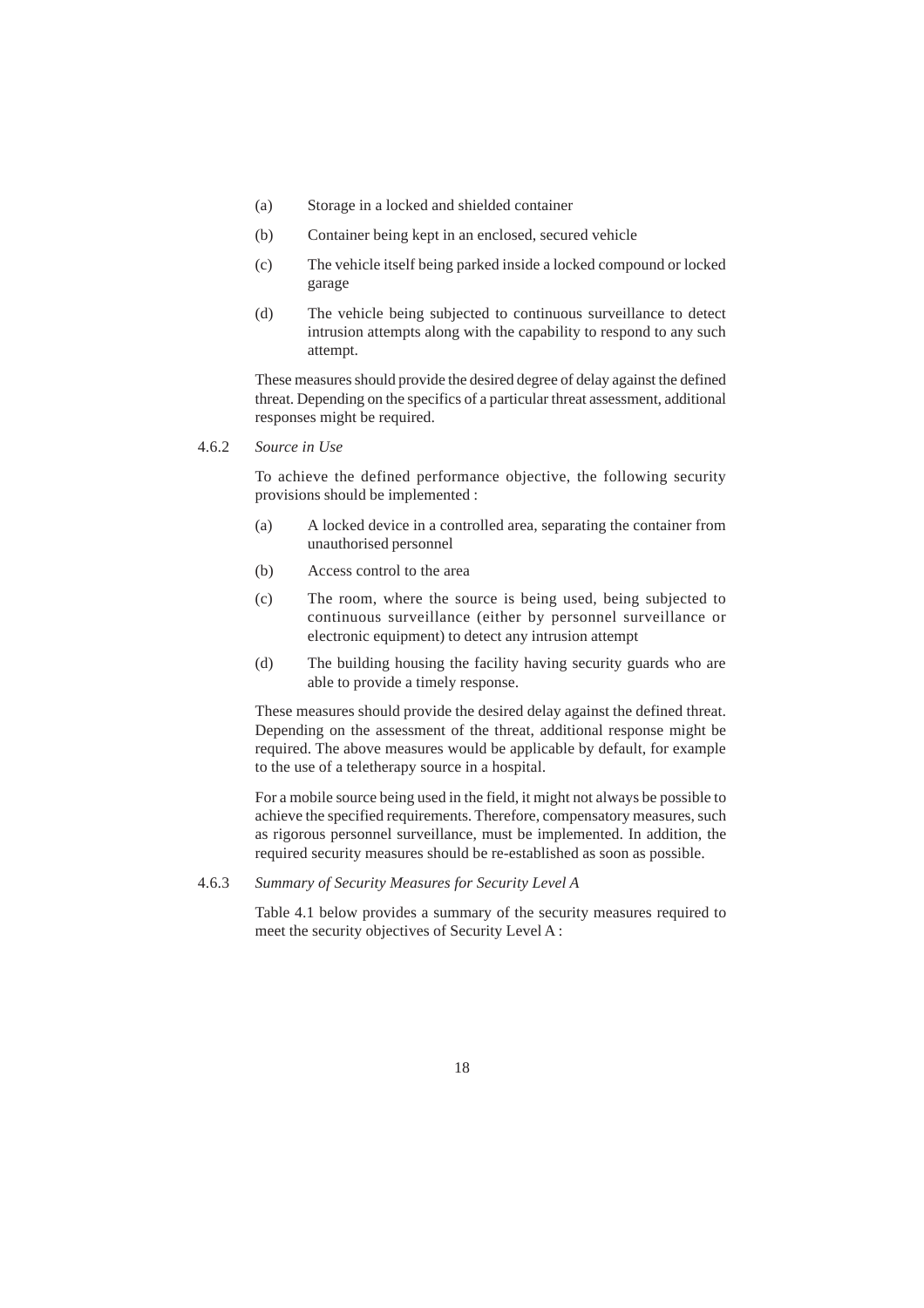(a) Storage in a locked and shielded container

(b) Container being kept in an enclosed, secured vehicle

(c) The vehicle itself being parked inside a locked compound or locked garage

(d) The vehicle being subjected to continuous surveillance to detect intrusion attempts along with the capability to respond to any such attempt.

These measures should provide the desired degree of delay against the defined threat. Depending on the specifics of a particular threat assessment, additional responses might be required.

4.6.2 *Source in Use*

To achieve the defined performance objective, the following security provisions should be implemented :

(a) A locked device in a controlled area, separating the container from unauthorised personnel

(b) Access control to the area

(c) The room, where the source is being used, being subjected to continuous surveillance (either by personnel surveillance or electronic equipment) to detect any intrusion attempt

(d) The building housing the facility having security guards who are able to provide a timely response.

These measures should provide the desired delay against the defined threat. Depending on the assessment of the threat, additional response might be required. The above measures would be applicable by default, for example to the use of a teletherapy source in a hospital.

For a mobile source being used in the field, it might not always be possible to achieve the specified requirements. Therefore, compensatory measures, such as rigorous personnel surveillance, must be implemented. In addition, the required security measures should be re-established as soon as possible.

4.6.3 *Summary of Security Measures for Security Level A*

Table 4.1 below provides a summary of the security measures required to meet the security objectives of Security Level A :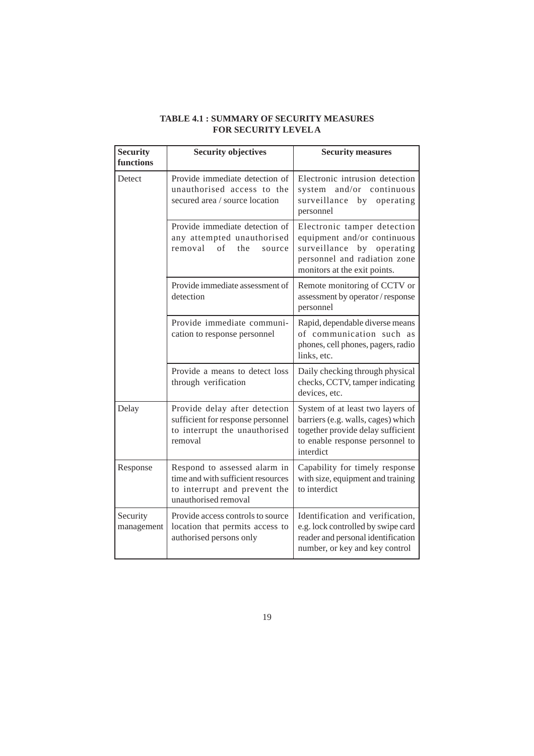**TABLE 4.1 : SUMMARY OF SECURITY MEASURES FOR SECURITY LEVEL A**

| Security functions | Security objectives | Security measures |
|---|---|---|
| Detect | Provide immediate detection of unauthorised access to the secured area / source location | Electronic intrusion detection system and/or continuous surveillance by operating personnel |
| | Provide immediate detection of any attempted unauthorised removal of the source | Electronic tamper detection equipment and/or continuous surveillance by operating personnel and radiation zone monitors at the exit points. |
| | Provide immediate assessment of detection | Remote monitoring of CCTV or assessment by operator / response personnel |
| | Provide immediate communication to response personnel | Rapid, dependable diverse means of communication such as phones, cell phones, pagers, radio links, etc. |
| | Provide a means to detect loss through verification | Daily checking through physical checks, CCTV, tamper indicating devices, etc. |
| Delay | Provide delay after detection sufficient for response personnel to interrupt the unauthorised removal | System of at least two layers of barriers (e.g. walls, cages) which together provide delay sufficient to enable response personnel to interdict |
| Response | Respond to assessed alarm in time and with sufficient resources to interrupt and prevent the unauthorised removal | Capability for timely response with size, equipment and training to interdict |
| Security management | Provide access controls to source location that permits access to authorised persons only | Identification and verification, e.g. lock controlled by swipe card reader and personal identification number, or key and key control |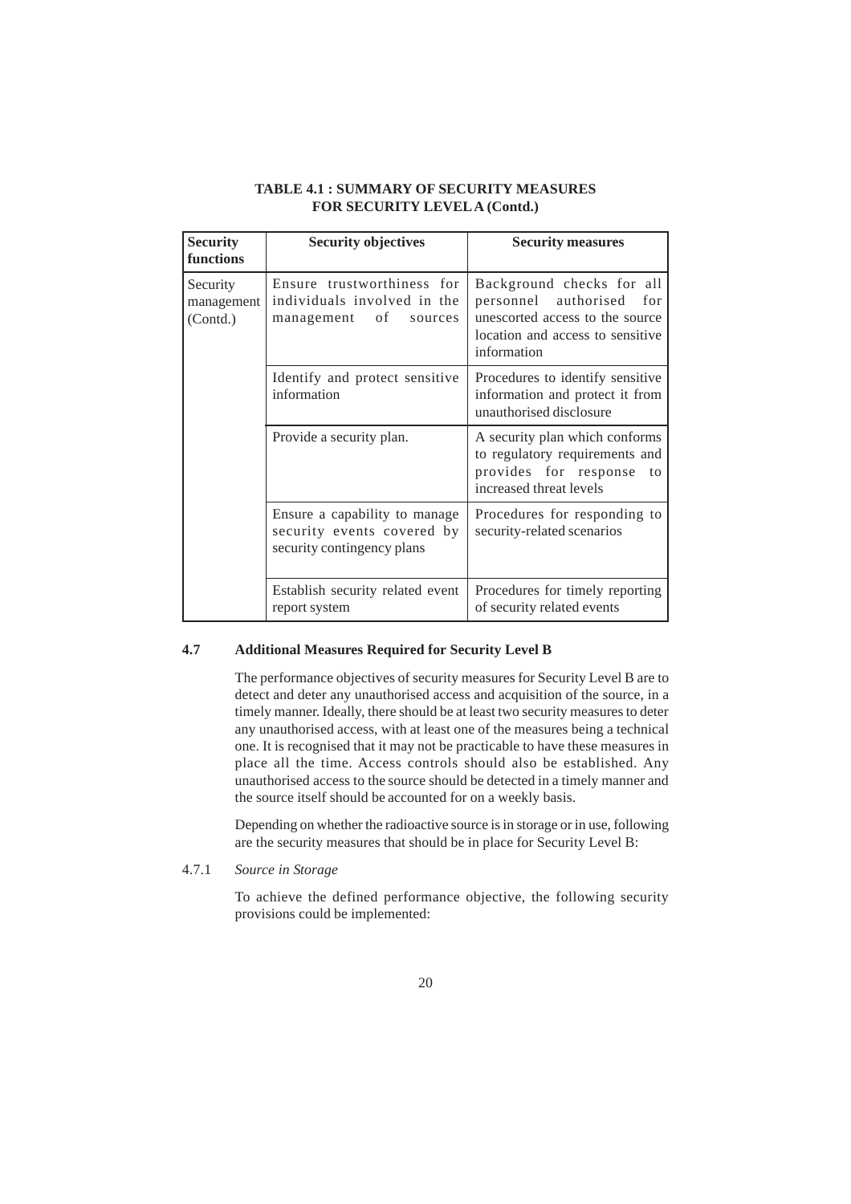**TABLE 4.1 : SUMMARY OF SECURITY MEASURES FOR SECURITY LEVEL A (Contd.)**

| Security functions | Security objectives | Security measures |
|---|---|---|
| Security management (Contd.) | Ensure trustworthiness for individuals involved in the management of sources | Background checks for all personnel authorised for unescorted access to the source location and access to sensitive information |
| | Identify and protect sensitive information | Procedures to identify sensitive information and protect it from unauthorised disclosure |
| | Provide a security plan. | A security plan which conforms to regulatory requirements and provides for response to increased threat levels |
| | Ensure a capability to manage security events covered by security contingency plans | Procedures for responding to security-related scenarios |
| | Establish security related event report system | Procedures for timely reporting of security related events |

### 4.7 Additional Measures Required for Security Level B

The performance objectives of security measures for Security Level B are to detect and deter any unauthorised access and acquisition of the source, in a timely manner. Ideally, there should be at least two security measures to deter any unauthorised access, with at least one of the measures being a technical one. It is recognised that it may not be practicable to have these measures in place all the time. Access controls should also be established. Any unauthorised access to the source should be detected in a timely manner and the source itself should be accounted for on a weekly basis.

Depending on whether the radioactive source is in storage or in use, following are the security measures that should be in place for Security Level B:

4.7.1 *Source in Storage*

To achieve the defined performance objective, the following security provisions could be implemented: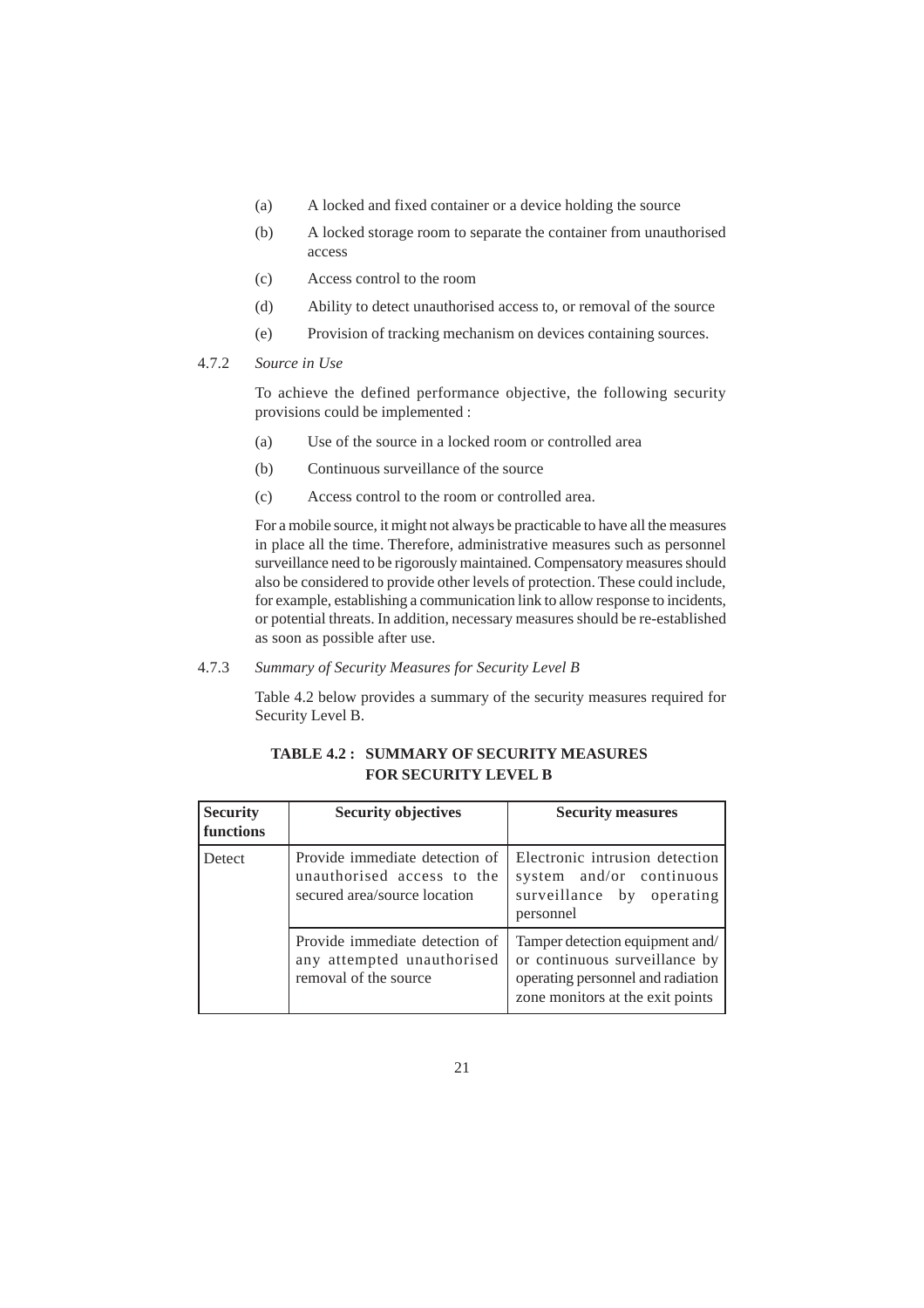(a) A locked and fixed container or a device holding the source

(b) A locked storage room to separate the container from unauthorised access

(c) Access control to the room

(d) Ability to detect unauthorised access to, or removal of the source

(e) Provision of tracking mechanism on devices containing sources.

4.7.2 *Source in Use*

To achieve the defined performance objective, the following security provisions could be implemented :

(a) Use of the source in a locked room or controlled area

(b) Continuous surveillance of the source

(c) Access control to the room or controlled area.

For a mobile source, it might not always be practicable to have all the measures in place all the time. Therefore, administrative measures such as personnel surveillance need to be rigorously maintained. Compensatory measures should also be considered to provide other levels of protection. These could include, for example, establishing a communication link to allow response to incidents, or potential threats. In addition, necessary measures should be re-established as soon as possible after use.

4.7.3 *Summary of Security Measures for Security Level B*

Table 4.2 below provides a summary of the security measures required for Security Level B.

**TABLE 4.2 : SUMMARY OF SECURITY MEASURES FOR SECURITY LEVEL B**

| Security functions | Security objectives | Security measures |
|---|---|---|
| Detect | Provide immediate detection of unauthorised access to the secured area/source location | Electronic intrusion detection system and/or continuous surveillance by operating personnel |
| | Provide immediate detection of any attempted unauthorised removal of the source | Tamper detection equipment and/ or continuous surveillance by operating personnel and radiation zone monitors at the exit points |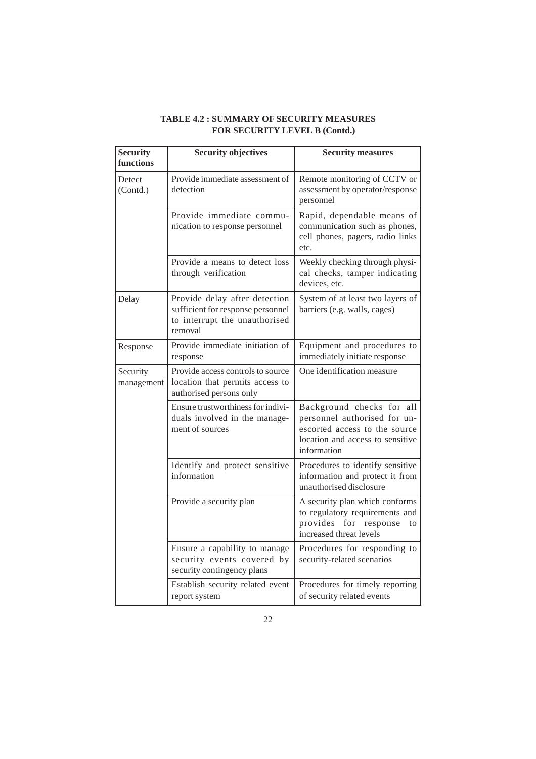**TABLE 4.2 : SUMMARY OF SECURITY MEASURES FOR SECURITY LEVEL B (Contd.)**

| Security functions | Security objectives | Security measures |
|---|---|---|
| Detect (Contd.) | Provide immediate assessment of detection | Remote monitoring of CCTV or assessment by operator/response personnel |
| | Provide immediate communication to response personnel | Rapid, dependable means of communication such as phones, cell phones, pagers, radio links etc. |
| | Provide a means to detect loss through verification | Weekly checking through physical checks, tamper indicating devices, etc. |
| Delay | Provide delay after detection sufficient for response personnel to interrupt the unauthorised removal | System of at least two layers of barriers (e.g. walls, cages) |
| Response | Provide immediate initiation of response | Equipment and procedures to immediately initiate response |
| Security management | Provide access controls to source location that permits access to authorised persons only | One identification measure |
| | Ensure trustworthiness for individuals involved in the management of sources | Background checks for all personnel authorised for unescorted access to the source location and access to sensitive information |
| | Identify and protect sensitive information | Procedures to identify sensitive information and protect it from unauthorised disclosure |
| | Provide a security plan | A security plan which conforms to regulatory requirements and provides for response to increased threat levels |
| | Ensure a capability to manage security events covered by security contingency plans | Procedures for responding to security-related scenarios |
| | Establish security related event report system | Procedures for timely reporting of security related events |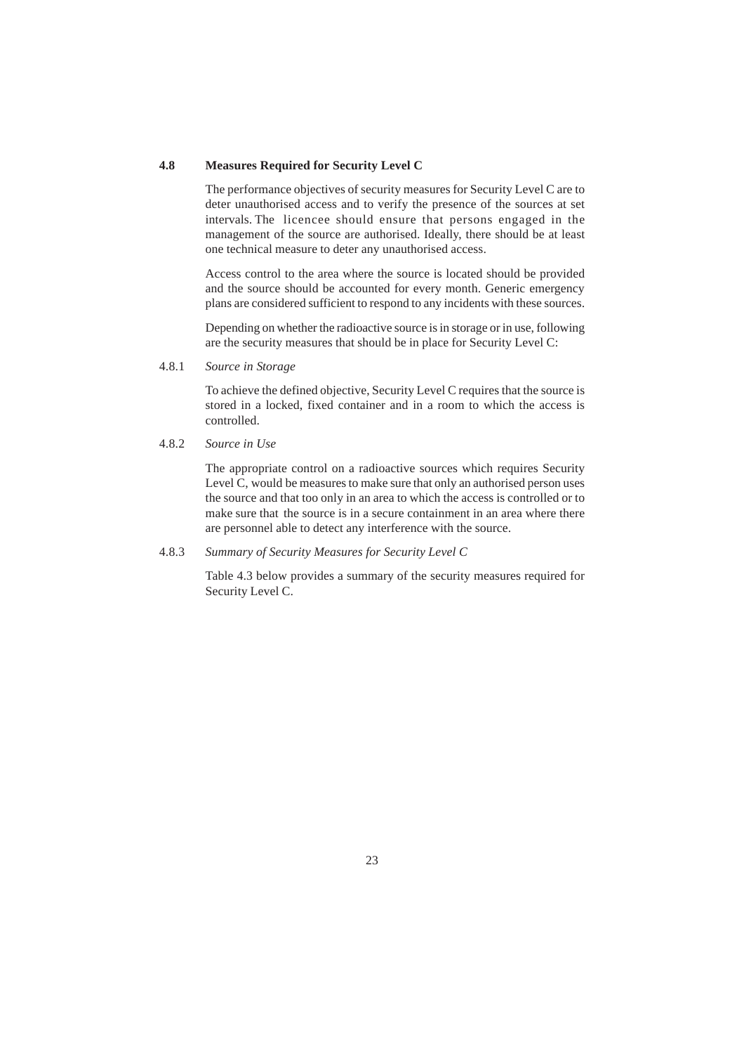## 4.8 Measures Required for Security Level C

The performance objectives of security measures for Security Level C are to deter unauthorised access and to verify the presence of the sources at set intervals. The licencee should ensure that persons engaged in the management of the source are authorised. Ideally, there should be at least one technical measure to deter any unauthorised access.

Access control to the area where the source is located should be provided and the source should be accounted for every month. Generic emergency plans are considered sufficient to respond to any incidents with these sources.

Depending on whether the radioactive source is in storage or in use, following are the security measures that should be in place for Security Level C:

### 4.8.1 *Source in Storage*

To achieve the defined objective, Security Level C requires that the source is stored in a locked, fixed container and in a room to which the access is controlled.

### 4.8.2 *Source in Use*

The appropriate control on a radioactive sources which requires Security Level C, would be measures to make sure that only an authorised person uses the source and that too only in an area to which the access is controlled or to make sure that the source is in a secure containment in an area where there are personnel able to detect any interference with the source.

### 4.8.3 *Summary of Security Measures for Security Level C*

Table 4.3 below provides a summary of the security measures required for Security Level C.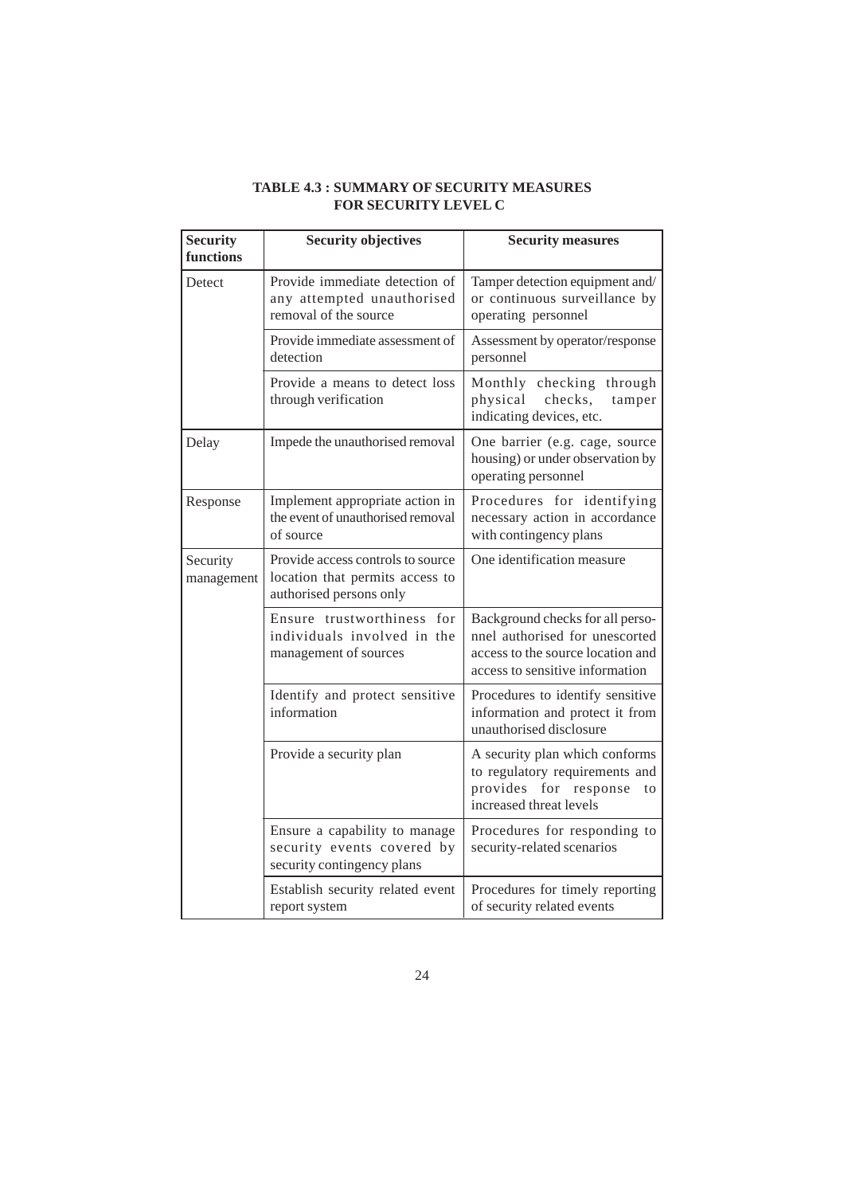**TABLE 4.3 : SUMMARY OF SECURITY MEASURES FOR SECURITY LEVEL C**

| Security functions | Security objectives | Security measures |
|---|---|---|
| Detect | Provide immediate detection of any attempted unauthorised removal of the source | Tamper detection equipment and/ or continuous surveillance by operating personnel |
| | Provide immediate assessment of detection | Assessment by operator/response personnel |
| | Provide a means to detect loss through verification | Monthly checking through physical checks, tamper indicating devices, etc. |
| Delay | Impede the unauthorised removal | One barrier (e.g. cage, source housing) or under observation by operating personnel |
| Response | Implement appropriate action in the event of unauthorised removal of source | Procedures for identifying necessary action in accordance with contingency plans |
| Security management | Provide access controls to source location that permits access to authorised persons only | One identification measure |
| | Ensure trustworthiness for individuals involved in the management of sources | Background checks for all personnel authorised for unescorted access to the source location and access to sensitive information |
| | Identify and protect sensitive information | Procedures to identify sensitive information and protect it from unauthorised disclosure |
| | Provide a security plan | A security plan which conforms to regulatory requirements and provides for response to increased threat levels |
| | Ensure a capability to manage security events covered by security contingency plans | Procedures for responding to security-related scenarios |
| | Establish security related event report system | Procedures for timely reporting of security related events |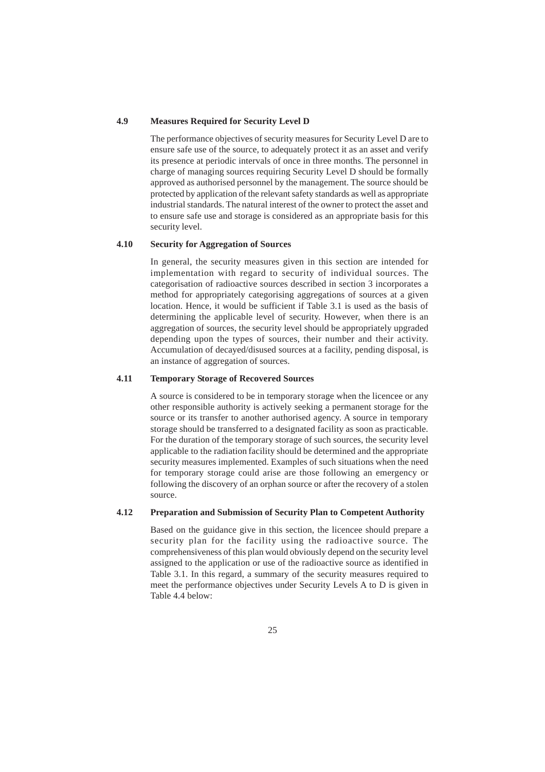### 4.9 Measures Required for Security Level D

The performance objectives of security measures for Security Level D are to ensure safe use of the source, to adequately protect it as an asset and verify its presence at periodic intervals of once in three months. The personnel in charge of managing sources requiring Security Level D should be formally approved as authorised personnel by the management. The source should be protected by application of the relevant safety standards as well as appropriate industrial standards. The natural interest of the owner to protect the asset and to ensure safe use and storage is considered as an appropriate basis for this security level.

### 4.10 Security for Aggregation of Sources

In general, the security measures given in this section are intended for implementation with regard to security of individual sources. The categorisation of radioactive sources described in section 3 incorporates a method for appropriately categorising aggregations of sources at a given location. Hence, it would be sufficient if Table 3.1 is used as the basis of determining the applicable level of security. However, when there is an aggregation of sources, the security level should be appropriately upgraded depending upon the types of sources, their number and their activity. Accumulation of decayed/disused sources at a facility, pending disposal, is an instance of aggregation of sources.

### 4.11 Temporary Storage of Recovered Sources

A source is considered to be in temporary storage when the licencee or any other responsible authority is actively seeking a permanent storage for the source or its transfer to another authorised agency. A source in temporary storage should be transferred to a designated facility as soon as practicable. For the duration of the temporary storage of such sources, the security level applicable to the radiation facility should be determined and the appropriate security measures implemented. Examples of such situations when the need for temporary storage could arise are those following an emergency or following the discovery of an orphan source or after the recovery of a stolen source.

### 4.12 Preparation and Submission of Security Plan to Competent Authority

Based on the guidance give in this section, the licencee should prepare a security plan for the facility using the radioactive source. The comprehensiveness of this plan would obviously depend on the security level assigned to the application or use of the radioactive source as identified in Table 3.1. In this regard, a summary of the security measures required to meet the performance objectives under Security Levels A to D is given in Table 4.4 below: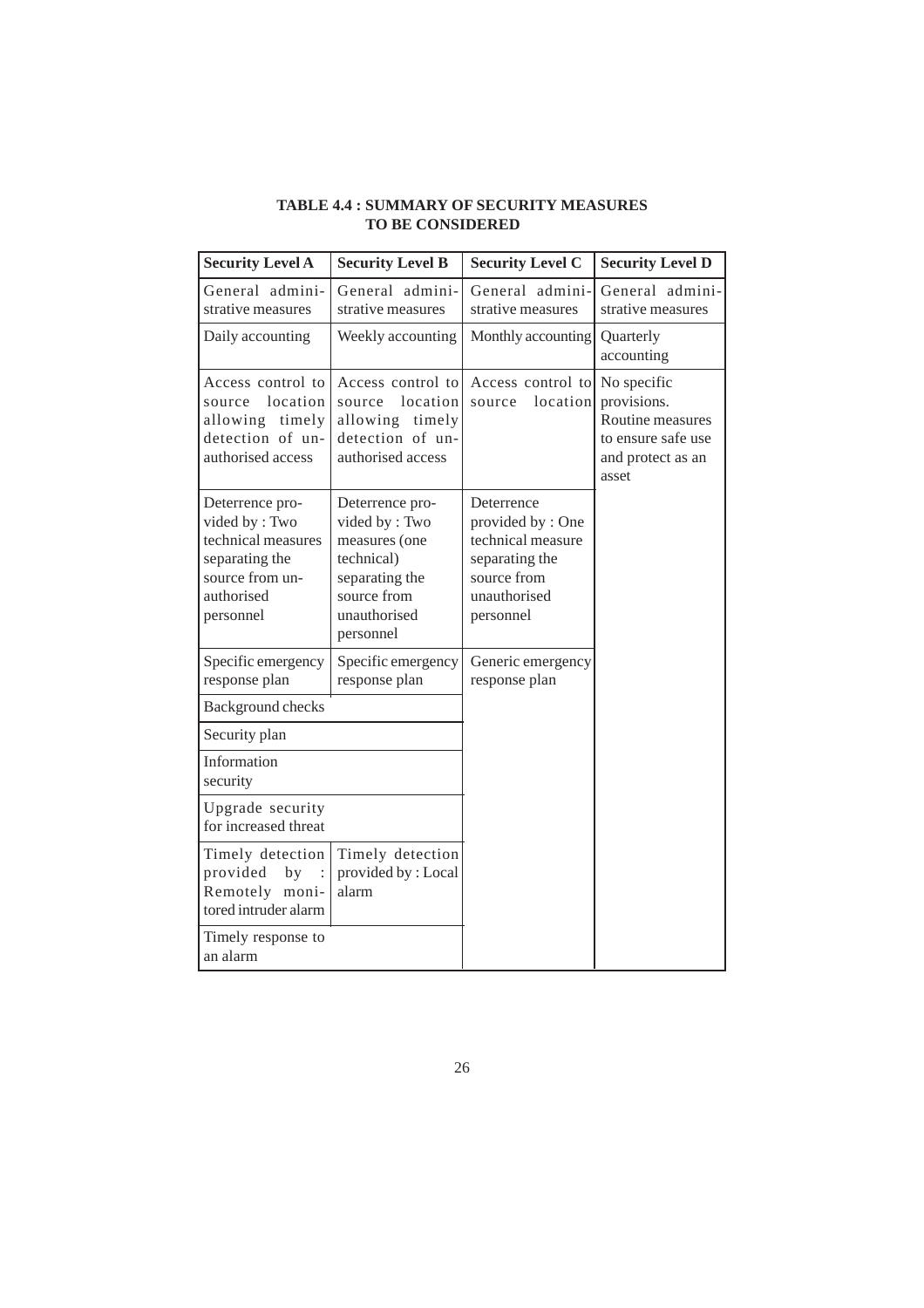**TABLE 4.4 : SUMMARY OF SECURITY MEASURES TO BE CONSIDERED**

| Security Level A | Security Level B | Security Level C | Security Level D |
|---|---|---|---|
| General administrative measures | General administrative measures | General administrative measures | General administrative measures |
| Daily accounting | Weekly accounting | Monthly accounting | Quarterly accounting |
| Access control to source location allowing timely detection of unauthorised access | Access control to source location allowing timely detection of unauthorised access | Access control to source location | No specific provisions. Routine measures to ensure safe use and protect as an asset |
| Deterrence provided by : Two technical measures separating the source from unauthorised personnel | Deterrence provided by : Two measures (one technical) separating the source from unauthorised personnel | Deterrence provided by : One technical measure separating the source from unauthorised personnel | |
| Specific emergency response plan | Specific emergency response plan | Generic emergency response plan | |
| Background checks | | | |
| Security plan | | | |
| Information security | | | |
| Upgrade security for increased threat | | | |
| Timely detection provided by : Remotely monitored intruder alarm | Timely detection provided by : Local alarm | | |
| Timely response to an alarm | | | |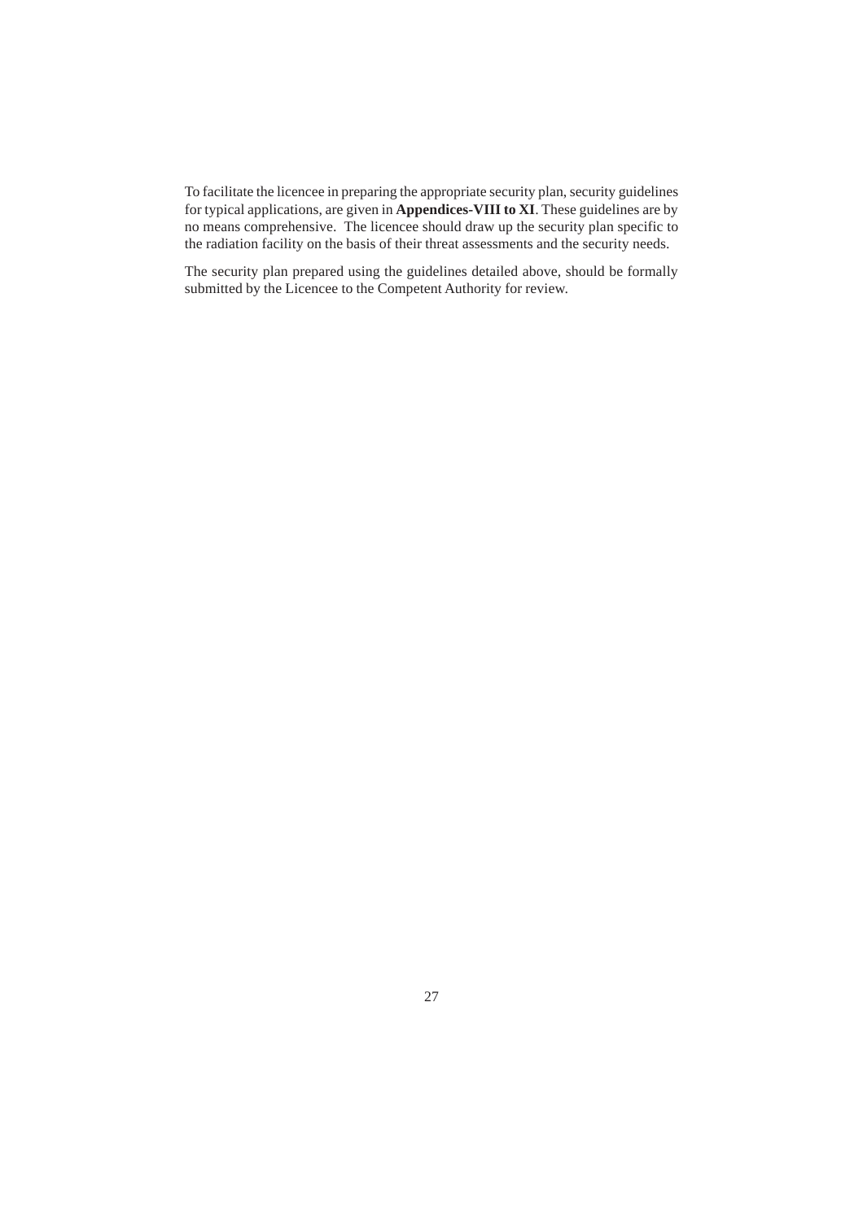To facilitate the licencee in preparing the appropriate security plan, security guidelines for typical applications, are given in **Appendices-VIII to XI**. These guidelines are by no means comprehensive. The licencee should draw up the security plan specific to the radiation facility on the basis of their threat assessments and the security needs.

The security plan prepared using the guidelines detailed above, should be formally submitted by the Licencee to the Competent Authority for review.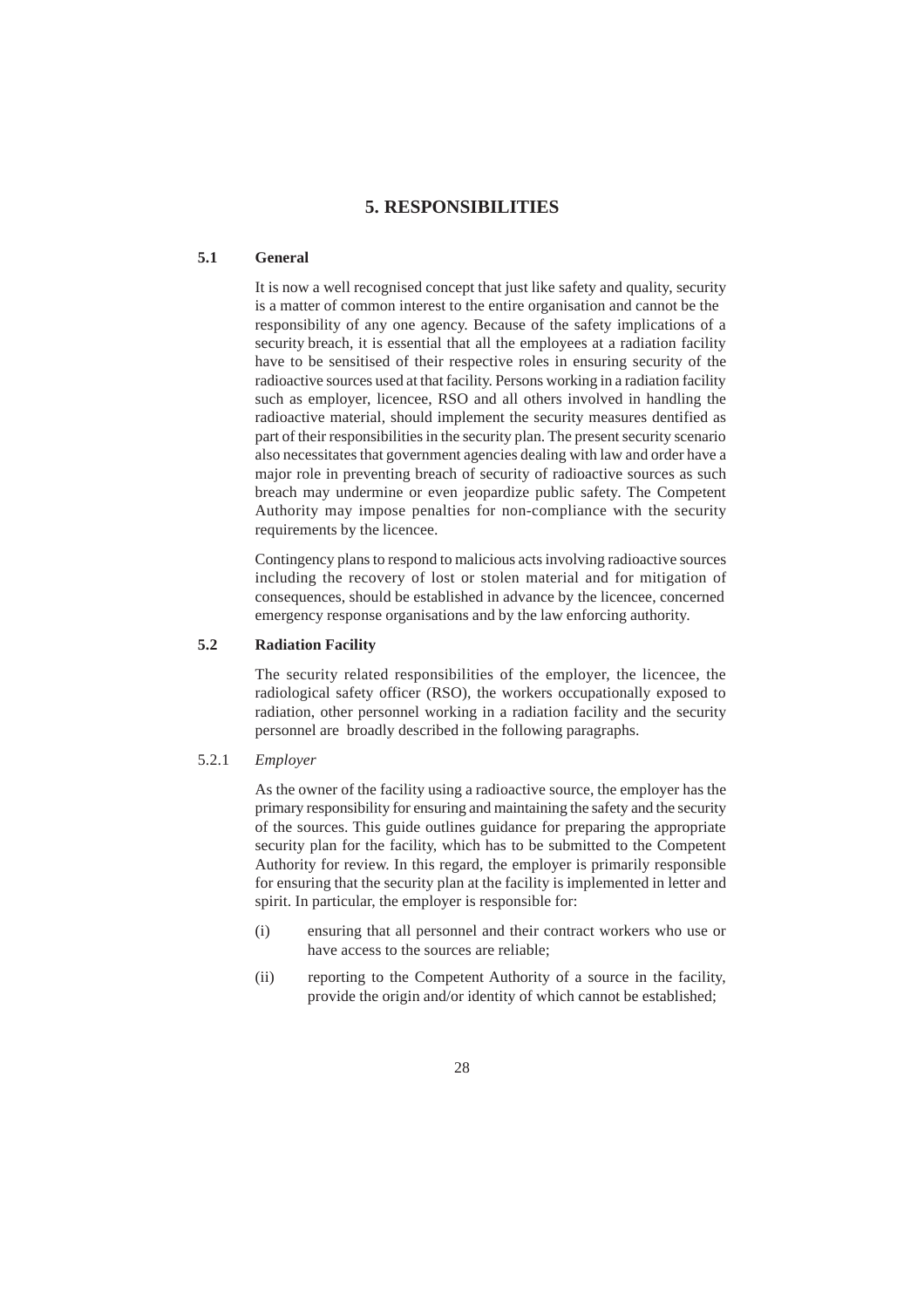# 5. RESPONSIBILITIES

## 5.1 General

It is now a well recognised concept that just like safety and quality, security is a matter of common interest to the entire organisation and cannot be the responsibility of any one agency. Because of the safety implications of a security breach, it is essential that all the employees at a radiation facility have to be sensitised of their respective roles in ensuring security of the radioactive sources used at that facility. Persons working in a radiation facility such as employer, licencee, RSO and all others involved in handling the radioactive material, should implement the security measures dentified as part of their responsibilities in the security plan. The present security scenario also necessitates that government agencies dealing with law and order have a major role in preventing breach of security of radioactive sources as such breach may undermine or even jeopardize public safety. The Competent Authority may impose penalties for non-compliance with the security requirements by the licencee.

Contingency plans to respond to malicious acts involving radioactive sources including the recovery of lost or stolen material and for mitigation of consequences, should be established in advance by the licencee, concerned emergency response organisations and by the law enforcing authority.

## 5.2 Radiation Facility

The security related responsibilities of the employer, the licencee, the radiological safety officer (RSO), the workers occupationally exposed to radiation, other personnel working in a radiation facility and the security personnel are broadly described in the following paragraphs.

### 5.2.1 *Employer*

As the owner of the facility using a radioactive source, the employer has the primary responsibility for ensuring and maintaining the safety and the security of the sources. This guide outlines guidance for preparing the appropriate security plan for the facility, which has to be submitted to the Competent Authority for review. In this regard, the employer is primarily responsible for ensuring that the security plan at the facility is implemented in letter and spirit. In particular, the employer is responsible for:

(i) ensuring that all personnel and their contract workers who use or have access to the sources are reliable;

(ii) reporting to the Competent Authority of a source in the facility, provide the origin and/or identity of which cannot be established;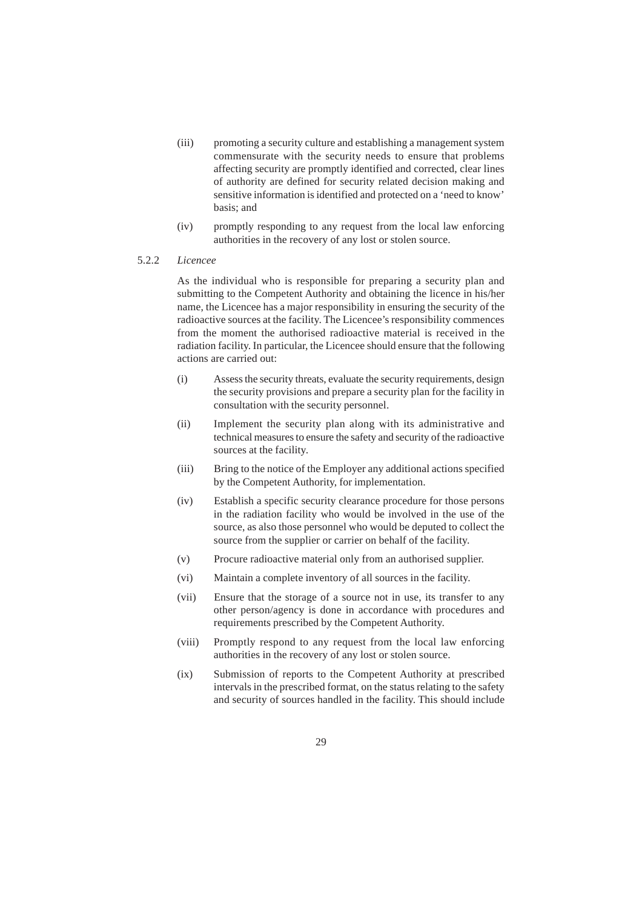(iii) promoting a security culture and establishing a management system commensurate with the security needs to ensure that problems affecting security are promptly identified and corrected, clear lines of authority are defined for security related decision making and sensitive information is identified and protected on a 'need to know' basis; and

(iv) promptly responding to any request from the local law enforcing authorities in the recovery of any lost or stolen source.

5.2.2 *Licencee*

As the individual who is responsible for preparing a security plan and submitting to the Competent Authority and obtaining the licence in his/her name, the Licencee has a major responsibility in ensuring the security of the radioactive sources at the facility. The Licencee's responsibility commences from the moment the authorised radioactive material is received in the radiation facility. In particular, the Licencee should ensure that the following actions are carried out:

(i) Assess the security threats, evaluate the security requirements, design the security provisions and prepare a security plan for the facility in consultation with the security personnel.

(ii) Implement the security plan along with its administrative and technical measures to ensure the safety and security of the radioactive sources at the facility.

(iii) Bring to the notice of the Employer any additional actions specified by the Competent Authority, for implementation.

(iv) Establish a specific security clearance procedure for those persons in the radiation facility who would be involved in the use of the source, as also those personnel who would be deputed to collect the source from the supplier or carrier on behalf of the facility.

(v) Procure radioactive material only from an authorised supplier.

(vi) Maintain a complete inventory of all sources in the facility.

(vii) Ensure that the storage of a source not in use, its transfer to any other person/agency is done in accordance with procedures and requirements prescribed by the Competent Authority.

(viii) Promptly respond to any request from the local law enforcing authorities in the recovery of any lost or stolen source.

(ix) Submission of reports to the Competent Authority at prescribed intervals in the prescribed format, on the status relating to the safety and security of sources handled in the facility. This should include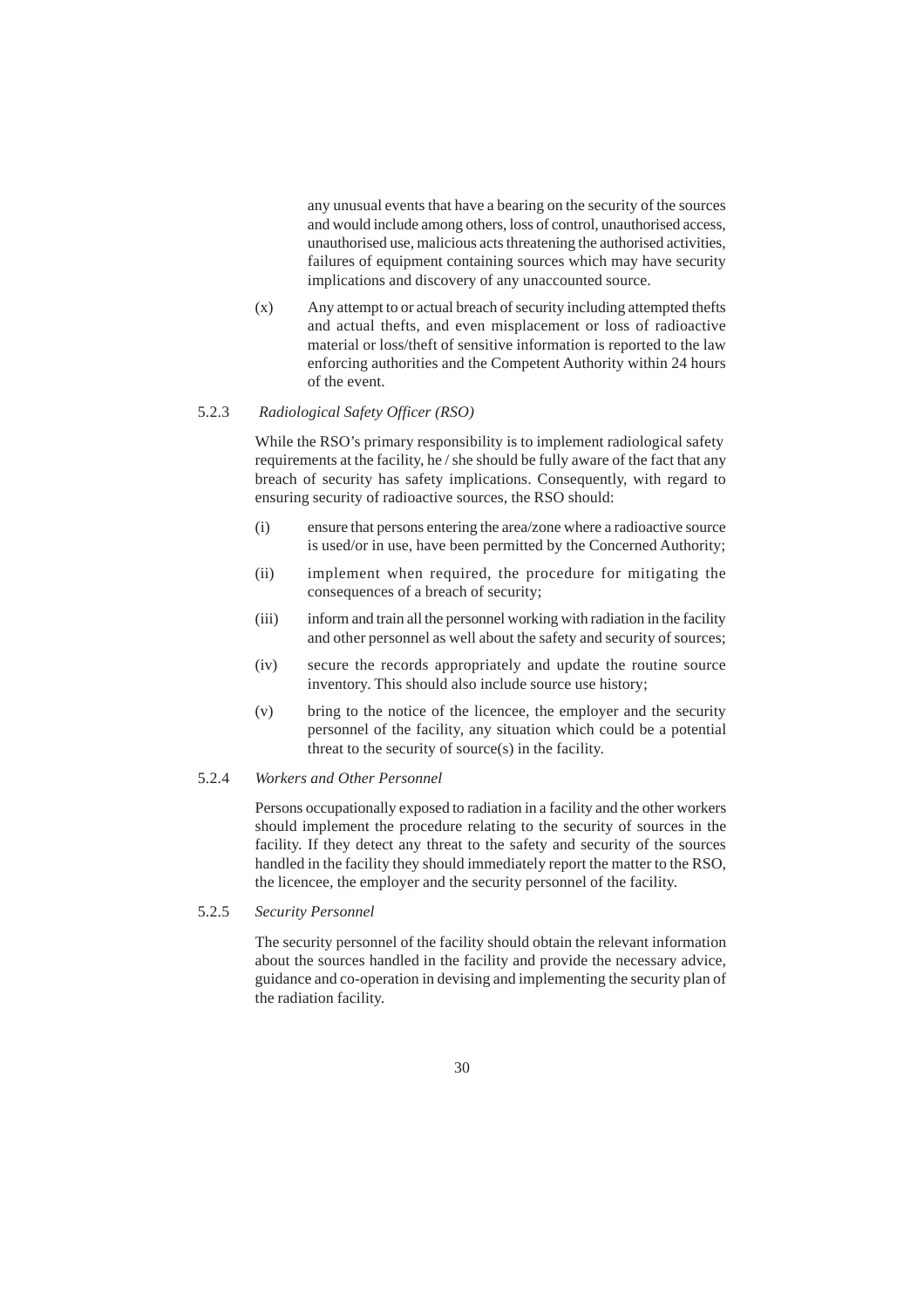any unusual events that have a bearing on the security of the sources and would include among others, loss of control, unauthorised access, unauthorised use, malicious acts threatening the authorised activities, failures of equipment containing sources which may have security implications and discovery of any unaccounted source.

(x) Any attempt to or actual breach of security including attempted thefts and actual thefts, and even misplacement or loss of radioactive material or loss/theft of sensitive information is reported to the law enforcing authorities and the Competent Authority within 24 hours of the event.

5.2.3 *Radiological Safety Officer (RSO)*

While the RSO's primary responsibility is to implement radiological safety requirements at the facility, he / she should be fully aware of the fact that any breach of security has safety implications. Consequently, with regard to ensuring security of radioactive sources, the RSO should:

(i) ensure that persons entering the area/zone where a radioactive source is used/or in use, have been permitted by the Concerned Authority;

(ii) implement when required, the procedure for mitigating the consequences of a breach of security;

(iii) inform and train all the personnel working with radiation in the facility and other personnel as well about the safety and security of sources;

(iv) secure the records appropriately and update the routine source inventory. This should also include source use history;

(v) bring to the notice of the licencee, the employer and the security personnel of the facility, any situation which could be a potential threat to the security of source(s) in the facility.

5.2.4 *Workers and Other Personnel*

Persons occupationally exposed to radiation in a facility and the other workers should implement the procedure relating to the security of sources in the facility. If they detect any threat to the safety and security of the sources handled in the facility they should immediately report the matter to the RSO, the licencee, the employer and the security personnel of the facility.

5.2.5 *Security Personnel*

The security personnel of the facility should obtain the relevant information about the sources handled in the facility and provide the necessary advice, guidance and co-operation in devising and implementing the security plan of the radiation facility.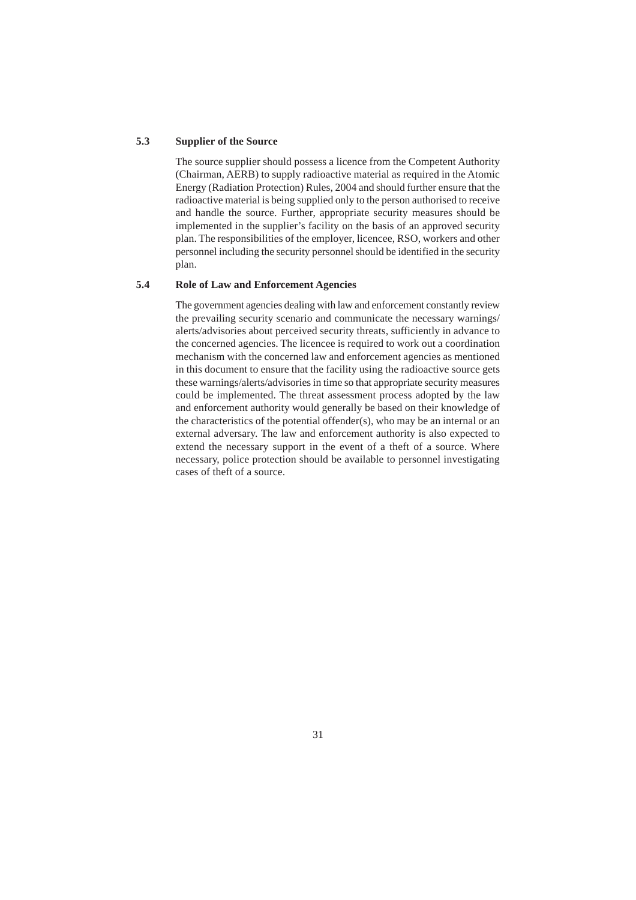### 5.3 Supplier of the Source

The source supplier should possess a licence from the Competent Authority (Chairman, AERB) to supply radioactive material as required in the Atomic Energy (Radiation Protection) Rules, 2004 and should further ensure that the radioactive material is being supplied only to the person authorised to receive and handle the source. Further, appropriate security measures should be implemented in the supplier's facility on the basis of an approved security plan. The responsibilities of the employer, licencee, RSO, workers and other personnel including the security personnel should be identified in the security plan.

### 5.4 Role of Law and Enforcement Agencies

The government agencies dealing with law and enforcement constantly review the prevailing security scenario and communicate the necessary warnings/ alerts/advisories about perceived security threats, sufficiently in advance to the concerned agencies. The licencee is required to work out a coordination mechanism with the concerned law and enforcement agencies as mentioned in this document to ensure that the facility using the radioactive source gets these warnings/alerts/advisories in time so that appropriate security measures could be implemented. The threat assessment process adopted by the law and enforcement authority would generally be based on their knowledge of the characteristics of the potential offender(s), who may be an internal or an external adversary. The law and enforcement authority is also expected to extend the necessary support in the event of a theft of a source. Where necessary, police protection should be available to personnel investigating cases of theft of a source.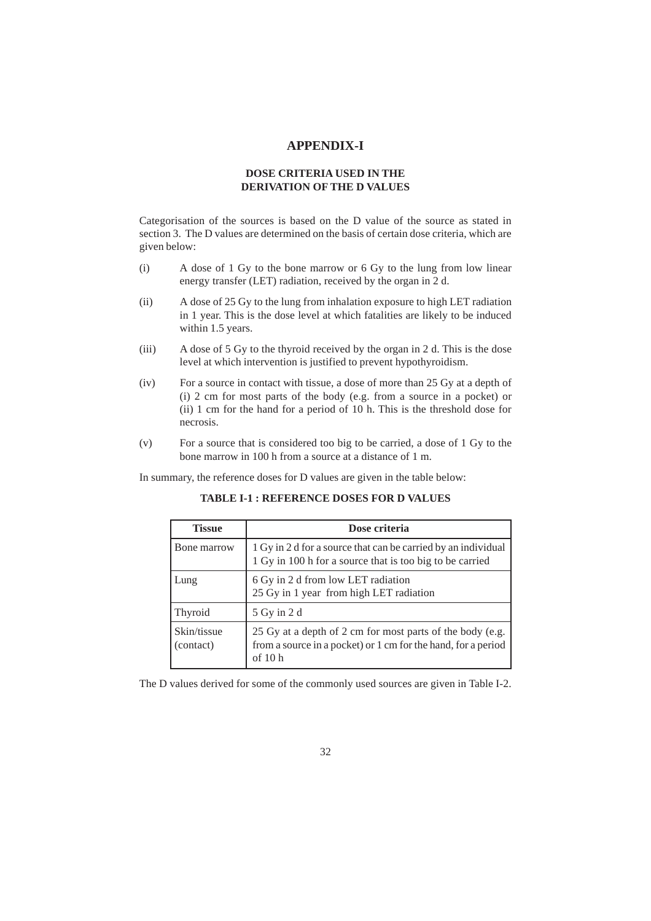# APPENDIX-I

## DOSE CRITERIA USED IN THE DERIVATION OF THE D VALUES

Categorisation of the sources is based on the D value of the source as stated in section 3. The D values are determined on the basis of certain dose criteria, which are given below:

(i) A dose of 1 Gy to the bone marrow or 6 Gy to the lung from low linear energy transfer (LET) radiation, received by the organ in 2 d.

(ii) A dose of 25 Gy to the lung from inhalation exposure to high LET radiation in 1 year. This is the dose level at which fatalities are likely to be induced within 1.5 years.

(iii) A dose of 5 Gy to the thyroid received by the organ in 2 d. This is the dose level at which intervention is justified to prevent hypothyroidism.

(iv) For a source in contact with tissue, a dose of more than 25 Gy at a depth of (i) 2 cm for most parts of the body (e.g. from a source in a pocket) or (ii) 1 cm for the hand for a period of 10 h. This is the threshold dose for necrosis.

(v) For a source that is considered too big to be carried, a dose of 1 Gy to the bone marrow in 100 h from a source at a distance of 1 m.

In summary, the reference doses for D values are given in the table below:

**TABLE I-1 : REFERENCE DOSES FOR D VALUES**

| Tissue | Dose criteria |
|---|---|
| Bone marrow | 1 Gy in 2 d for a source that can be carried by an individual<br>1 Gy in 100 h for a source that is too big to be carried |
| Lung | 6 Gy in 2 d from low LET radiation<br>25 Gy in 1 year from high LET radiation |
| Thyroid | 5 Gy in 2 d |
| Skin/tissue (contact) | 25 Gy at a depth of 2 cm for most parts of the body (e.g. from a source in a pocket) or 1 cm for the hand, for a period of 10 h |

The D values derived for some of the commonly used sources are given in Table I-2.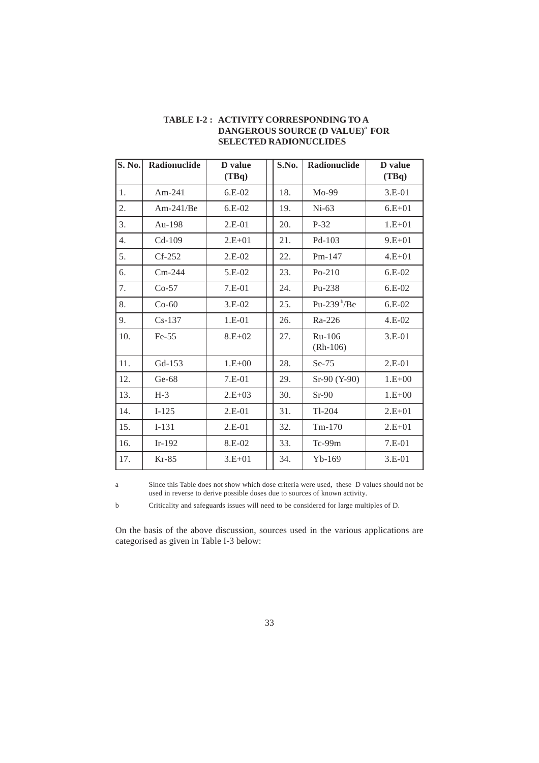**TABLE I-2 : ACTIVITY CORRESPONDING TO A DANGEROUS SOURCE (D VALUE)[a] FOR SELECTED RADIONUCLIDES**

| S. No. | Radionuclide | D value (TBq) | S.No. | Radionuclide | D value (TBq) |
|---|---|---|---|---|---|
| 1. | Am-241 | 6.E-02 | 18. | Mo-99 | 3.E-01 |
| 2. | Am-241/Be | 6.E-02 | 19. | Ni-63 | 6.E+01 |
| 3. | Au-198 | 2.E-01 | 20. | P-32 | 1.E+01 |
| 4. | Cd-109 | 2.E+01 | 21. | Pd-103 | 9.E+01 |
| 5. | Cf-252 | 2.E-02 | 22. | Pm-147 | 4.E+01 |
| 6. | Cm-244 | 5.E-02 | 23. | Po-210 | 6.E-02 |
| 7. | Co-57 | 7.E-01 | 24. | Pu-238 | 6.E-02 |
| 8. | Co-60 | 3.E-02 | 25. | Pu-239[b]/Be | 6.E-02 |
| 9. | Cs-137 | 1.E-01 | 26. | Ra-226 | 4.E-02 |
| 10. | Fe-55 | 8.E+02 | 27. | Ru-106 (Rh-106) | 3.E-01 |
| 11. | Gd-153 | 1.E+00 | 28. | Se-75 | 2.E-01 |
| 12. | Ge-68 | 7.E-01 | 29. | Sr-90 (Y-90) | 1.E+00 |
| 13. | H-3 | 2.E+03 | 30. | Sr-90 | 1.E+00 |
| 14. | I-125 | 2.E-01 | 31. | Tl-204 | 2.E+01 |
| 15. | I-131 | 2.E-01 | 32. | Tm-170 | 2.E+01 |
| 16. | Ir-192 | 8.E-02 | 33. | Tc-99m | 7.E-01 |
| 17. | Kr-85 | 3.E+01 | 34. | Yb-169 | 3.E-01 |

a Since this Table does not show which dose criteria were used, these D values should not be used in reverse to derive possible doses due to sources of known activity.

b Criticality and safeguards issues will need to be considered for large multiples of D.

On the basis of the above discussion, sources used in the various applications are categorised as given in Table I-3 below: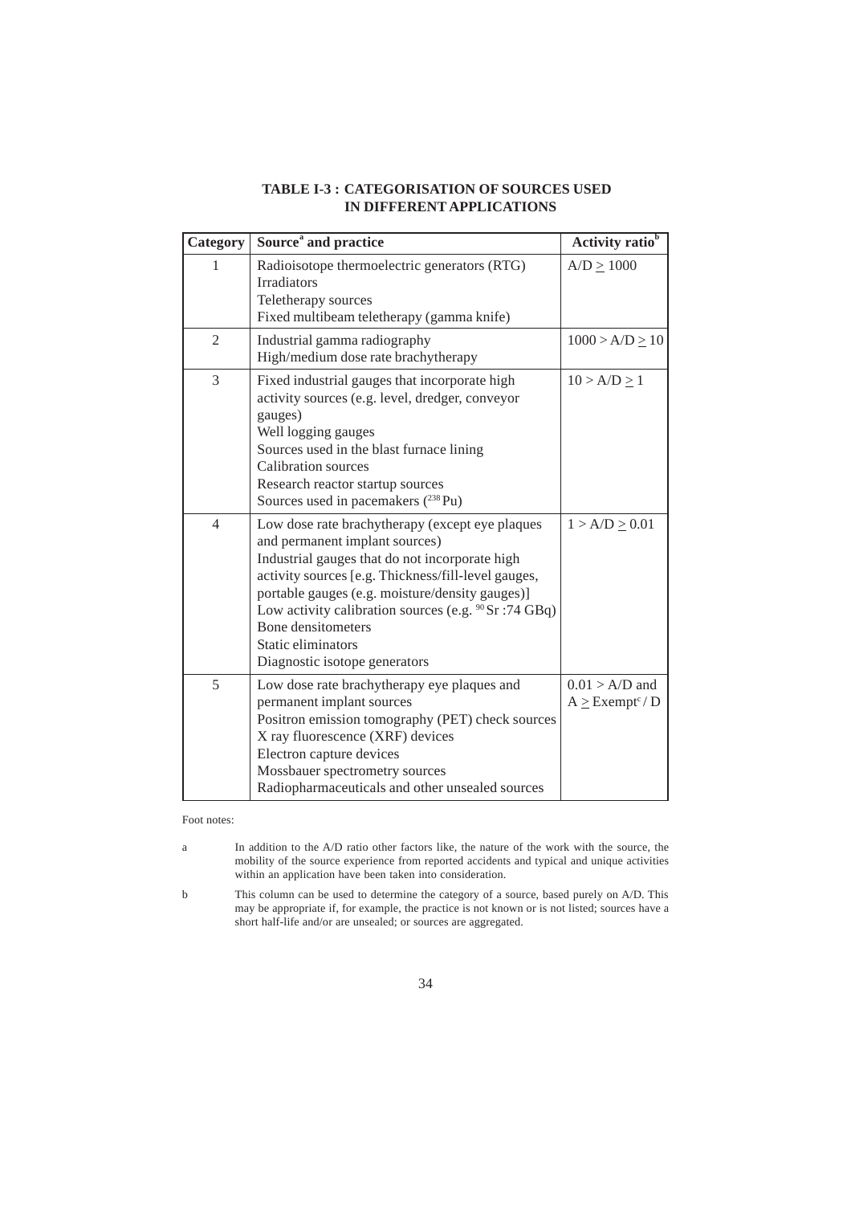**TABLE I-3 : CATEGORISATION OF SOURCES USED IN DIFFERENT APPLICATIONS**

| Category | Source[a] and practice | Activity ratio[b] |
|---|---|---|
| 1 | Radioisotope thermoelectric generators (RTG)<br>Irradiators<br>Teletherapy sources<br>Fixed multibeam teletherapy (gamma knife) | $A/D \geq 1000$ |
| 2 | Industrial gamma radiography<br>High/medium dose rate brachytherapy | $1000 > A/D \geq 10$ |
| 3 | Fixed industrial gauges that incorporate high activity sources (e.g. level, dredger, conveyor gauges)<br>Well logging gauges<br>Sources used in the blast furnace lining<br>Calibration sources<br>Research reactor startup sources<br>Sources used in pacemakers ($^{238}$Pu) | $10 > A/D \geq 1$ |
| 4 | Low dose rate brachytherapy (except eye plaques and permanent implant sources)<br>Industrial gauges that do not incorporate high activity sources [e.g. Thickness/fill-level gauges, portable gauges (e.g. moisture/density gauges)]<br>Low activity calibration sources (e.g. $^{90}$Sr :74 GBq)<br>Bone densitometers<br>Static eliminators<br>Diagnostic isotope generators | $1 > A/D \geq 0.01$ |
| 5 | Low dose rate brachytherapy eye plaques and permanent implant sources<br>Positron emission tomography (PET) check sources<br>X ray fluorescence (XRF) devices<br>Electron capture devices<br>Mossbauer spectrometry sources<br>Radiopharmaceuticals and other unsealed sources | $0.01 > A/D$ and $A \geq \text{Exempt}^{c} / D$ |

Foot notes:

a In addition to the A/D ratio other factors like, the nature of the work with the source, the mobility of the source experience from reported accidents and typical and unique activities within an application have been taken into consideration.

b This column can be used to determine the category of a source, based purely on A/D. This may be appropriate if, for example, the practice is not known or is not listed; sources have a short half-life and/or are unsealed; or sources are aggregated.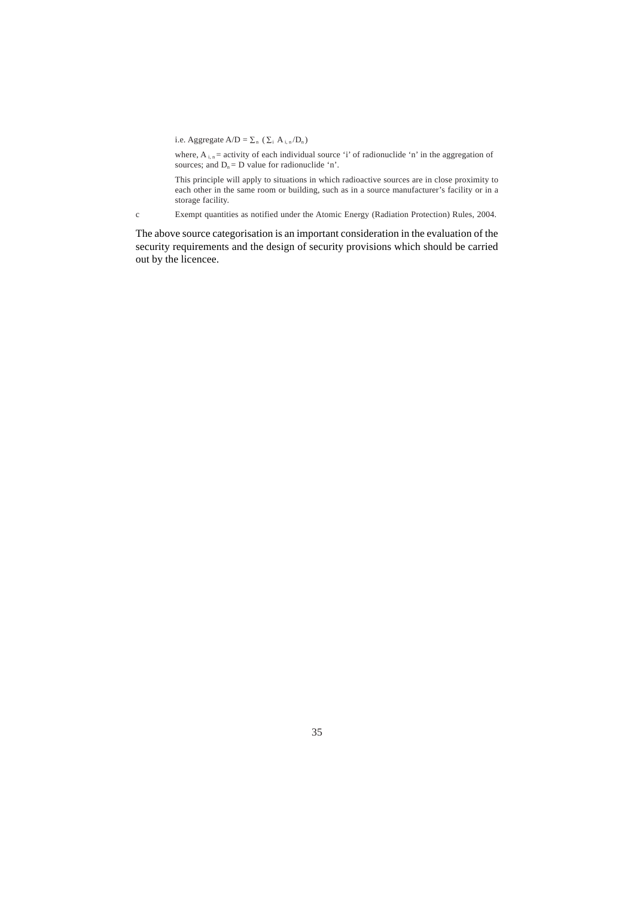i.e. Aggregate $A/D = \sum_n (\sum_i A_{i,n}/D_n)$

where, $A_{i,n}$ = activity of each individual source 'i' of radionuclide 'n' in the aggregation of sources; and $D_n$ = D value for radionuclide 'n'.

This principle will apply to situations in which radioactive sources are in close proximity to each other in the same room or building, such as in a source manufacturer's facility or in a storage facility.

c Exempt quantities as notified under the Atomic Energy (Radiation Protection) Rules, 2004.

The above source categorisation is an important consideration in the evaluation of the security requirements and the design of security provisions which should be carried out by the licencee.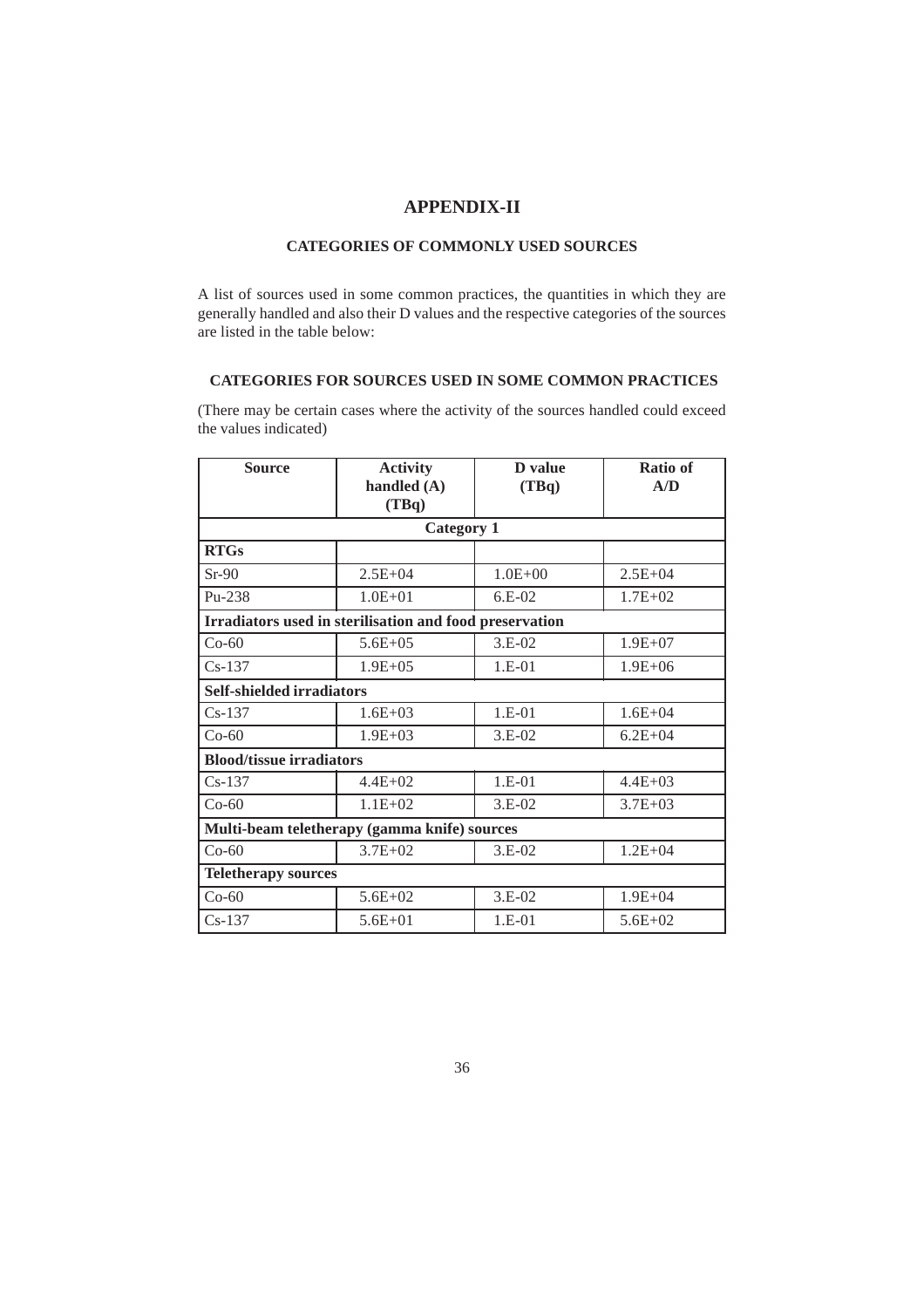# APPENDIX-II

## CATEGORIES OF COMMONLY USED SOURCES

A list of sources used in some common practices, the quantities in which they are generally handled and also their D values and the respective categories of the sources are listed in the table below:

### CATEGORIES FOR SOURCES USED IN SOME COMMON PRACTICES

(There may be certain cases where the activity of the sources handled could exceed the values indicated)

| Source | Activity handled (A) (TBq) | D value (TBq) | Ratio of A/D |
|---|---|---|---|
| **Category 1** | | | |
| **RTGs** | | | |
| Sr-90 | 2.5E+04 | 1.0E+00 | 2.5E+04 |
| Pu-238 | 1.0E+01 | 6.E-02 | 1.7E+02 |
| **Irradiators used in sterilisation and food preservation** | | | |
| Co-60 | 5.6E+05 | 3.E-02 | 1.9E+07 |
| Cs-137 | 1.9E+05 | 1.E-01 | 1.9E+06 |
| **Self-shielded irradiators** | | | |
| Cs-137 | 1.6E+03 | 1.E-01 | 1.6E+04 |
| Co-60 | 1.9E+03 | 3.E-02 | 6.2E+04 |
| **Blood/tissue irradiators** | | | |
| Cs-137 | 4.4E+02 | 1.E-01 | 4.4E+03 |
| Co-60 | 1.1E+02 | 3.E-02 | 3.7E+03 |
| **Multi-beam teletherapy (gamma knife) sources** | | | |
| Co-60 | 3.7E+02 | 3.E-02 | 1.2E+04 |
| **Teletherapy sources** | | | |
| Co-60 | 5.6E+02 | 3.E-02 | 1.9E+04 |
| Cs-137 | 5.6E+01 | 1.E-01 | 5.6E+02 |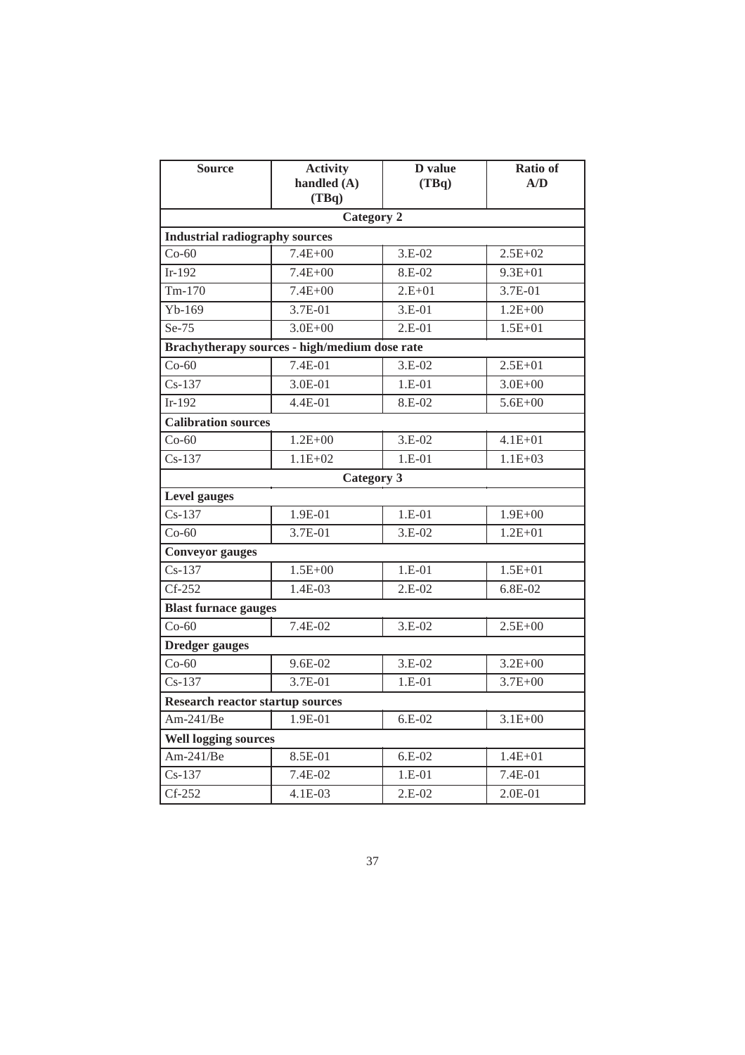| Source | Activity handled (A) (TBq) | D value (TBq) | Ratio of A/D |
|---|---|---|---|
| **Category 2** | | | |
| **Industrial radiography sources** | | | |
| Co-60 | 7.4E+00 | 3.E-02 | 2.5E+02 |
| Ir-192 | 7.4E+00 | 8.E-02 | 9.3E+01 |
| Tm-170 | 7.4E+00 | 2.E+01 | 3.7E-01 |
| Yb-169 | 3.7E-01 | 3.E-01 | 1.2E+00 |
| Se-75 | 3.0E+00 | 2.E-01 | 1.5E+01 |
| **Brachytherapy sources - high/medium dose rate** | | | |
| Co-60 | 7.4E-01 | 3.E-02 | 2.5E+01 |
| Cs-137 | 3.0E-01 | 1.E-01 | 3.0E+00 |
| Ir-192 | 4.4E-01 | 8.E-02 | 5.6E+00 |
| **Calibration sources** | | | |
| Co-60 | 1.2E+00 | 3.E-02 | 4.1E+01 |
| Cs-137 | 1.1E+02 | 1.E-01 | 1.1E+03 |
| **Category 3** | | | |
| **Level gauges** | | | |
| Cs-137 | 1.9E-01 | 1.E-01 | 1.9E+00 |
| Co-60 | 3.7E-01 | 3.E-02 | 1.2E+01 |
| **Conveyor gauges** | | | |
| Cs-137 | 1.5E+00 | 1.E-01 | 1.5E+01 |
| Cf-252 | 1.4E-03 | 2.E-02 | 6.8E-02 |
| **Blast furnace gauges** | | | |
| Co-60 | 7.4E-02 | 3.E-02 | 2.5E+00 |
| **Dredger gauges** | | | |
| Co-60 | 9.6E-02 | 3.E-02 | 3.2E+00 |
| Cs-137 | 3.7E-01 | 1.E-01 | 3.7E+00 |
| **Research reactor startup sources** | | | |
| Am-241/Be | 1.9E-01 | 6.E-02 | 3.1E+00 |
| **Well logging sources** | | | |
| Am-241/Be | 8.5E-01 | 6.E-02 | 1.4E+01 |
| Cs-137 | 7.4E-02 | 1.E-01 | 7.4E-01 |
| Cf-252 | 4.1E-03 | 2.E-02 | 2.0E-01 |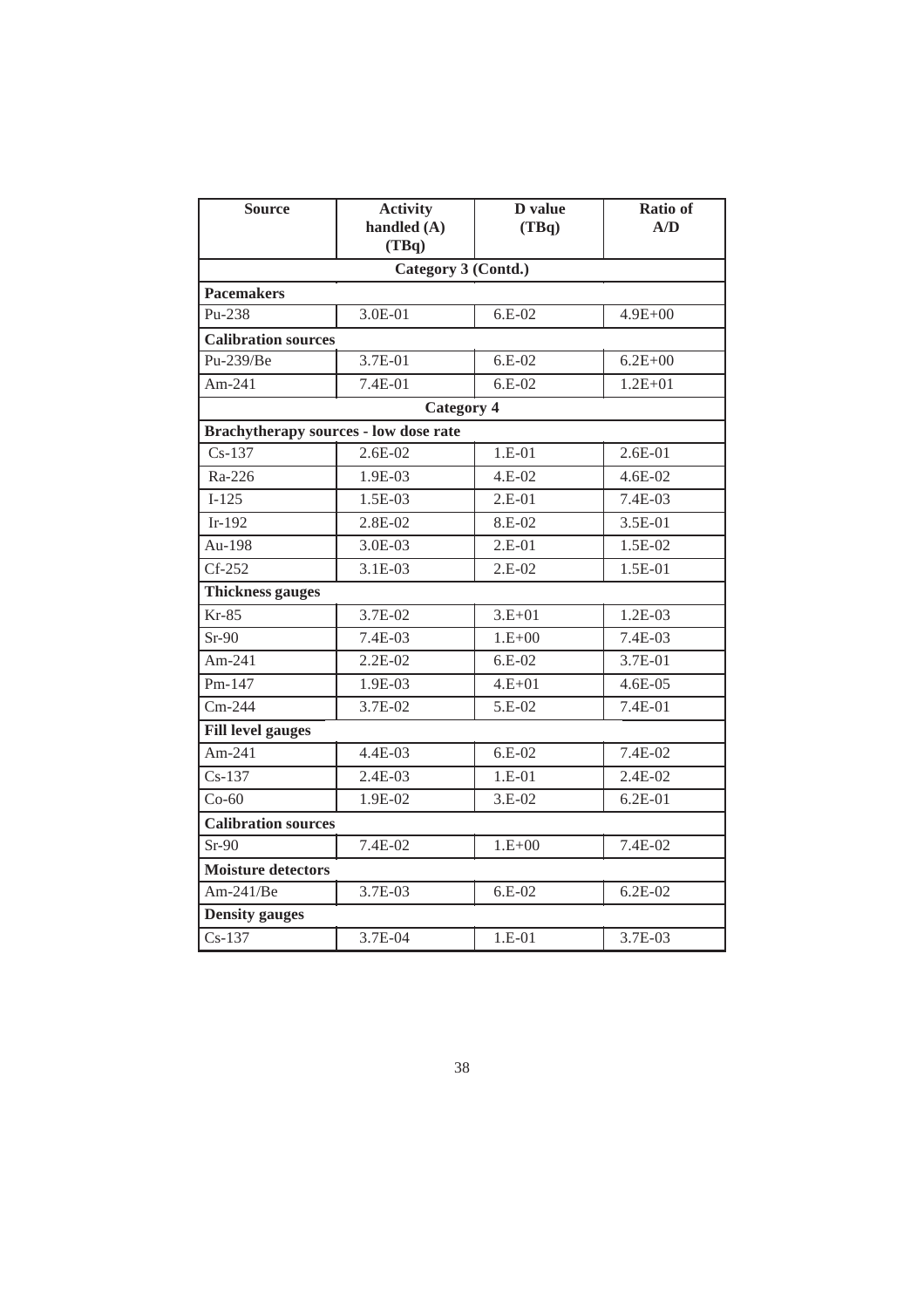| Source | Activity handled (A) (TBq) | D value (TBq) | Ratio of A/D |
|---|---|---|---|
| **Category 3 (Contd.)** | | | |
| **Pacemakers** | | | |
| Pu-238 | 3.0E-01 | 6.E-02 | 4.9E+00 |
| **Calibration sources** | | | |
| Pu-239/Be | 3.7E-01 | 6.E-02 | 6.2E+00 |
| Am-241 | 7.4E-01 | 6.E-02 | 1.2E+01 |
| **Category 4** | | | |
| **Brachytherapy sources - low dose rate** | | | |
| Cs-137 | 2.6E-02 | 1.E-01 | 2.6E-01 |
| Ra-226 | 1.9E-03 | 4.E-02 | 4.6E-02 |
| I-125 | 1.5E-03 | 2.E-01 | 7.4E-03 |
| Ir-192 | 2.8E-02 | 8.E-02 | 3.5E-01 |
| Au-198 | 3.0E-03 | 2.E-01 | 1.5E-02 |
| Cf-252 | 3.1E-03 | 2.E-02 | 1.5E-01 |
| **Thickness gauges** | | | |
| Kr-85 | 3.7E-02 | 3.E+01 | 1.2E-03 |
| Sr-90 | 7.4E-03 | 1.E+00 | 7.4E-03 |
| Am-241 | 2.2E-02 | 6.E-02 | 3.7E-01 |
| Pm-147 | 1.9E-03 | 4.E+01 | 4.6E-05 |
| Cm-244 | 3.7E-02 | 5.E-02 | 7.4E-01 |
| **Fill level gauges** | | | |
| Am-241 | 4.4E-03 | 6.E-02 | 7.4E-02 |
| Cs-137 | 2.4E-03 | 1.E-01 | 2.4E-02 |
| Co-60 | 1.9E-02 | 3.E-02 | 6.2E-01 |
| **Calibration sources** | | | |
| Sr-90 | 7.4E-02 | 1.E+00 | 7.4E-02 |
| **Moisture detectors** | | | |
| Am-241/Be | 3.7E-03 | 6.E-02 | 6.2E-02 |
| **Density gauges** | | | |
| Cs-137 | 3.7E-04 | 1.E-01 | 3.7E-03 |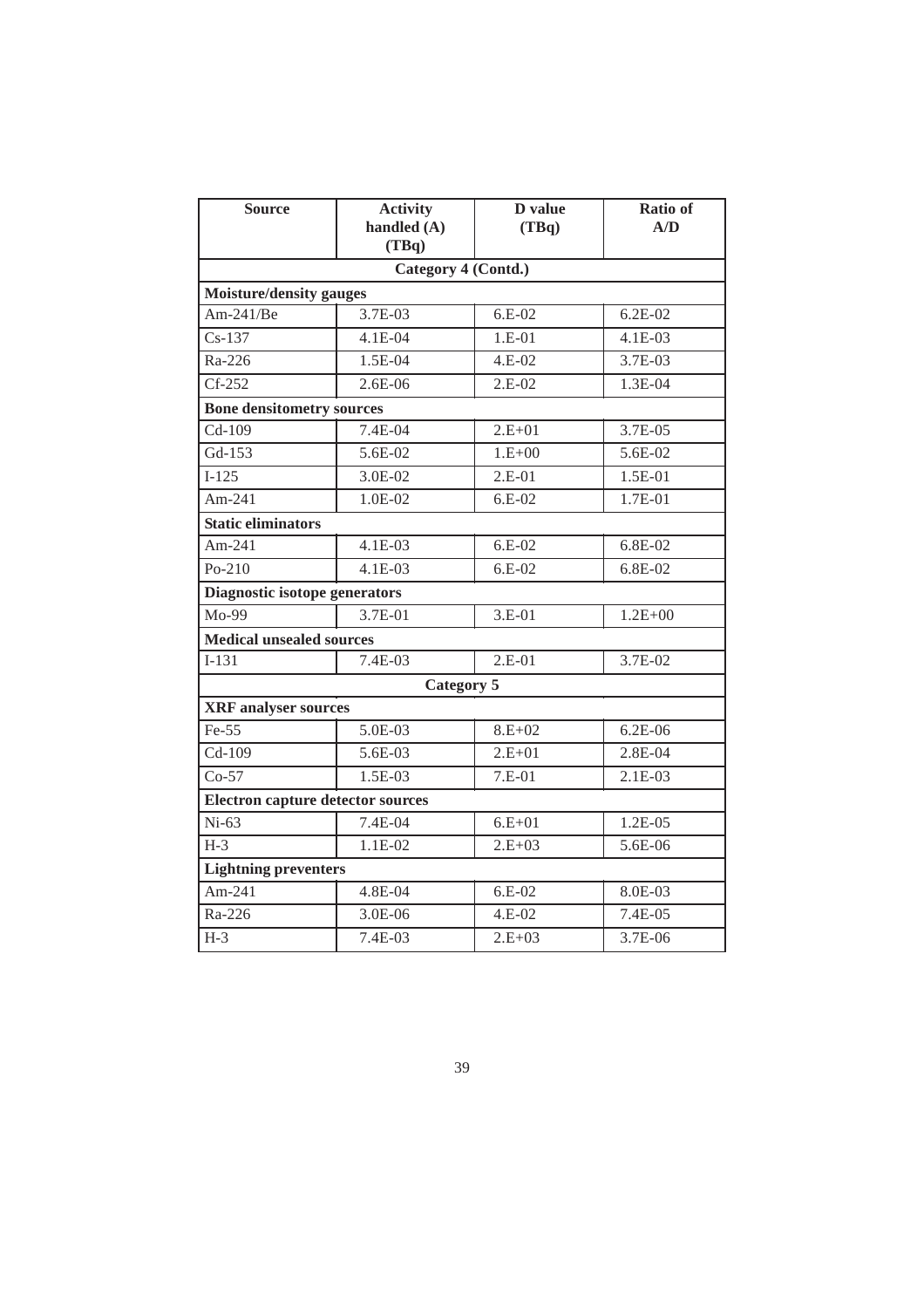| Source | Activity handled (A) (TBq) | D value (TBq) | Ratio of A/D |
|---|---|---|---|
| **Category 4 (Contd.)** | | | |
| **Moisture/density gauges** | | | |
| Am-241/Be | 3.7E-03 | 6.E-02 | 6.2E-02 |
| Cs-137 | 4.1E-04 | 1.E-01 | 4.1E-03 |
| Ra-226 | 1.5E-04 | 4.E-02 | 3.7E-03 |
| Cf-252 | 2.6E-06 | 2.E-02 | 1.3E-04 |
| **Bone densitometry sources** | | | |
| Cd-109 | 7.4E-04 | 2.E+01 | 3.7E-05 |
| Gd-153 | 5.6E-02 | 1.E+00 | 5.6E-02 |
| I-125 | 3.0E-02 | 2.E-01 | 1.5E-01 |
| Am-241 | 1.0E-02 | 6.E-02 | 1.7E-01 |
| **Static eliminators** | | | |
| Am-241 | 4.1E-03 | 6.E-02 | 6.8E-02 |
| Po-210 | 4.1E-03 | 6.E-02 | 6.8E-02 |
| **Diagnostic isotope generators** | | | |
| Mo-99 | 3.7E-01 | 3.E-01 | 1.2E+00 |
| **Medical unsealed sources** | | | |
| I-131 | 7.4E-03 | 2.E-01 | 3.7E-02 |
| **Category 5** | | | |
| **XRF analyser sources** | | | |
| Fe-55 | 5.0E-03 | 8.E+02 | 6.2E-06 |
| Cd-109 | 5.6E-03 | 2.E+01 | 2.8E-04 |
| Co-57 | 1.5E-03 | 7.E-01 | 2.1E-03 |
| **Electron capture detector sources** | | | |
| Ni-63 | 7.4E-04 | 6.E+01 | 1.2E-05 |
| H-3 | 1.1E-02 | 2.E+03 | 5.6E-06 |
| **Lightning preventers** | | | |
| Am-241 | 4.8E-04 | 6.E-02 | 8.0E-03 |
| Ra-226 | 3.0E-06 | 4.E-02 | 7.4E-05 |
| H-3 | 7.4E-03 | 2.E+03 | 3.7E-06 |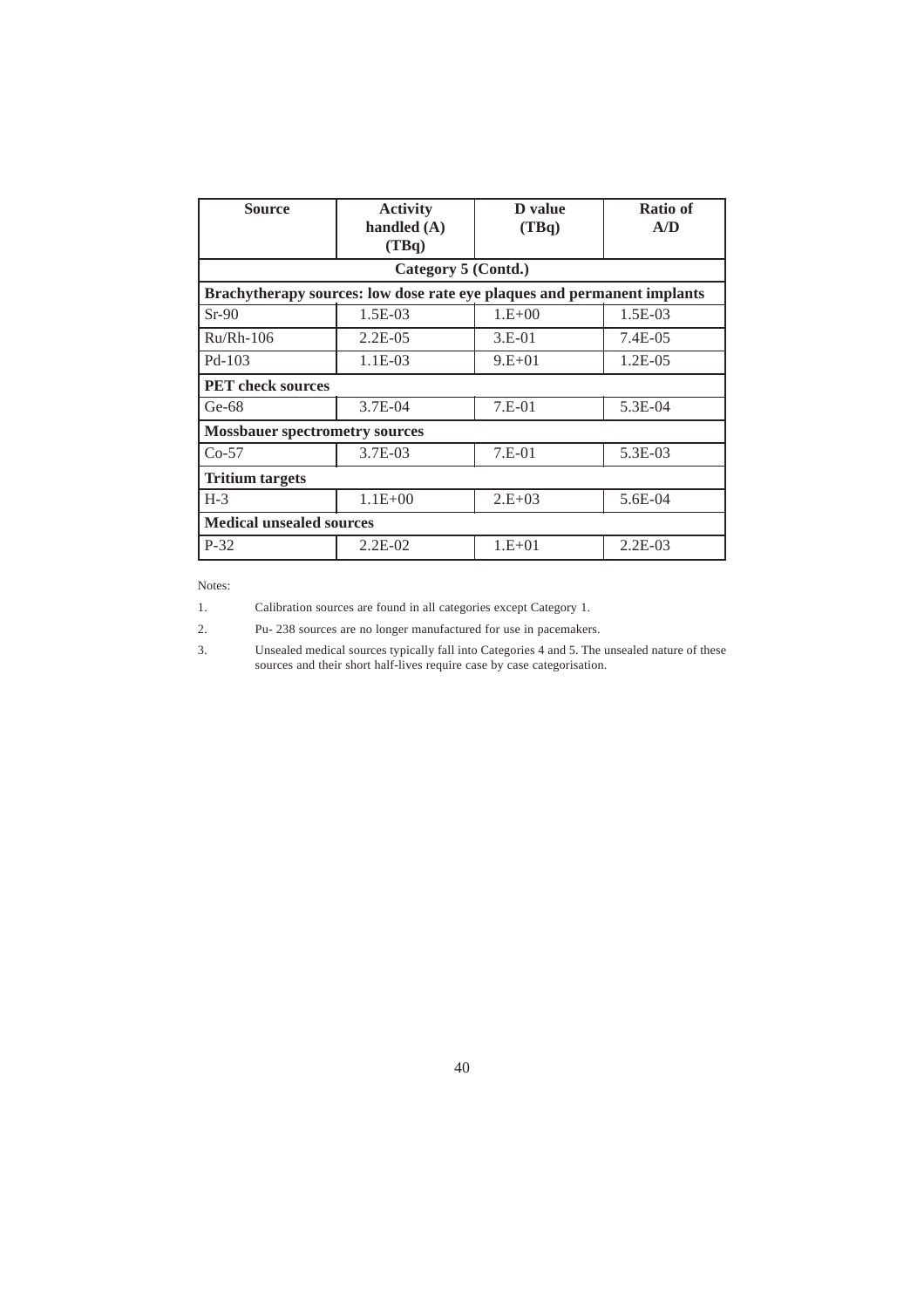| Source | Activity handled (A) (TBq) | D value (TBq) | Ratio of A/D |
|---|---|---|---|
| **Category 5 (Contd.)** | | | |
| **Brachytherapy sources: low dose rate eye plaques and permanent implants** | | | |
| Sr-90 | 1.5E-03 | 1.E+00 | 1.5E-03 |
| Ru/Rh-106 | 2.2E-05 | 3.E-01 | 7.4E-05 |
| Pd-103 | 1.1E-03 | 9.E+01 | 1.2E-05 |
| **PET check sources** | | | |
| Ge-68 | 3.7E-04 | 7.E-01 | 5.3E-04 |
| **Mossbauer spectrometry sources** | | | |
| Co-57 | 3.7E-03 | 7.E-01 | 5.3E-03 |
| **Tritium targets** | | | |
| H-3 | 1.1E+00 | 2.E+03 | 5.6E-04 |
| **Medical unsealed sources** | | | |
| P-32 | 2.2E-02 | 1.E+01 | 2.2E-03 |

Notes:

1. Calibration sources are found in all categories except Category 1.
2. Pu- 238 sources are no longer manufactured for use in pacemakers.
3. Unsealed medical sources typically fall into Categories 4 and 5. The unsealed nature of these sources and their short half-lives require case by case categorisation.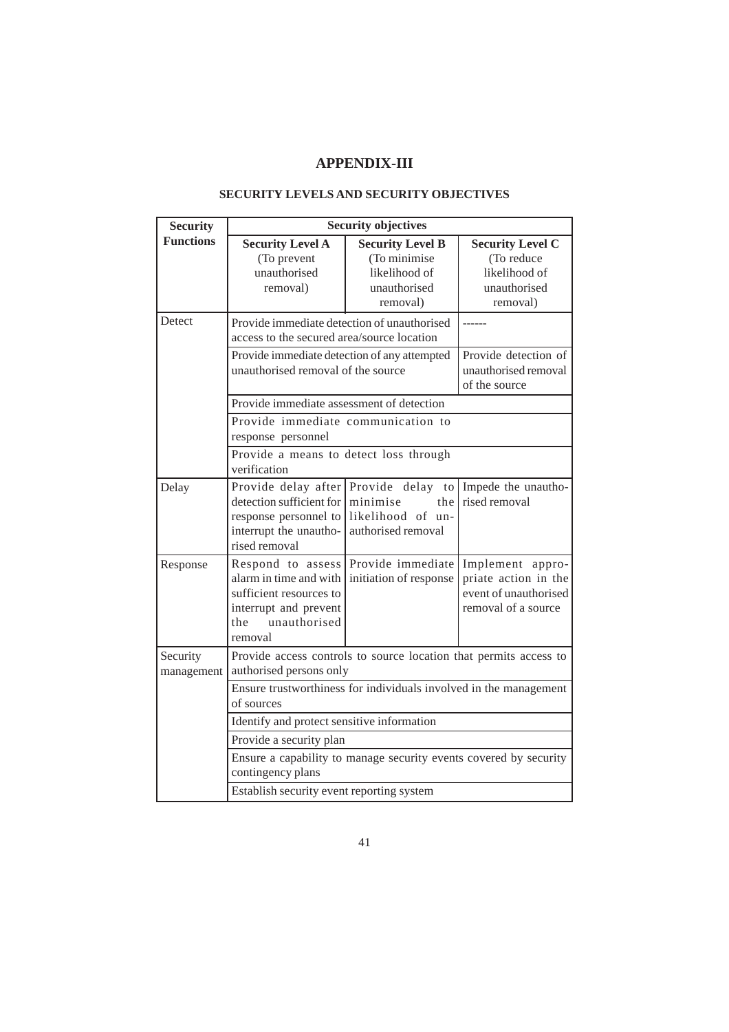# APPENDIX-III

## SECURITY LEVELS AND SECURITY OBJECTIVES

| Security Functions | Security objectives | | |
|---|---|---|---|
| | **Security Level A** (To prevent unauthorised removal) | **Security Level B** (To minimise likelihood of unauthorised removal) | **Security Level C** (To reduce likelihood of unauthorised removal) |
| Detect | Provide immediate detection of unauthorised access to the secured area/source location | | ------ |
| | Provide immediate detection of any attempted unauthorised removal of the source | | Provide detection of unauthorised removal of the source |
| | Provide immediate assessment of detection | | |
| | Provide immediate communication to response personnel | | |
| | Provide a means to detect loss through verification | | |
| Delay | Provide delay after detection sufficient for response personnel to interrupt the unauthorised removal | Provide delay to minimise the likelihood of unauthorised removal | Impede the unauthorised removal |
| Response | Respond to assess alarm in time and with sufficient resources to interrupt and prevent the unauthorised removal | Provide immediate initiation of response | Implement appropriate action in the event of unauthorised removal of a source |
| Security management | Provide access controls to source location that permits access to authorised persons only | | |
| | Ensure trustworthiness for individuals involved in the management of sources | | |
| | Identify and protect sensitive information | | |
| | Provide a security plan | | |
| | Ensure a capability to manage security events covered by security contingency plans | | |
| | Establish security event reporting system | | |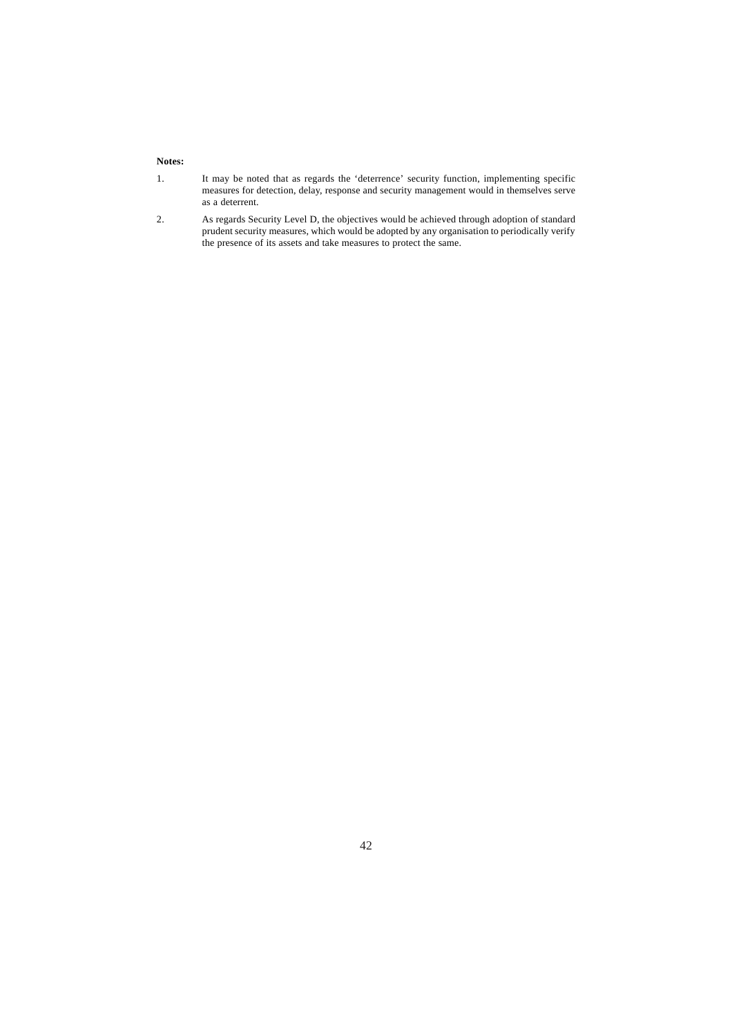**Notes:**

1. It may be noted that as regards the 'deterrence' security function, implementing specific measures for detection, delay, response and security management would in themselves serve as a deterrent.

2. As regards Security Level D, the objectives would be achieved through adoption of standard prudent security measures, which would be adopted by any organisation to periodically verify the presence of its assets and take measures to protect the same.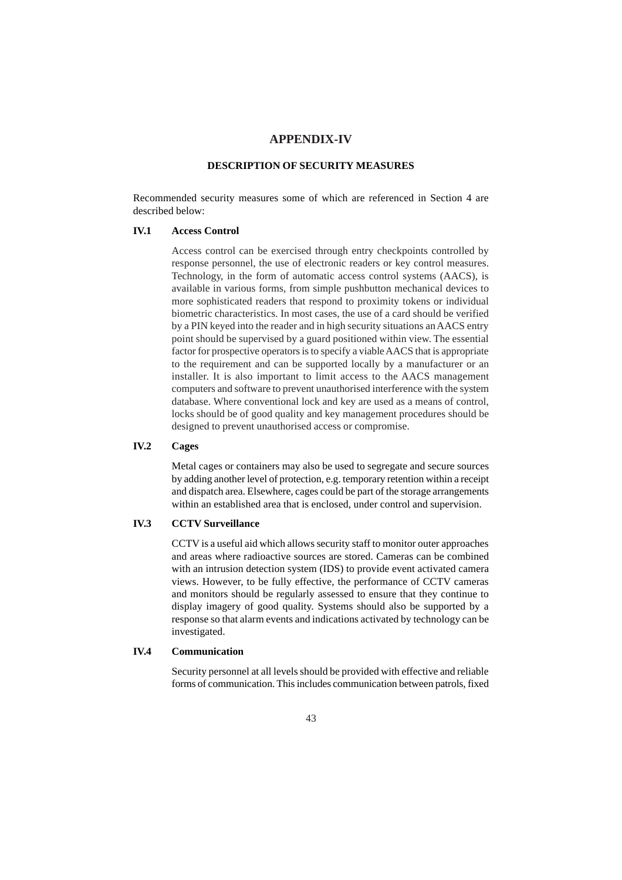# APPENDIX-IV

## DESCRIPTION OF SECURITY MEASURES

Recommended security measures some of which are referenced in Section 4 are described below:

### IV.1 Access Control

Access control can be exercised through entry checkpoints controlled by response personnel, the use of electronic readers or key control measures. Technology, in the form of automatic access control systems (AACS), is available in various forms, from simple pushbutton mechanical devices to more sophisticated readers that respond to proximity tokens or individual biometric characteristics. In most cases, the use of a card should be verified by a PIN keyed into the reader and in high security situations an AACS entry point should be supervised by a guard positioned within view. The essential factor for prospective operators is to specify a viable AACS that is appropriate to the requirement and can be supported locally by a manufacturer or an installer. It is also important to limit access to the AACS management computers and software to prevent unauthorised interference with the system database. Where conventional lock and key are used as a means of control, locks should be of good quality and key management procedures should be designed to prevent unauthorised access or compromise.

### IV.2 Cages

Metal cages or containers may also be used to segregate and secure sources by adding another level of protection, e.g. temporary retention within a receipt and dispatch area. Elsewhere, cages could be part of the storage arrangements within an established area that is enclosed, under control and supervision.

### IV.3 CCTV Surveillance

CCTV is a useful aid which allows security staff to monitor outer approaches and areas where radioactive sources are stored. Cameras can be combined with an intrusion detection system (IDS) to provide event activated camera views. However, to be fully effective, the performance of CCTV cameras and monitors should be regularly assessed to ensure that they continue to display imagery of good quality. Systems should also be supported by a response so that alarm events and indications activated by technology can be investigated.

### IV.4 Communication

Security personnel at all levels should be provided with effective and reliable forms of communication. This includes communication between patrols, fixed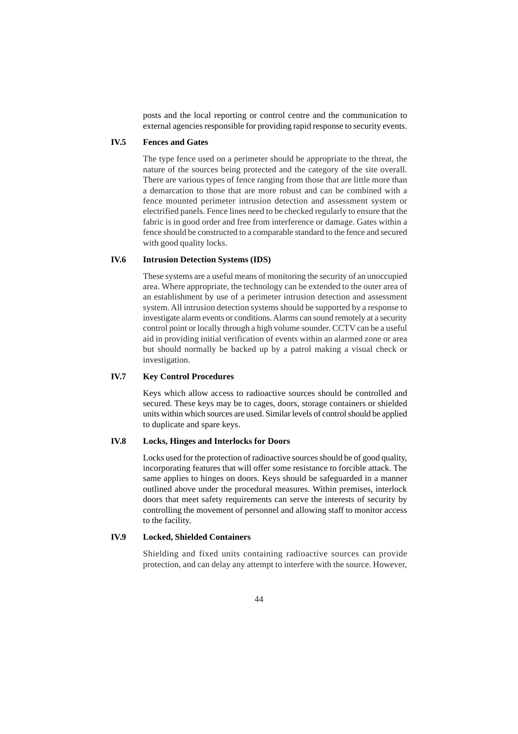posts and the local reporting or control centre and the communication to external agencies responsible for providing rapid response to security events.

### IV.5 Fences and Gates

The type fence used on a perimeter should be appropriate to the threat, the nature of the sources being protected and the category of the site overall. There are various types of fence ranging from those that are little more than a demarcation to those that are more robust and can be combined with a fence mounted perimeter intrusion detection and assessment system or electrified panels. Fence lines need to be checked regularly to ensure that the fabric is in good order and free from interference or damage. Gates within a fence should be constructed to a comparable standard to the fence and secured with good quality locks.

### IV.6 Intrusion Detection Systems (IDS)

These systems are a useful means of monitoring the security of an unoccupied area. Where appropriate, the technology can be extended to the outer area of an establishment by use of a perimeter intrusion detection and assessment system. All intrusion detection systems should be supported by a response to investigate alarm events or conditions. Alarms can sound remotely at a security control point or locally through a high volume sounder. CCTV can be a useful aid in providing initial verification of events within an alarmed zone or area but should normally be backed up by a patrol making a visual check or investigation.

### IV.7 Key Control Procedures

Keys which allow access to radioactive sources should be controlled and secured. These keys may be to cages, doors, storage containers or shielded units within which sources are used. Similar levels of control should be applied to duplicate and spare keys.

### IV.8 Locks, Hinges and Interlocks for Doors

Locks used for the protection of radioactive sources should be of good quality, incorporating features that will offer some resistance to forcible attack. The same applies to hinges on doors. Keys should be safeguarded in a manner outlined above under the procedural measures. Within premises, interlock doors that meet safety requirements can serve the interests of security by controlling the movement of personnel and allowing staff to monitor access to the facility.

### IV.9 Locked, Shielded Containers

Shielding and fixed units containing radioactive sources can provide protection, and can delay any attempt to interfere with the source. However,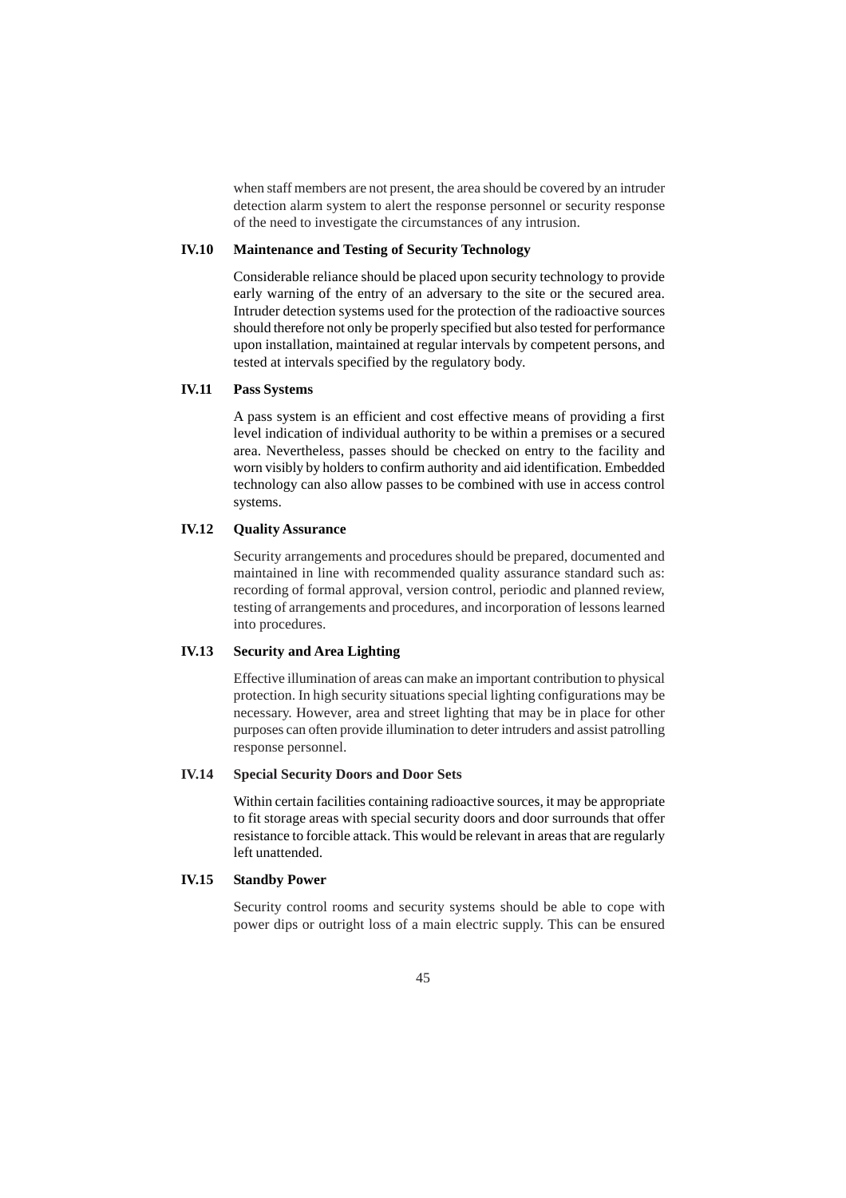when staff members are not present, the area should be covered by an intruder detection alarm system to alert the response personnel or security response of the need to investigate the circumstances of any intrusion.

### IV.10 Maintenance and Testing of Security Technology

Considerable reliance should be placed upon security technology to provide early warning of the entry of an adversary to the site or the secured area. Intruder detection systems used for the protection of the radioactive sources should therefore not only be properly specified but also tested for performance upon installation, maintained at regular intervals by competent persons, and tested at intervals specified by the regulatory body.

### IV.11 Pass Systems

A pass system is an efficient and cost effective means of providing a first level indication of individual authority to be within a premises or a secured area. Nevertheless, passes should be checked on entry to the facility and worn visibly by holders to confirm authority and aid identification. Embedded technology can also allow passes to be combined with use in access control systems.

### IV.12 Quality Assurance

Security arrangements and procedures should be prepared, documented and maintained in line with recommended quality assurance standard such as: recording of formal approval, version control, periodic and planned review, testing of arrangements and procedures, and incorporation of lessons learned into procedures.

### IV.13 Security and Area Lighting

Effective illumination of areas can make an important contribution to physical protection. In high security situations special lighting configurations may be necessary. However, area and street lighting that may be in place for other purposes can often provide illumination to deter intruders and assist patrolling response personnel.

### IV.14 Special Security Doors and Door Sets

Within certain facilities containing radioactive sources, it may be appropriate to fit storage areas with special security doors and door surrounds that offer resistance to forcible attack. This would be relevant in areas that are regularly left unattended.

### IV.15 Standby Power

Security control rooms and security systems should be able to cope with power dips or outright loss of a main electric supply. This can be ensured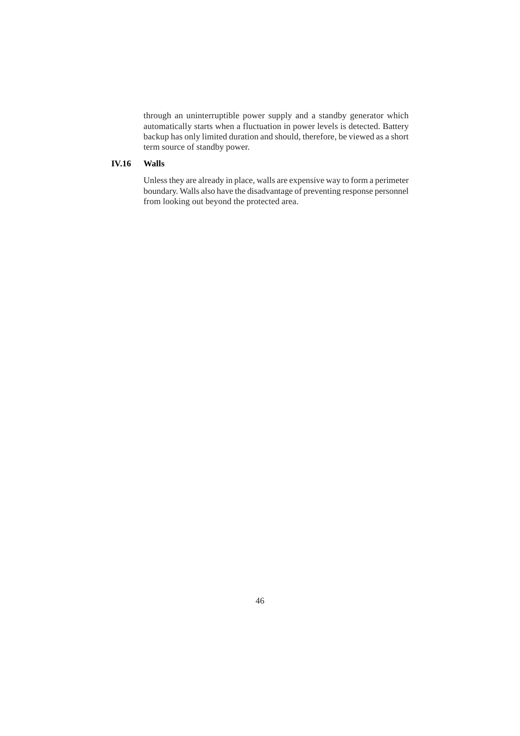through an uninterruptible power supply and a standby generator which automatically starts when a fluctuation in power levels is detected. Battery backup has only limited duration and should, therefore, be viewed as a short term source of standby power.

### IV.16 Walls

Unless they are already in place, walls are expensive way to form a perimeter boundary. Walls also have the disadvantage of preventing response personnel from looking out beyond the protected area.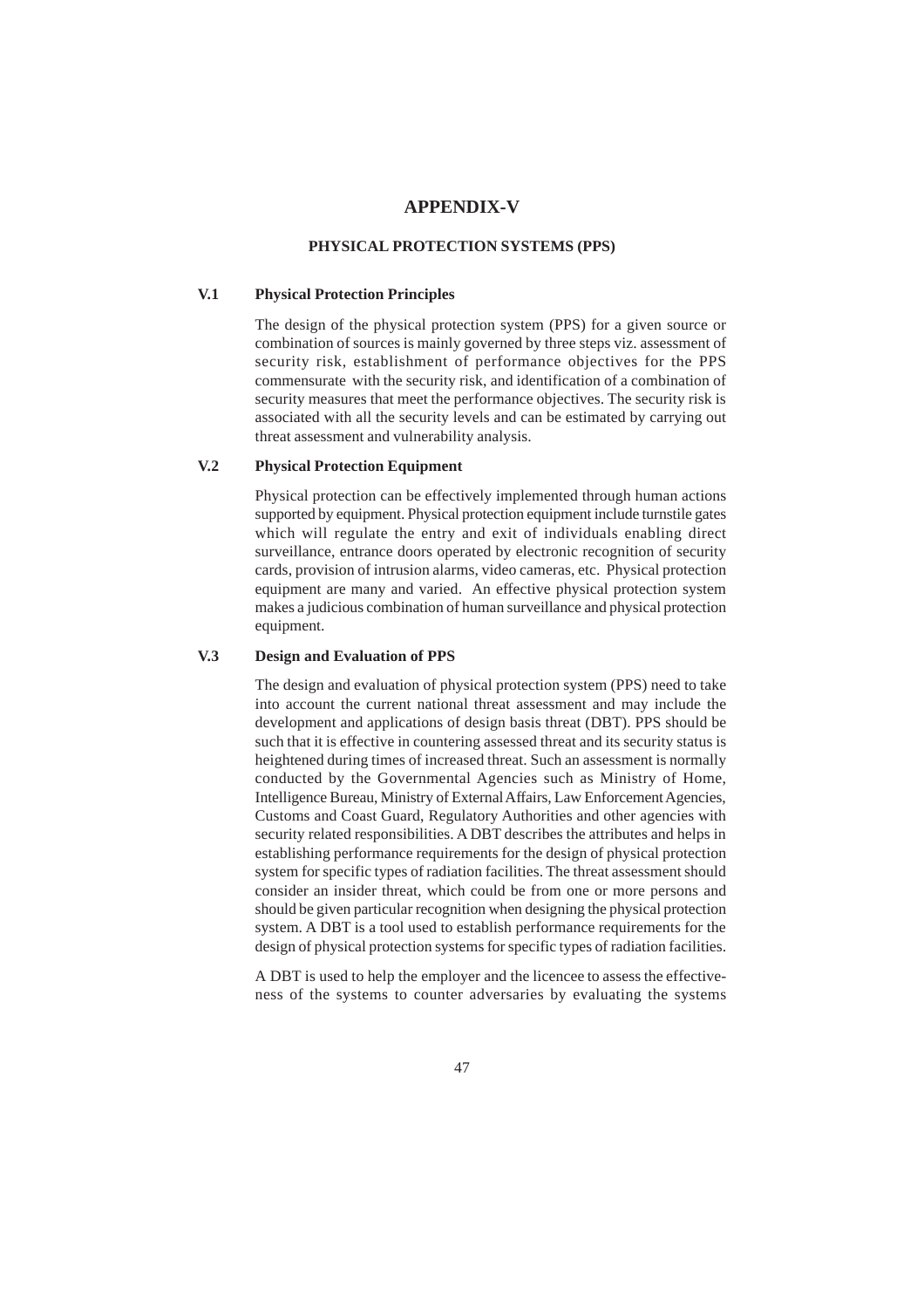# APPENDIX-V

## PHYSICAL PROTECTION SYSTEMS (PPS)

### V.1 Physical Protection Principles

The design of the physical protection system (PPS) for a given source or combination of sources is mainly governed by three steps viz. assessment of security risk, establishment of performance objectives for the PPS commensurate with the security risk, and identification of a combination of security measures that meet the performance objectives. The security risk is associated with all the security levels and can be estimated by carrying out threat assessment and vulnerability analysis.

### V.2 Physical Protection Equipment

Physical protection can be effectively implemented through human actions supported by equipment. Physical protection equipment include turnstile gates which will regulate the entry and exit of individuals enabling direct surveillance, entrance doors operated by electronic recognition of security cards, provision of intrusion alarms, video cameras, etc. Physical protection equipment are many and varied. An effective physical protection system makes a judicious combination of human surveillance and physical protection equipment.

### V.3 Design and Evaluation of PPS

The design and evaluation of physical protection system (PPS) need to take into account the current national threat assessment and may include the development and applications of design basis threat (DBT). PPS should be such that it is effective in countering assessed threat and its security status is heightened during times of increased threat. Such an assessment is normally conducted by the Governmental Agencies such as Ministry of Home, Intelligence Bureau, Ministry of External Affairs, Law Enforcement Agencies, Customs and Coast Guard, Regulatory Authorities and other agencies with security related responsibilities. A DBT describes the attributes and helps in establishing performance requirements for the design of physical protection system for specific types of radiation facilities. The threat assessment should consider an insider threat, which could be from one or more persons and should be given particular recognition when designing the physical protection system. A DBT is a tool used to establish performance requirements for the design of physical protection systems for specific types of radiation facilities.

A DBT is used to help the employer and the licencee to assess the effectiveness of the systems to counter adversaries by evaluating the systems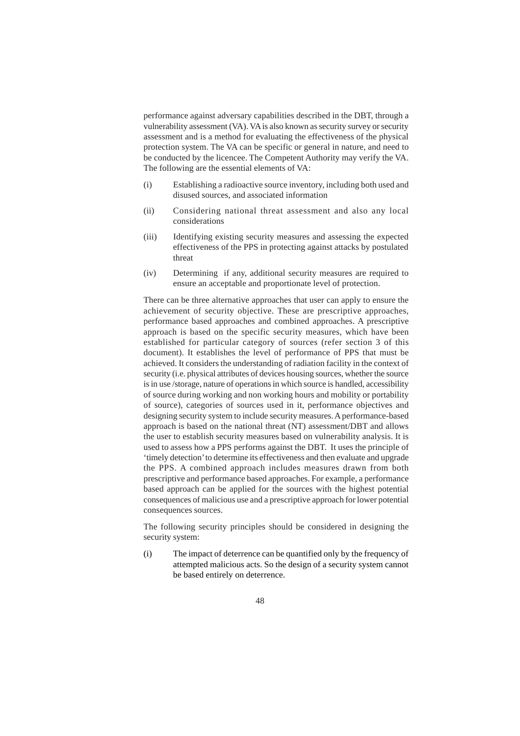performance against adversary capabilities described in the DBT, through a vulnerability assessment (VA). VA is also known as security survey or security assessment and is a method for evaluating the effectiveness of the physical protection system. The VA can be specific or general in nature, and need to be conducted by the licencee. The Competent Authority may verify the VA. The following are the essential elements of VA:

(i) Establishing a radioactive source inventory, including both used and disused sources, and associated information

(ii) Considering national threat assessment and also any local considerations

(iii) Identifying existing security measures and assessing the expected effectiveness of the PPS in protecting against attacks by postulated threat

(iv) Determining if any, additional security measures are required to ensure an acceptable and proportionate level of protection.

There can be three alternative approaches that user can apply to ensure the achievement of security objective. These are prescriptive approaches, performance based approaches and combined approaches. A prescriptive approach is based on the specific security measures, which have been established for particular category of sources (refer section 3 of this document). It establishes the level of performance of PPS that must be achieved. It considers the understanding of radiation facility in the context of security (i.e. physical attributes of devices housing sources, whether the source is in use /storage, nature of operations in which source is handled, accessibility of source during working and non working hours and mobility or portability of source), categories of sources used in it, performance objectives and designing security system to include security measures. A performance-based approach is based on the national threat (NT) assessment/DBT and allows the user to establish security measures based on vulnerability analysis. It is used to assess how a PPS performs against the DBT. It uses the principle of 'timely detection' to determine its effectiveness and then evaluate and upgrade the PPS. A combined approach includes measures drawn from both prescriptive and performance based approaches. For example, a performance based approach can be applied for the sources with the highest potential consequences of malicious use and a prescriptive approach for lower potential consequences sources.

The following security principles should be considered in designing the security system:

(i) The impact of deterrence can be quantified only by the frequency of attempted malicious acts. So the design of a security system cannot be based entirely on deterrence.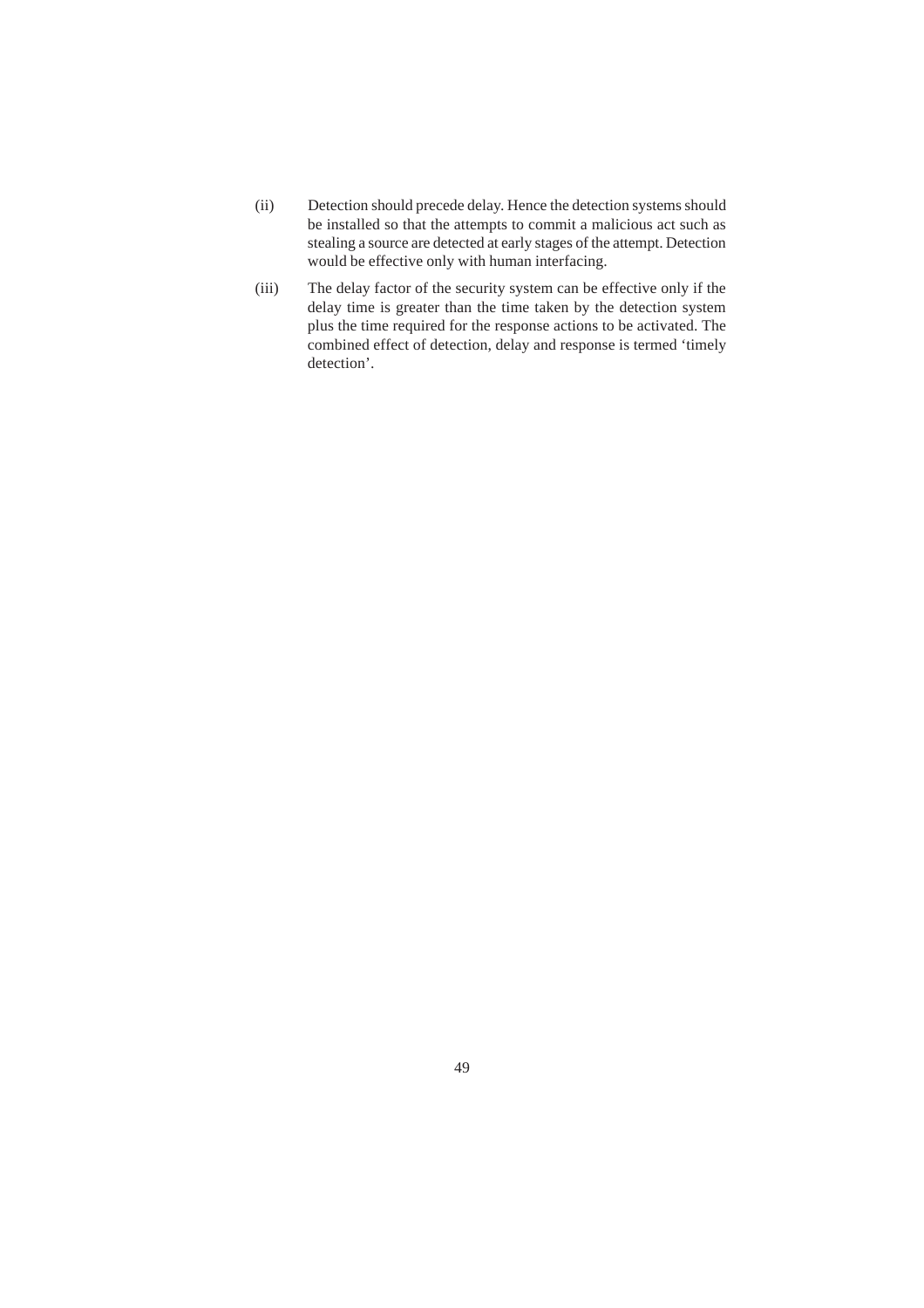(ii) Detection should precede delay. Hence the detection systems should be installed so that the attempts to commit a malicious act such as stealing a source are detected at early stages of the attempt. Detection would be effective only with human interfacing.

(iii) The delay factor of the security system can be effective only if the delay time is greater than the time taken by the detection system plus the time required for the response actions to be activated. The combined effect of detection, delay and response is termed 'timely detection'.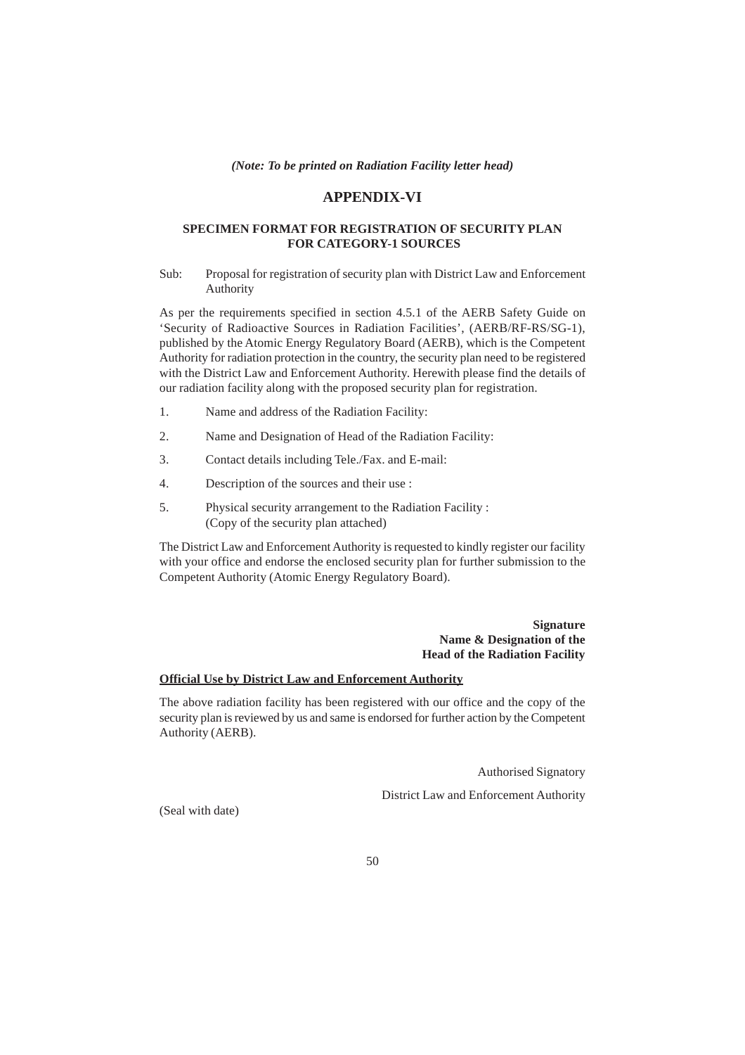*(Note: To be printed on Radiation Facility letter head)*

# APPENDIX-VI

## SPECIMEN FORMAT FOR REGISTRATION OF SECURITY PLAN FOR CATEGORY-1 SOURCES

Sub: Proposal for registration of security plan with District Law and Enforcement Authority

As per the requirements specified in section 4.5.1 of the AERB Safety Guide on 'Security of Radioactive Sources in Radiation Facilities', (AERB/RF-RS/SG-1), published by the Atomic Energy Regulatory Board (AERB), which is the Competent Authority for radiation protection in the country, the security plan need to be registered with the District Law and Enforcement Authority. Herewith please find the details of our radiation facility along with the proposed security plan for registration.

1. Name and address of the Radiation Facility:
2. Name and Designation of Head of the Radiation Facility:
3. Contact details including Tele./Fax. and E-mail:
4. Description of the sources and their use :
5. Physical security arrangement to the Radiation Facility :
   (Copy of the security plan attached)

The District Law and Enforcement Authority is requested to kindly register our facility with your office and endorse the enclosed security plan for further submission to the Competent Authority (Atomic Energy Regulatory Board).

**Signature**
**Name & Designation of the**
**Head of the Radiation Facility**

**Official Use by District Law and Enforcement Authority**

The above radiation facility has been registered with our office and the copy of the security plan is reviewed by us and same is endorsed for further action by the Competent Authority (AERB).

Authorised Signatory

District Law and Enforcement Authority

(Seal with date)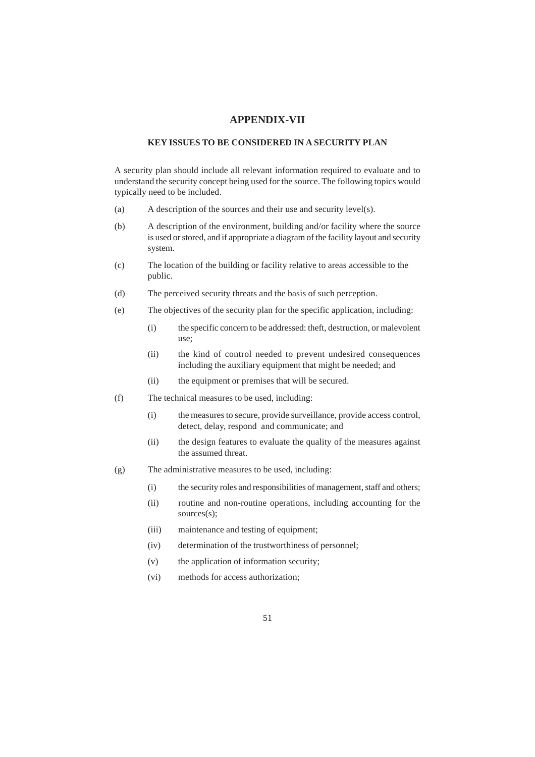# APPENDIX-VII

## KEY ISSUES TO BE CONSIDERED IN A SECURITY PLAN

A security plan should include all relevant information required to evaluate and to understand the security concept being used for the source. The following topics would typically need to be included.

(a) A description of the sources and their use and security level(s).

(b) A description of the environment, building and/or facility where the source is used or stored, and if appropriate a diagram of the facility layout and security system.

(c) The location of the building or facility relative to areas accessible to the public.

(d) The perceived security threats and the basis of such perception.

(e) The objectives of the security plan for the specific application, including:

- (i) the specific concern to be addressed: theft, destruction, or malevolent use;
- (ii) the kind of control needed to prevent undesired consequences including the auxiliary equipment that might be needed; and
- (ii) the equipment or premises that will be secured.

(f) The technical measures to be used, including:

- (i) the measures to secure, provide surveillance, provide access control, detect, delay, respond and communicate; and
- (ii) the design features to evaluate the quality of the measures against the assumed threat.

(g) The administrative measures to be used, including:

- (i) the security roles and responsibilities of management, staff and others;
- (ii) routine and non-routine operations, including accounting for the sources(s);
- (iii) maintenance and testing of equipment;
- (iv) determination of the trustworthiness of personnel;
- (v) the application of information security;
- (vi) methods for access authorization;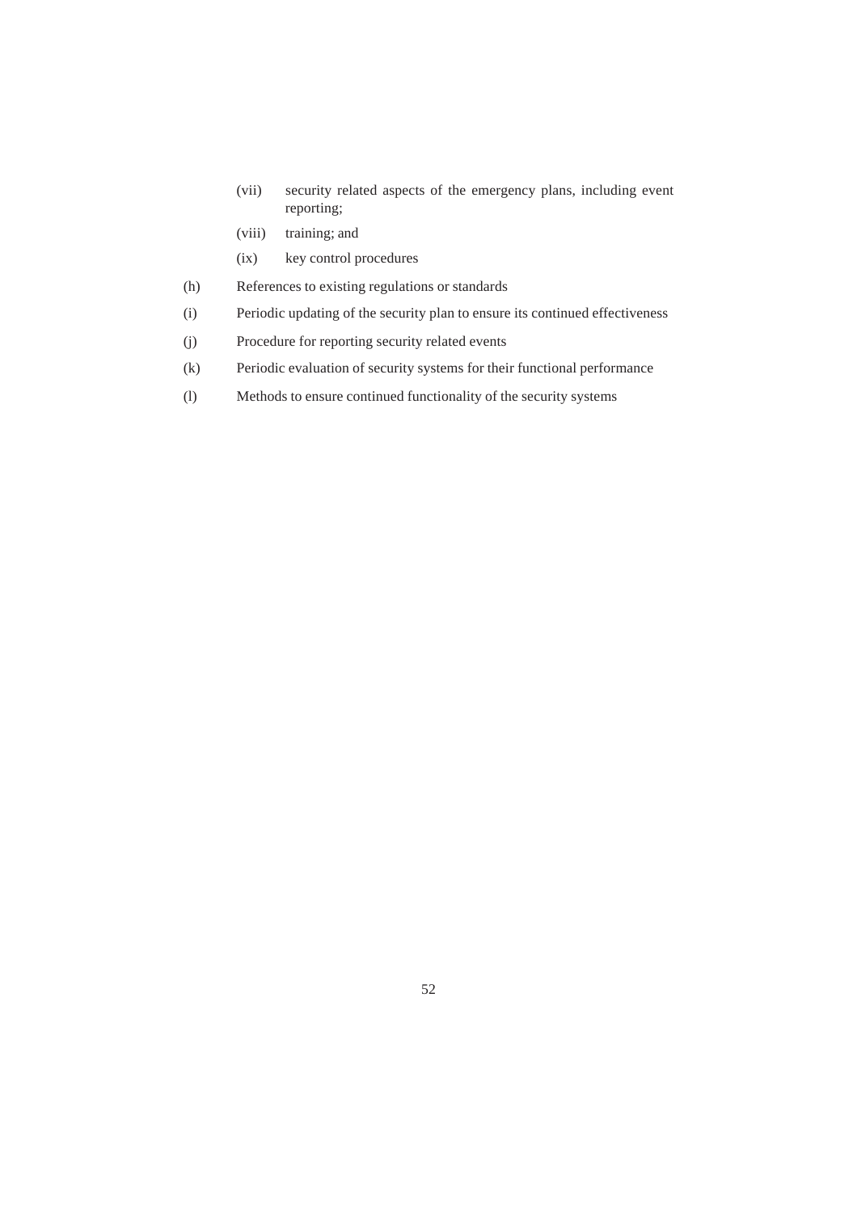- (vii) security related aspects of the emergency plans, including event reporting;
- (viii) training; and
- (ix) key control procedures

(h) References to existing regulations or standards

(i) Periodic updating of the security plan to ensure its continued effectiveness

(j) Procedure for reporting security related events

(k) Periodic evaluation of security systems for their functional performance

(l) Methods to ensure continued functionality of the security systems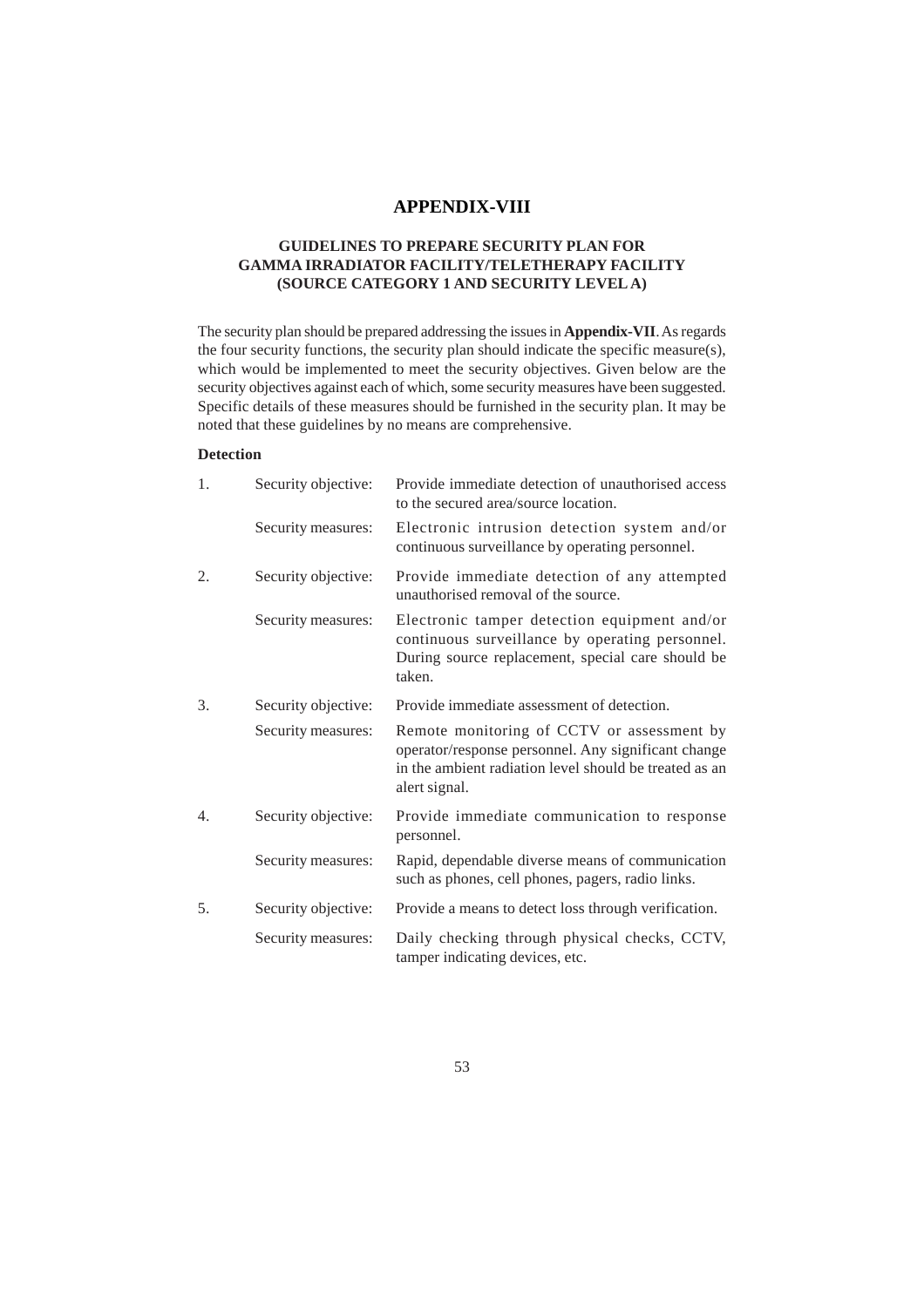# APPENDIX-VIII

## GUIDELINES TO PREPARE SECURITY PLAN FOR GAMMA IRRADIATOR FACILITY/TELETHERAPY FACILITY (SOURCE CATEGORY 1 AND SECURITY LEVEL A)

The security plan should be prepared addressing the issues in **Appendix-VII**. As regards the four security functions, the security plan should indicate the specific measure(s), which would be implemented to meet the security objectives. Given below are the security objectives against each of which, some security measures have been suggested. Specific details of these measures should be furnished in the security plan. It may be noted that these guidelines by no means are comprehensive.

**Detection**

1. Security objective: Provide immediate detection of unauthorised access to the secured area/source location.

   Security measures: Electronic intrusion detection system and/or continuous surveillance by operating personnel.

2. Security objective: Provide immediate detection of any attempted unauthorised removal of the source.

   Security measures: Electronic tamper detection equipment and/or continuous surveillance by operating personnel. During source replacement, special care should be taken.

3. Security objective: Provide immediate assessment of detection.

   Security measures: Remote monitoring of CCTV or assessment by operator/response personnel. Any significant change in the ambient radiation level should be treated as an alert signal.

4. Security objective: Provide immediate communication to response personnel.

   Security measures: Rapid, dependable diverse means of communication such as phones, cell phones, pagers, radio links.

5. Security objective: Provide a means to detect loss through verification.

   Security measures: Daily checking through physical checks, CCTV, tamper indicating devices, etc.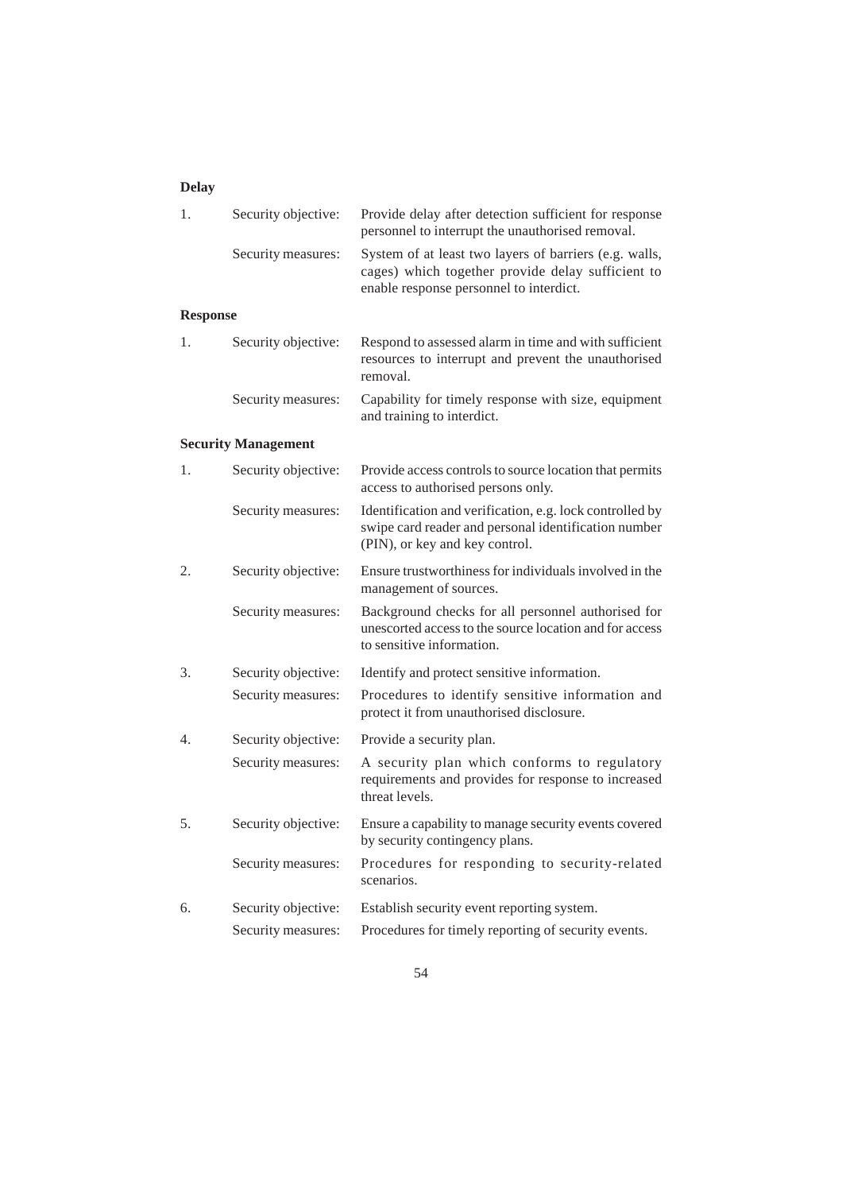**Delay**

| | | |
|---|---|---|
| 1. | Security objective: | Provide delay after detection sufficient for response personnel to interrupt the unauthorised removal. |
| | Security measures: | System of at least two layers of barriers (e.g. walls, cages) which together provide delay sufficient to enable response personnel to interdict. |

**Response**

| | | |
|---|---|---|
| 1. | Security objective: | Respond to assessed alarm in time and with sufficient resources to interrupt and prevent the unauthorised removal. |
| | Security measures: | Capability for timely response with size, equipment and training to interdict. |

**Security Management**

| | | |
|---|---|---|
| 1. | Security objective: | Provide access controls to source location that permits access to authorised persons only. |
| | Security measures: | Identification and verification, e.g. lock controlled by swipe card reader and personal identification number (PIN), or key and key control. |
| 2. | Security objective: | Ensure trustworthiness for individuals involved in the management of sources. |
| | Security measures: | Background checks for all personnel authorised for unescorted access to the source location and for access to sensitive information. |
| 3. | Security objective: | Identify and protect sensitive information. |
| | Security measures: | Procedures to identify sensitive information and protect it from unauthorised disclosure. |
| 4. | Security objective: | Provide a security plan. |
| | Security measures: | A security plan which conforms to regulatory requirements and provides for response to increased threat levels. |
| 5. | Security objective: | Ensure a capability to manage security events covered by security contingency plans. |
| | Security measures: | Procedures for responding to security-related scenarios. |
| 6. | Security objective: | Establish security event reporting system. |
| | Security measures: | Procedures for timely reporting of security events. |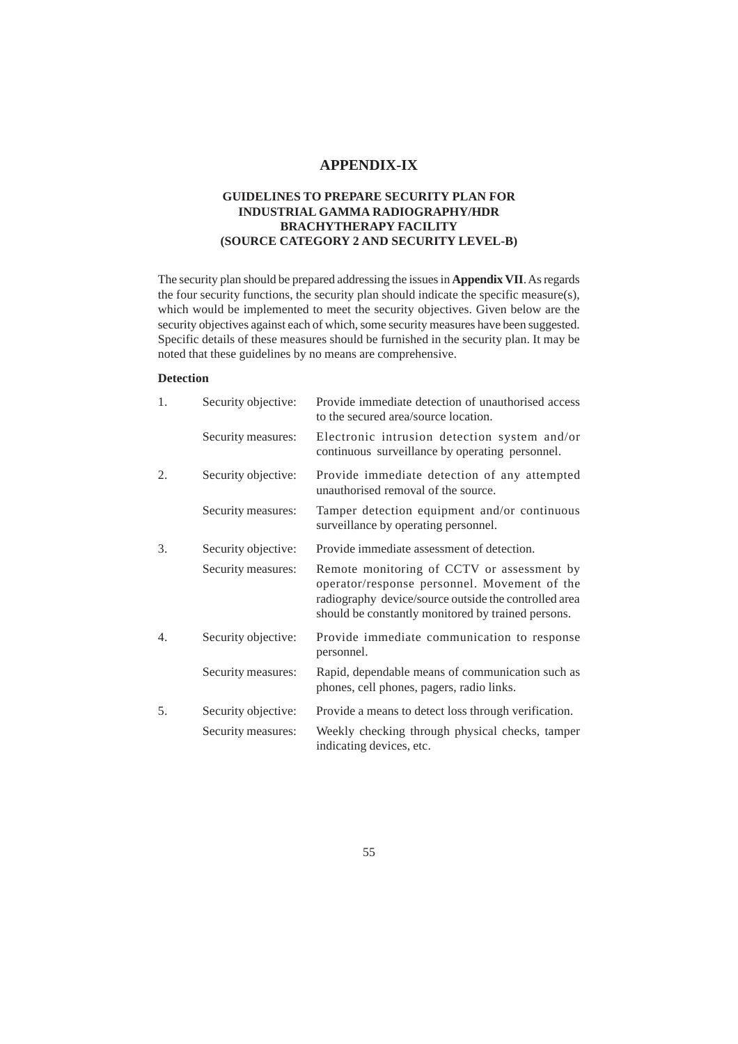# APPENDIX-IX

## GUIDELINES TO PREPARE SECURITY PLAN FOR INDUSTRIAL GAMMA RADIOGRAPHY/HDR BRACHYTHERAPY FACILITY (SOURCE CATEGORY 2 AND SECURITY LEVEL-B)

The security plan should be prepared addressing the issues in **Appendix VII**. As regards the four security functions, the security plan should indicate the specific measure(s), which would be implemented to meet the security objectives. Given below are the security objectives against each of which, some security measures have been suggested. Specific details of these measures should be furnished in the security plan. It may be noted that these guidelines by no means are comprehensive.

**Detection**

| | | |
|---|---|---|
| 1. | Security objective: | Provide immediate detection of unauthorised access to the secured area/source location. |
| | Security measures: | Electronic intrusion detection system and/or continuous surveillance by operating personnel. |
| 2. | Security objective: | Provide immediate detection of any attempted unauthorised removal of the source. |
| | Security measures: | Tamper detection equipment and/or continuous surveillance by operating personnel. |
| 3. | Security objective: | Provide immediate assessment of detection. |
| | Security measures: | Remote monitoring of CCTV or assessment by operator/response personnel. Movement of the radiography device/source outside the controlled area should be constantly monitored by trained persons. |
| 4. | Security objective: | Provide immediate communication to response personnel. |
| | Security measures: | Rapid, dependable means of communication such as phones, cell phones, pagers, radio links. |
| 5. | Security objective: | Provide a means to detect loss through verification. |
| | Security measures: | Weekly checking through physical checks, tamper indicating devices, etc. |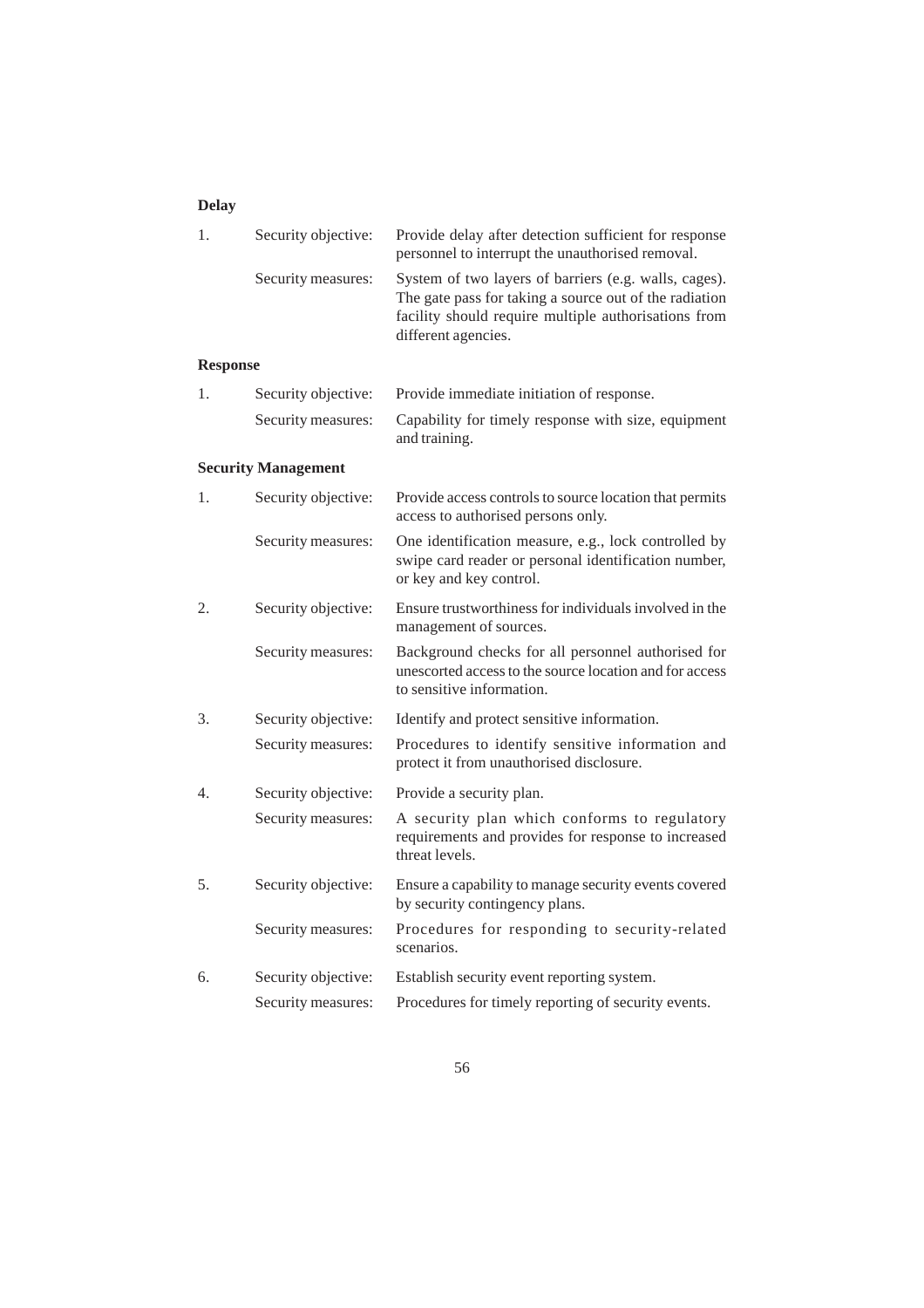**Delay**

| | | |
|---|---|---|
| 1. | Security objective: | Provide delay after detection sufficient for response personnel to interrupt the unauthorised removal. |
| | Security measures: | System of two layers of barriers (e.g. walls, cages). The gate pass for taking a source out of the radiation facility should require multiple authorisations from different agencies. |

**Response**

| | | |
|---|---|---|
| 1. | Security objective: | Provide immediate initiation of response. |
| | Security measures: | Capability for timely response with size, equipment and training. |

**Security Management**

| | | |
|---|---|---|
| 1. | Security objective: | Provide access controls to source location that permits access to authorised persons only. |
| | Security measures: | One identification measure, e.g., lock controlled by swipe card reader or personal identification number, or key and key control. |
| 2. | Security objective: | Ensure trustworthiness for individuals involved in the management of sources. |
| | Security measures: | Background checks for all personnel authorised for unescorted access to the source location and for access to sensitive information. |
| 3. | Security objective: | Identify and protect sensitive information. |
| | Security measures: | Procedures to identify sensitive information and protect it from unauthorised disclosure. |
| 4. | Security objective: | Provide a security plan. |
| | Security measures: | A security plan which conforms to regulatory requirements and provides for response to increased threat levels. |
| 5. | Security objective: | Ensure a capability to manage security events covered by security contingency plans. |
| | Security measures: | Procedures for responding to security-related scenarios. |
| 6. | Security objective: | Establish security event reporting system. |
| | Security measures: | Procedures for timely reporting of security events. |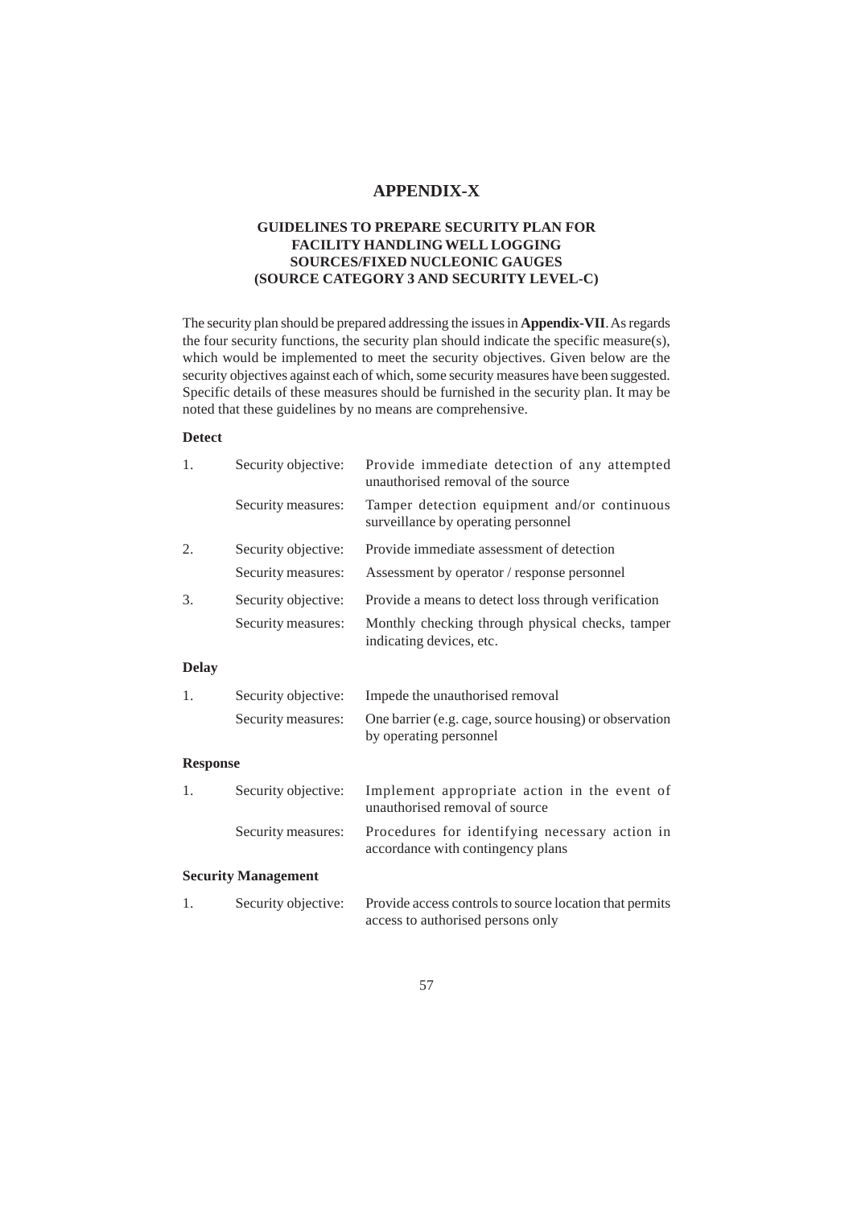# APPENDIX-X

## GUIDELINES TO PREPARE SECURITY PLAN FOR FACILITY HANDLING WELL LOGGING SOURCES/FIXED NUCLEONIC GAUGES (SOURCE CATEGORY 3 AND SECURITY LEVEL-C)

The security plan should be prepared addressing the issues in **Appendix-VII**. As regards the four security functions, the security plan should indicate the specific measure(s), which would be implemented to meet the security objectives. Given below are the security objectives against each of which, some security measures have been suggested. Specific details of these measures should be furnished in the security plan. It may be noted that these guidelines by no means are comprehensive.

**Detect**

| | | |
|---|---|---|
| 1. | Security objective: | Provide immediate detection of any attempted unauthorised removal of the source |
| | Security measures: | Tamper detection equipment and/or continuous surveillance by operating personnel |
| 2. | Security objective: | Provide immediate assessment of detection |
| | Security measures: | Assessment by operator / response personnel |
| 3. | Security objective: | Provide a means to detect loss through verification |
| | Security measures: | Monthly checking through physical checks, tamper indicating devices, etc. |

**Delay**

| | | |
|---|---|---|
| 1. | Security objective: | Impede the unauthorised removal |
| | Security measures: | One barrier (e.g. cage, source housing) or observation by operating personnel |

**Response**

| | | |
|---|---|---|
| 1. | Security objective: | Implement appropriate action in the event of unauthorised removal of source |
| | Security measures: | Procedures for identifying necessary action in accordance with contingency plans |

**Security Management**

| | | |
|---|---|---|
| 1. | Security objective: | Provide access controls to source location that permits access to authorised persons only |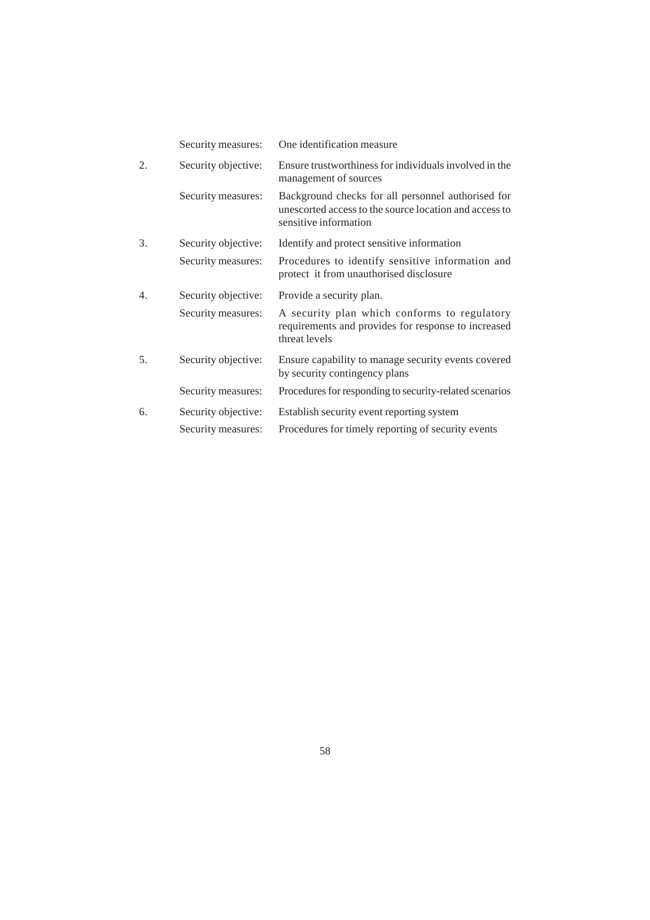| | | |
|---|---|---|
| | Security measures: | One identification measure |
| 2. | Security objective: | Ensure trustworthiness for individuals involved in the management of sources |
| | Security measures: | Background checks for all personnel authorised for unescorted access to the source location and access to sensitive information |
| 3. | Security objective: | Identify and protect sensitive information |
| | Security measures: | Procedures to identify sensitive information and protect it from unauthorised disclosure |
| 4. | Security objective: | Provide a security plan. |
| | Security measures: | A security plan which conforms to regulatory requirements and provides for response to increased threat levels |
| 5. | Security objective: | Ensure capability to manage security events covered by security contingency plans |
| | Security measures: | Procedures for responding to security-related scenarios |
| 6. | Security objective: | Establish security event reporting system |
| | Security measures: | Procedures for timely reporting of security events |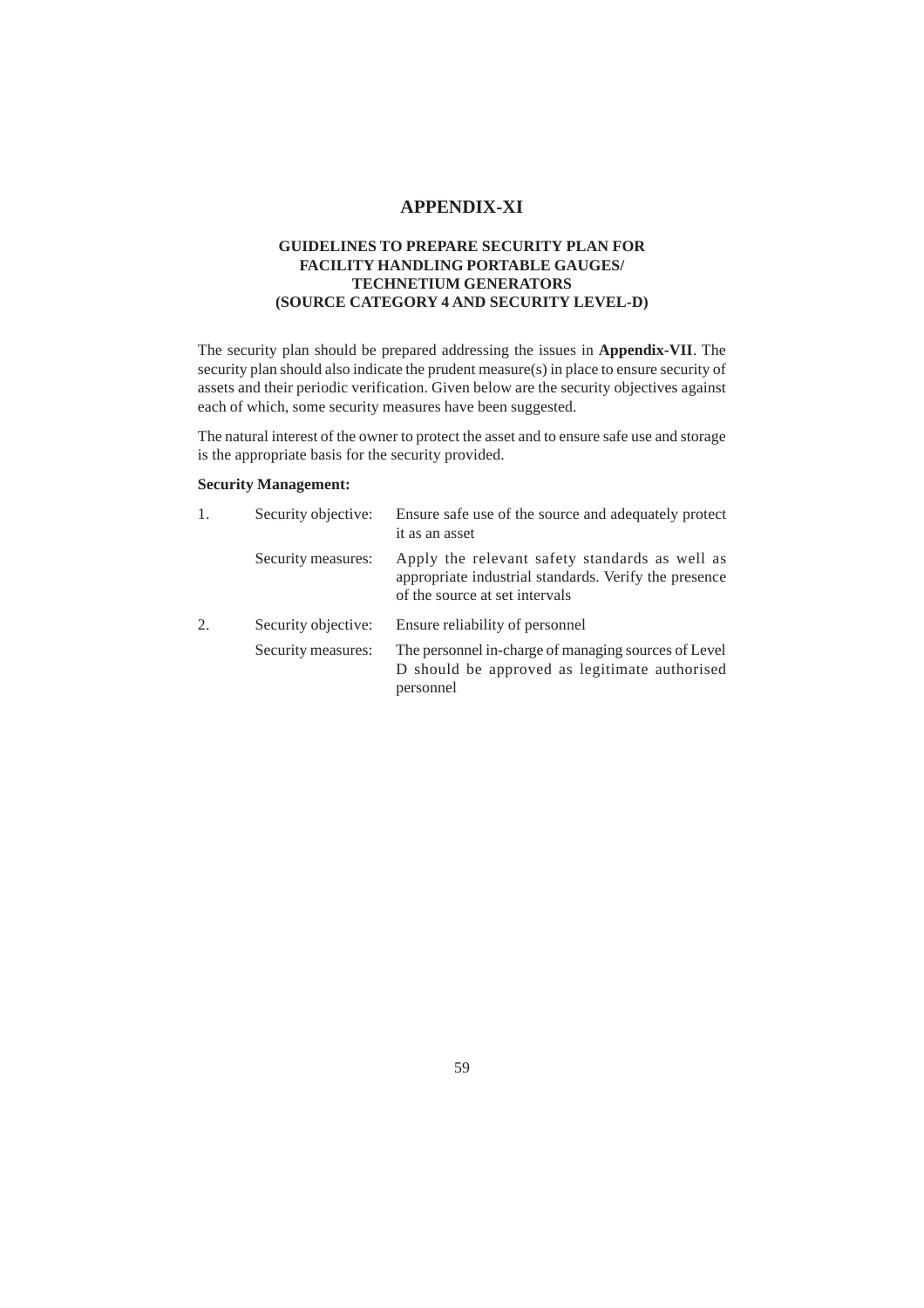# APPENDIX-XI

## GUIDELINES TO PREPARE SECURITY PLAN FOR FACILITY HANDLING PORTABLE GAUGES/ TECHNETIUM GENERATORS (SOURCE CATEGORY 4 AND SECURITY LEVEL-D)

The security plan should be prepared addressing the issues in **Appendix-VII**. The security plan should also indicate the prudent measure(s) in place to ensure security of assets and their periodic verification. Given below are the security objectives against each of which, some security measures have been suggested.

The natural interest of the owner to protect the asset and to ensure safe use and storage is the appropriate basis for the security provided.

**Security Management:**

1. Security objective: Ensure safe use of the source and adequately protect it as an asset

   Security measures: Apply the relevant safety standards as well as appropriate industrial standards. Verify the presence of the source at set intervals

2. Security objective: Ensure reliability of personnel

   Security measures: The personnel in-charge of managing sources of Level D should be approved as legitimate authorised personnel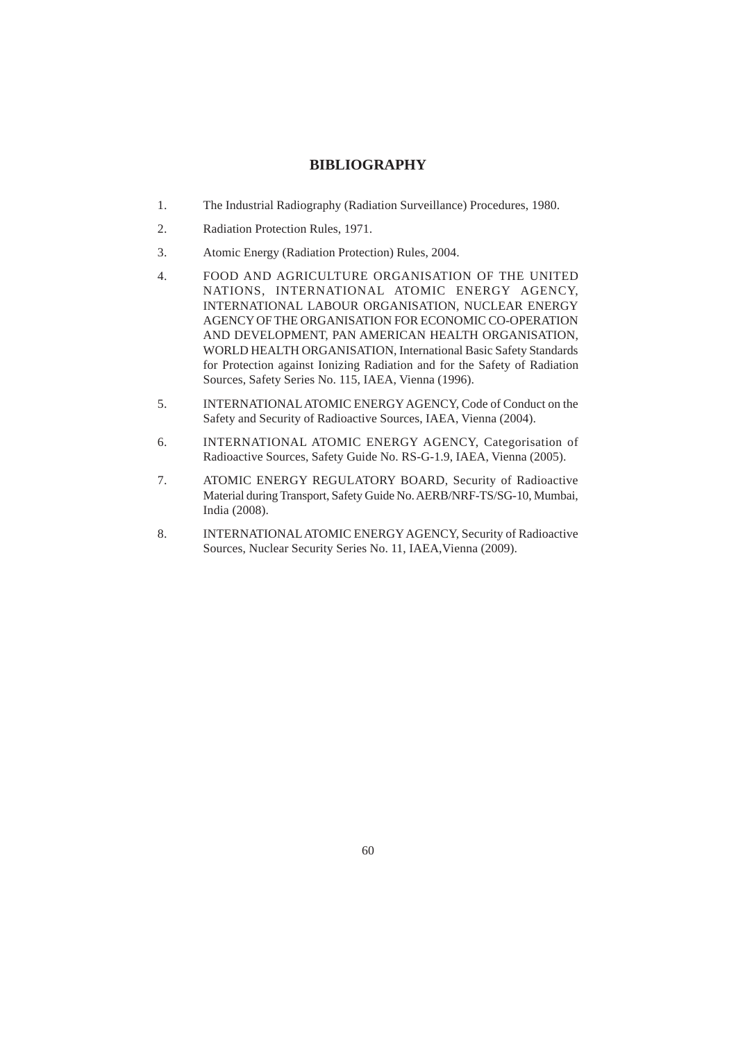# BIBLIOGRAPHY

1. The Industrial Radiography (Radiation Surveillance) Procedures, 1980.
2. Radiation Protection Rules, 1971.
3. Atomic Energy (Radiation Protection) Rules, 2004.
4. FOOD AND AGRICULTURE ORGANISATION OF THE UNITED NATIONS, INTERNATIONAL ATOMIC ENERGY AGENCY, INTERNATIONAL LABOUR ORGANISATION, NUCLEAR ENERGY AGENCY OF THE ORGANISATION FOR ECONOMIC CO-OPERATION AND DEVELOPMENT, PAN AMERICAN HEALTH ORGANISATION, WORLD HEALTH ORGANISATION, International Basic Safety Standards for Protection against Ionizing Radiation and for the Safety of Radiation Sources, Safety Series No. 115, IAEA, Vienna (1996).
5. INTERNATIONAL ATOMIC ENERGY AGENCY, Code of Conduct on the Safety and Security of Radioactive Sources, IAEA, Vienna (2004).
6. INTERNATIONAL ATOMIC ENERGY AGENCY, Categorisation of Radioactive Sources, Safety Guide No. RS-G-1.9, IAEA, Vienna (2005).
7. ATOMIC ENERGY REGULATORY BOARD, Security of Radioactive Material during Transport, Safety Guide No. AERB/NRF-TS/SG-10, Mumbai, India (2008).
8. INTERNATIONAL ATOMIC ENERGY AGENCY, Security of Radioactive Sources, Nuclear Security Series No. 11, IAEA, Vienna (2009).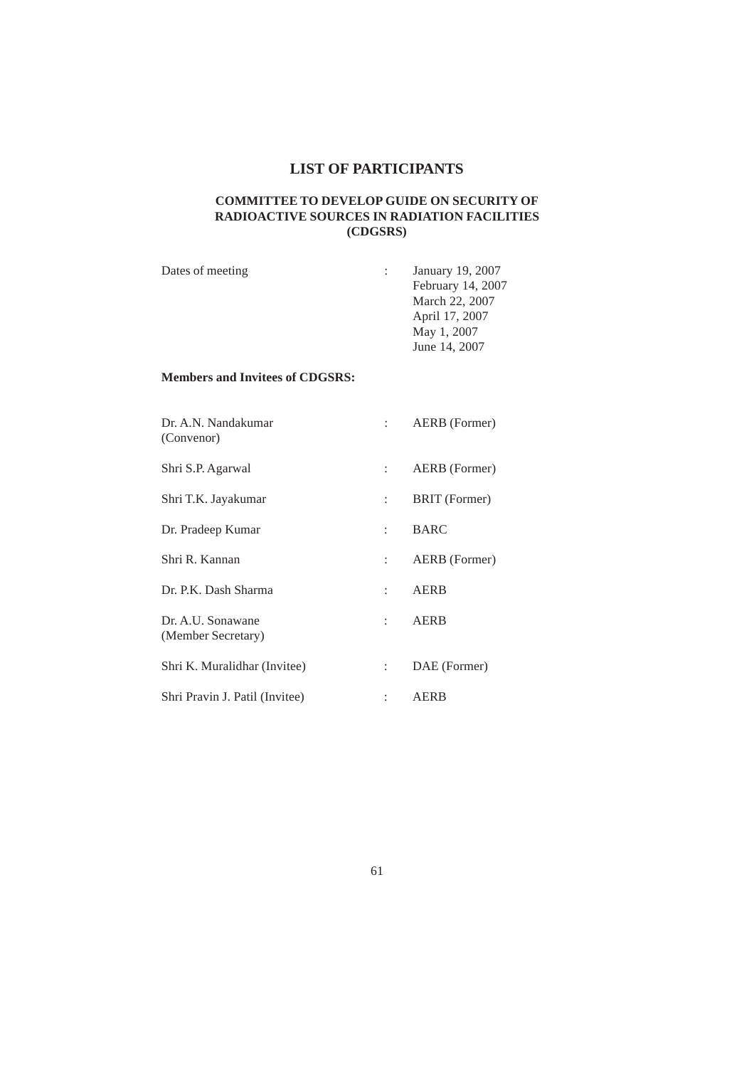# LIST OF PARTICIPANTS

## COMMITTEE TO DEVELOP GUIDE ON SECURITY OF RADIOACTIVE SOURCES IN RADIATION FACILITIES (CDGSRS)

| | | |
|---|---|---|
| Dates of meeting | : | January 19, 2007<br>February 14, 2007<br>March 22, 2007<br>April 17, 2007<br>May 1, 2007<br>June 14, 2007 |

**Members and Invitees of CDGSRS:**

| | | |
|---|---|---|
| Dr. A.N. Nandakumar (Convenor) | : | AERB (Former) |
| Shri S.P. Agarwal | : | AERB (Former) |
| Shri T.K. Jayakumar | : | BRIT (Former) |
| Dr. Pradeep Kumar | : | BARC |
| Shri R. Kannan | : | AERB (Former) |
| Dr. P.K. Dash Sharma | : | AERB |
| Dr. A.U. Sonawane (Member Secretary) | : | AERB |
| Shri K. Muralidhar (Invitee) | : | DAE (Former) |
| Shri Pravin J. Patil (Invitee) | : | AERB |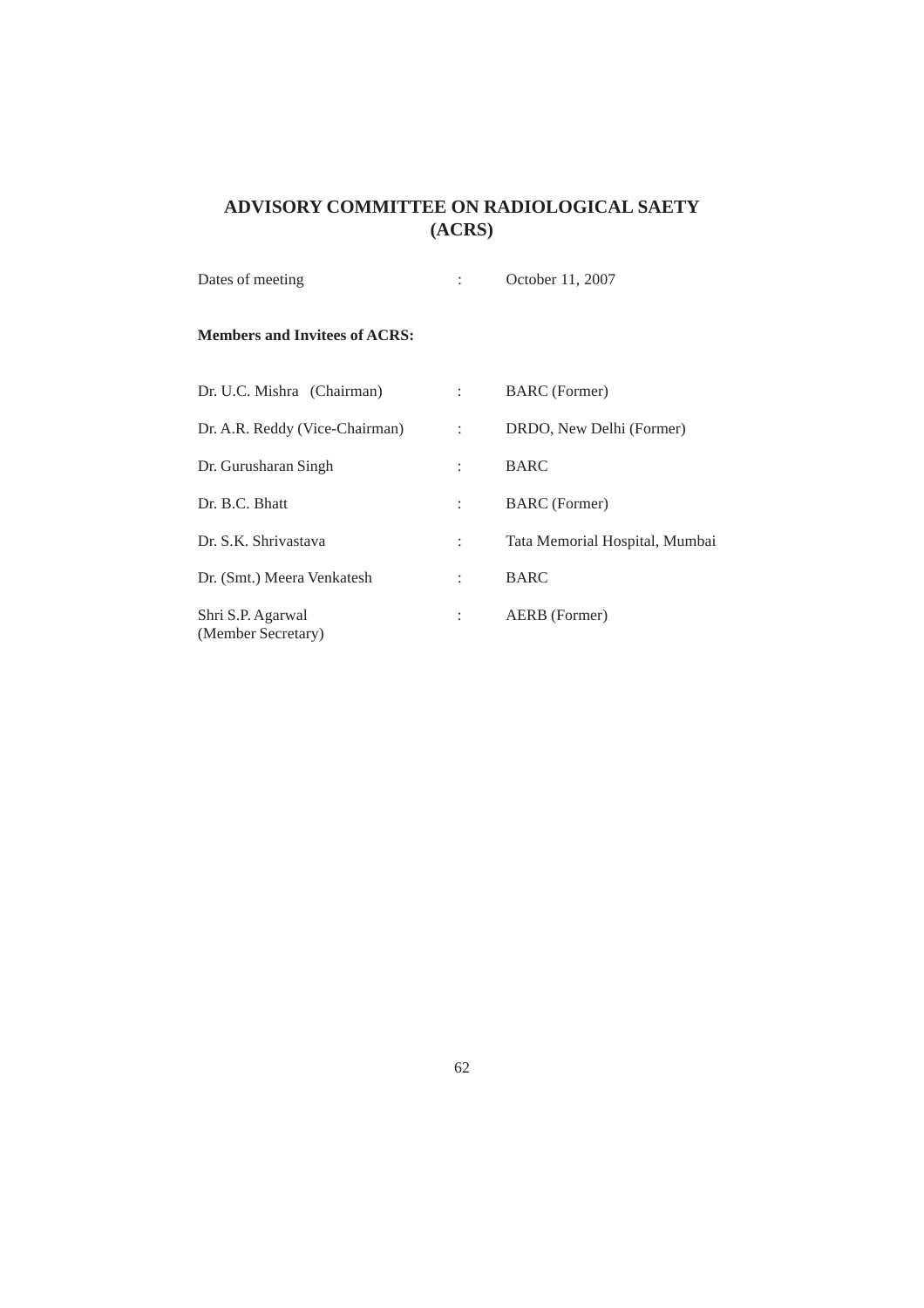## ADVISORY COMMITTEE ON RADIOLOGICAL SAETY (ACRS)

Dates of meeting : October 11, 2007

**Members and Invitees of ACRS:**

| | | |
|---|---|---|
| Dr. U.C. Mishra (Chairman) | : | BARC (Former) |
| Dr. A.R. Reddy (Vice-Chairman) | : | DRDO, New Delhi (Former) |
| Dr. Gurusharan Singh | : | BARC |
| Dr. B.C. Bhatt | : | BARC (Former) |
| Dr. S.K. Shrivastava | : | Tata Memorial Hospital, Mumbai |
| Dr. (Smt.) Meera Venkatesh | : | BARC |
| Shri S.P. Agarwal (Member Secretary) | : | AERB (Former) |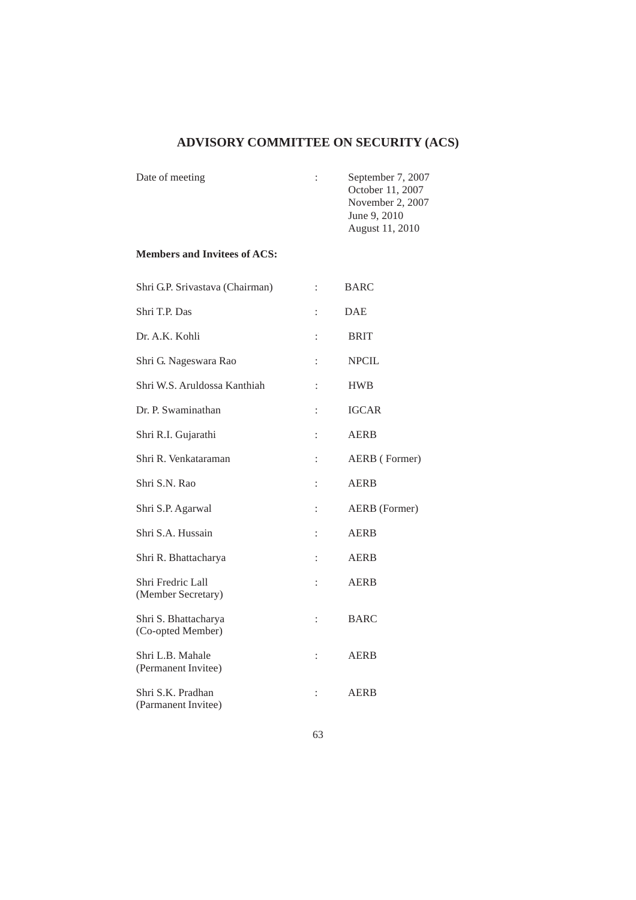## ADVISORY COMMITTEE ON SECURITY (ACS)

| | | |
|---|---|---|
| Date of meeting | : | September 7, 2007<br>October 11, 2007<br>November 2, 2007<br>June 9, 2010<br>August 11, 2010 |

**Members and Invitees of ACS:**

| | | |
|---|---|---|
| Shri G.P. Srivastava (Chairman) | : | BARC |
| Shri T.P. Das | : | DAE |
| Dr. A.K. Kohli | : | BRIT |
| Shri G. Nageswara Rao | : | NPCIL |
| Shri W.S. Aruldossa Kanthiah | : | HWB |
| Dr. P. Swaminathan | : | IGCAR |
| Shri R.I. Gujarathi | : | AERB |
| Shri R. Venkataraman | : | AERB ( Former) |
| Shri S.N. Rao | : | AERB |
| Shri S.P. Agarwal | : | AERB (Former) |
| Shri S.A. Hussain | : | AERB |
| Shri R. Bhattacharya | : | AERB |
| Shri Fredric Lall<br>(Member Secretary) | : | AERB |
| Shri S. Bhattacharya<br>(Co-opted Member) | : | BARC |
| Shri L.B. Mahale<br>(Permanent Invitee) | : | AERB |
| Shri S.K. Pradhan<br>(Parmanent Invitee) | : | AERB |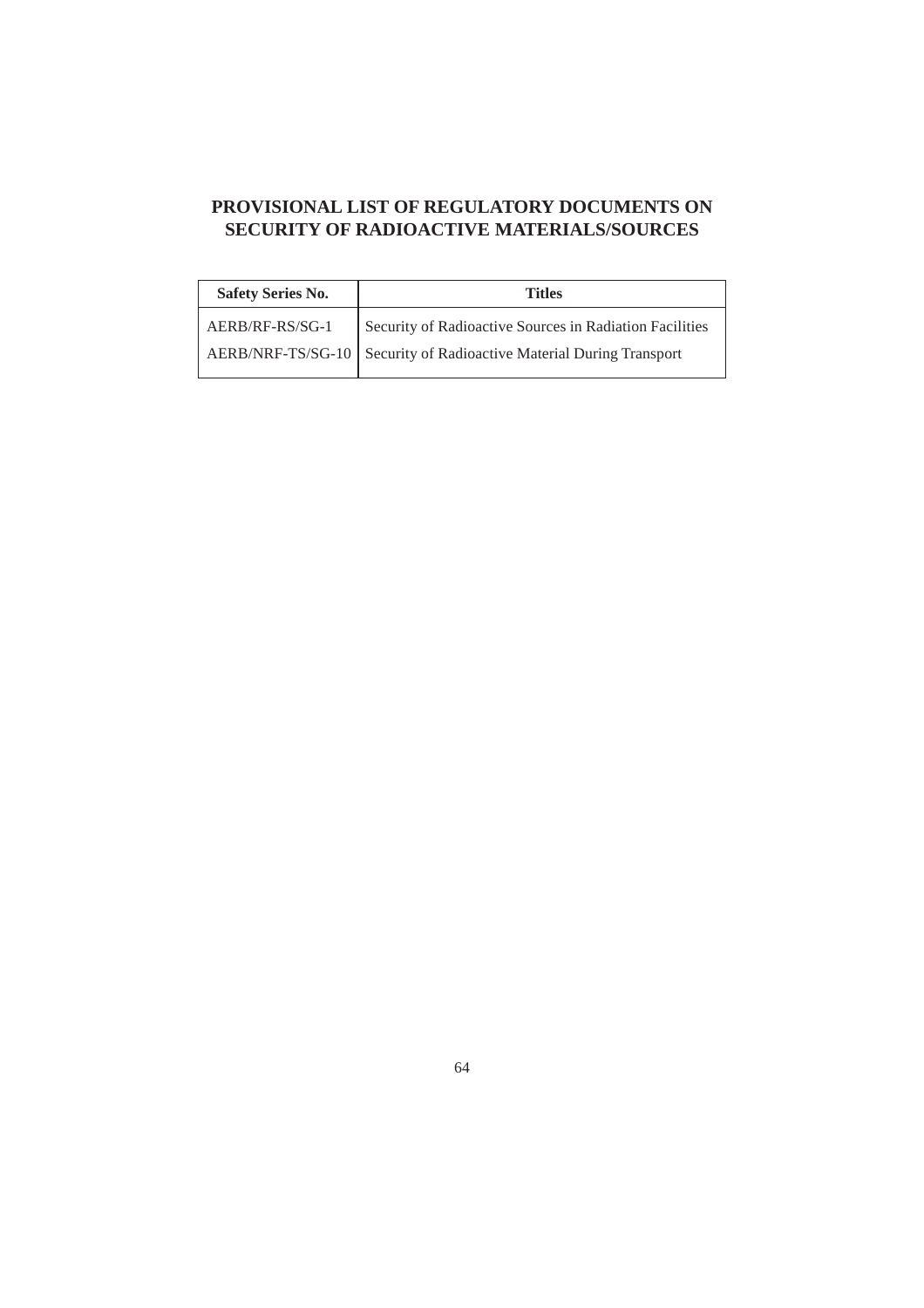# PROVISIONAL LIST OF REGULATORY DOCUMENTS ON SECURITY OF RADIOACTIVE MATERIALS/SOURCES

| Safety Series No. | Titles |
|---|---|
| AERB/RF-RS/SG-1 | Security of Radioactive Sources in Radiation Facilities |
| AERB/NRF-TS/SG-10 | Security of Radioactive Material During Transport |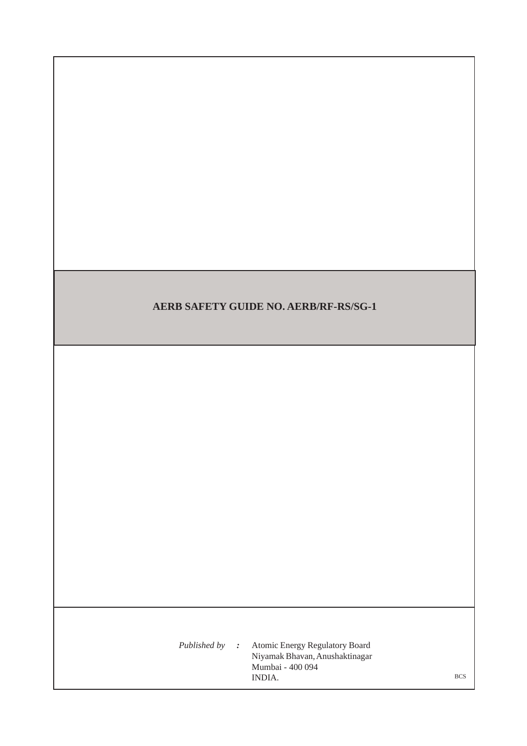**AERB SAFETY GUIDE NO. AERB/RF-RS/SG-1**

*Published by* **:** Atomic Energy Regulatory Board
Niyamak Bhavan, Anushaktinagar
Mumbai - 400 094
INDIA.

BCS